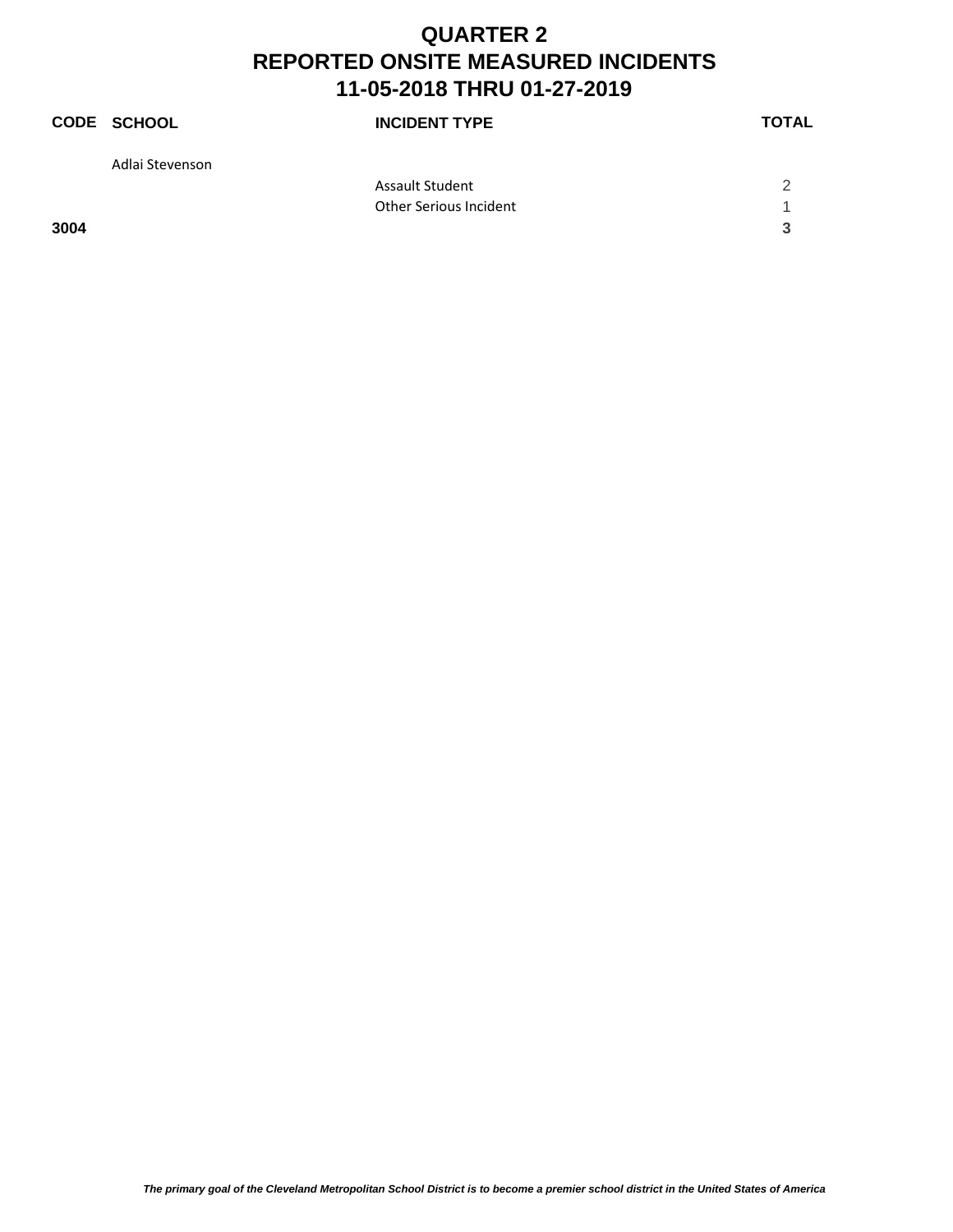# QUARTER 2
# REPORTED ONSITE MEASURED INCIDENTS
# 11-05-2018 THRU 01-27-2019

| CODE | SCHOOL | INCIDENT TYPE | TOTAL |
|---|---|---|---|
| | Adlai Stevenson | | |
| | | Assault Student | 2 |
| | | Other Serious Incident | 1 |
| **3004** | | | **3** |

*The primary goal of the Cleveland Metropolitan School District is to become a premier school district in the United States of America*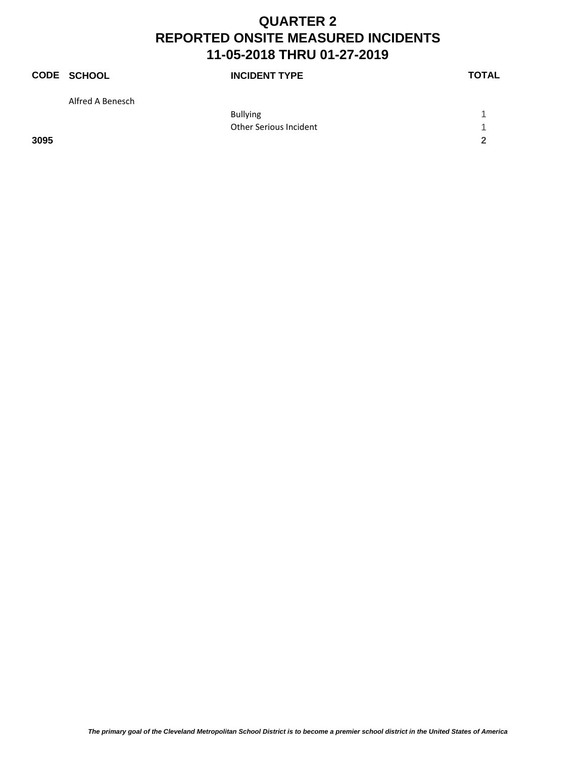# QUARTER 2
# REPORTED ONSITE MEASURED INCIDENTS
# 11-05-2018 THRU 01-27-2019

| CODE | SCHOOL | INCIDENT TYPE | TOTAL |
|---|---|---|---|
| | Alfred A Benesch | | |
| | | Bullying | 1 |
| | | Other Serious Incident | 1 |
| **3095** | | | **2** |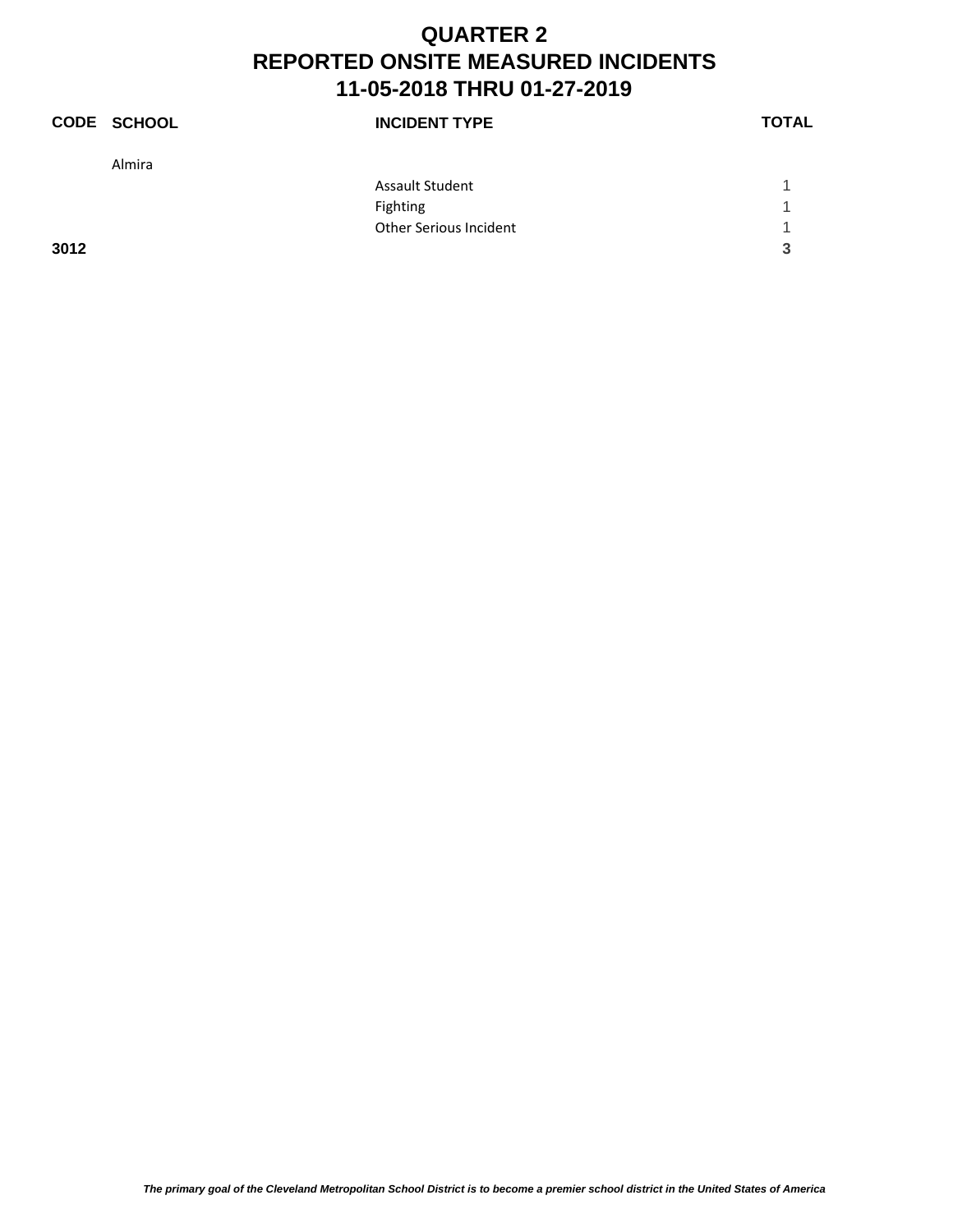# QUARTER 2
# REPORTED ONSITE MEASURED INCIDENTS
# 11-05-2018 THRU 01-27-2019

| CODE | SCHOOL | INCIDENT TYPE | TOTAL |
|---|---|---|---|
| | Almira | | |
| | | Assault Student | 1 |
| | | Fighting | 1 |
| | | Other Serious Incident | 1 |
| **3012** | | | **3** |

*The primary goal of the Cleveland Metropolitan School District is to become a premier school district in the United States of America*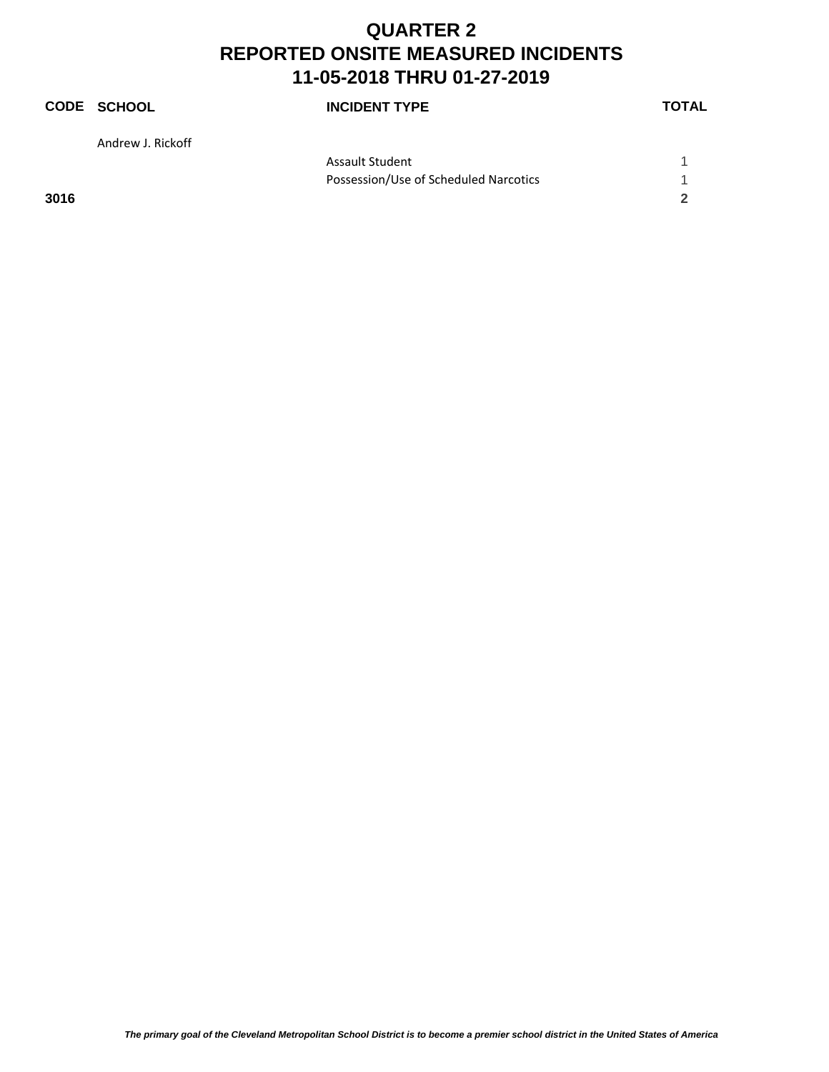# QUARTER 2
# REPORTED ONSITE MEASURED INCIDENTS
# 11-05-2018 THRU 01-27-2019

| CODE | SCHOOL | INCIDENT TYPE | TOTAL |
|---|---|---|---|
| | Andrew J. Rickoff | | |
| | | Assault Student | 1 |
| | | Possession/Use of Scheduled Narcotics | 1 |
| **3016** | | | **2** |

*The primary goal of the Cleveland Metropolitan School District is to become a premier school district in the United States of America*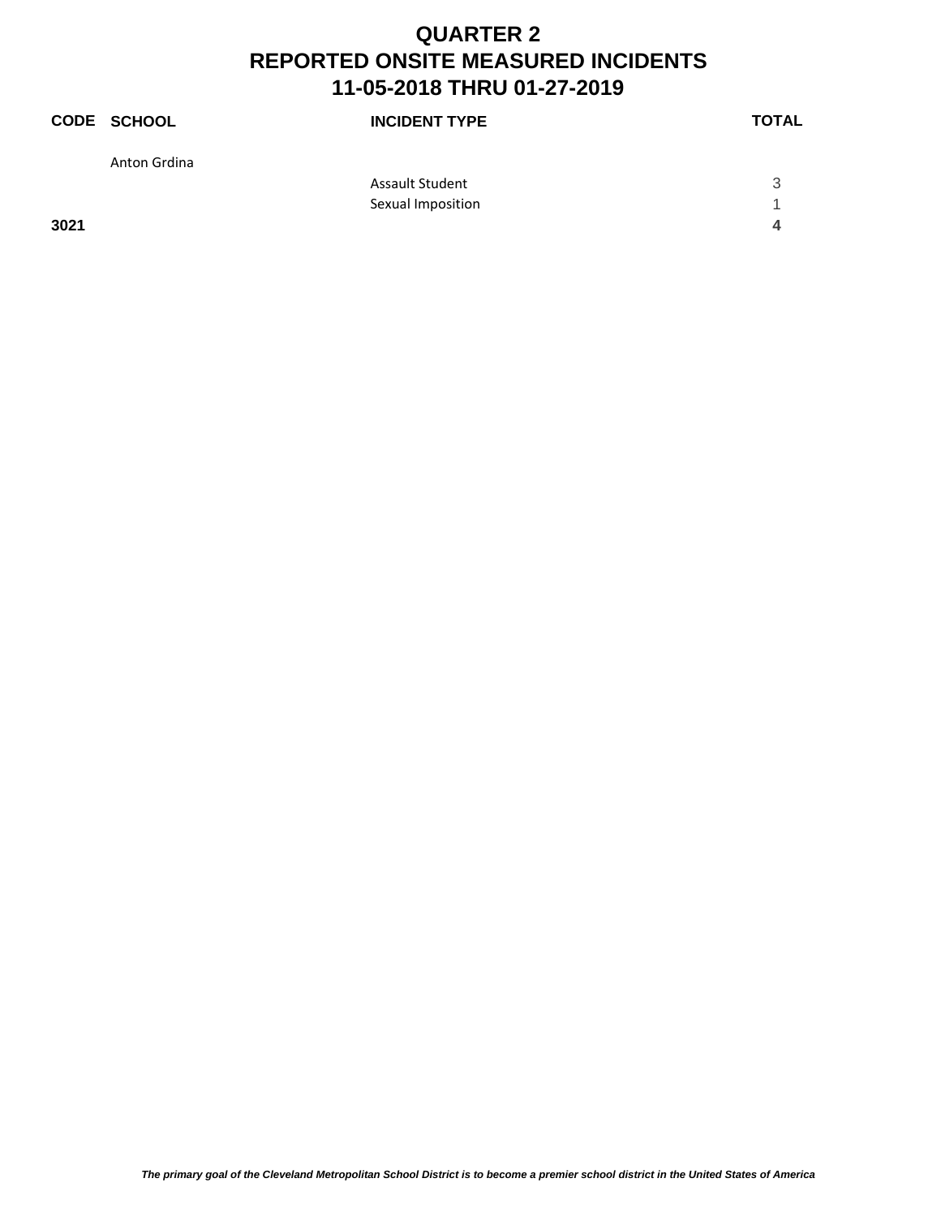# QUARTER 2
# REPORTED ONSITE MEASURED INCIDENTS
# 11-05-2018 THRU 01-27-2019

| CODE | SCHOOL | INCIDENT TYPE | TOTAL |
|---|---|---|---|
| | Anton Grdina | | |
| | | Assault Student | 3 |
| | | Sexual Imposition | 1 |
| **3021** | | | **4** |

*The primary goal of the Cleveland Metropolitan School District is to become a premier school district in the United States of America*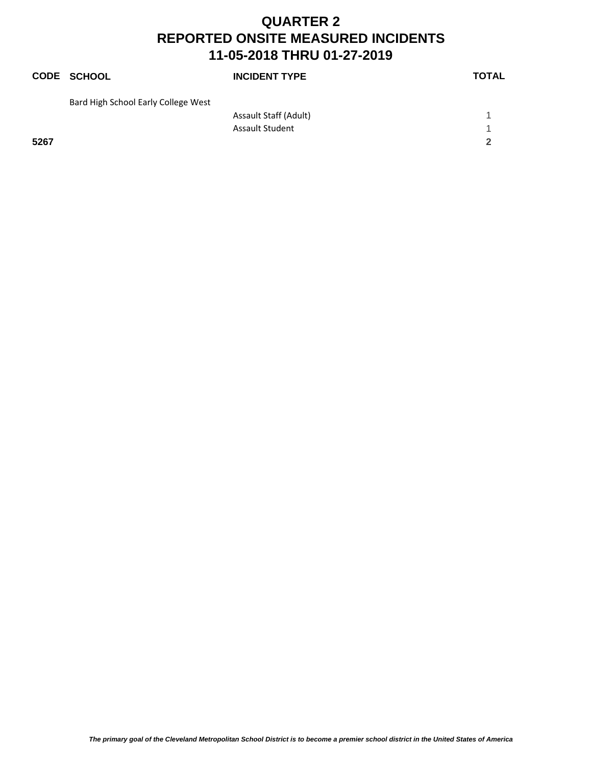# QUARTER 2
# REPORTED ONSITE MEASURED INCIDENTS
# 11-05-2018 THRU 01-27-2019

| CODE | SCHOOL | INCIDENT TYPE | TOTAL |
|---|---|---|---|
| | Bard High School Early College West | | |
| | | Assault Staff (Adult) | 1 |
| | | Assault Student | 1 |
| **5267** | | | **2** |

*The primary goal of the Cleveland Metropolitan School District is to become a premier school district in the United States of America*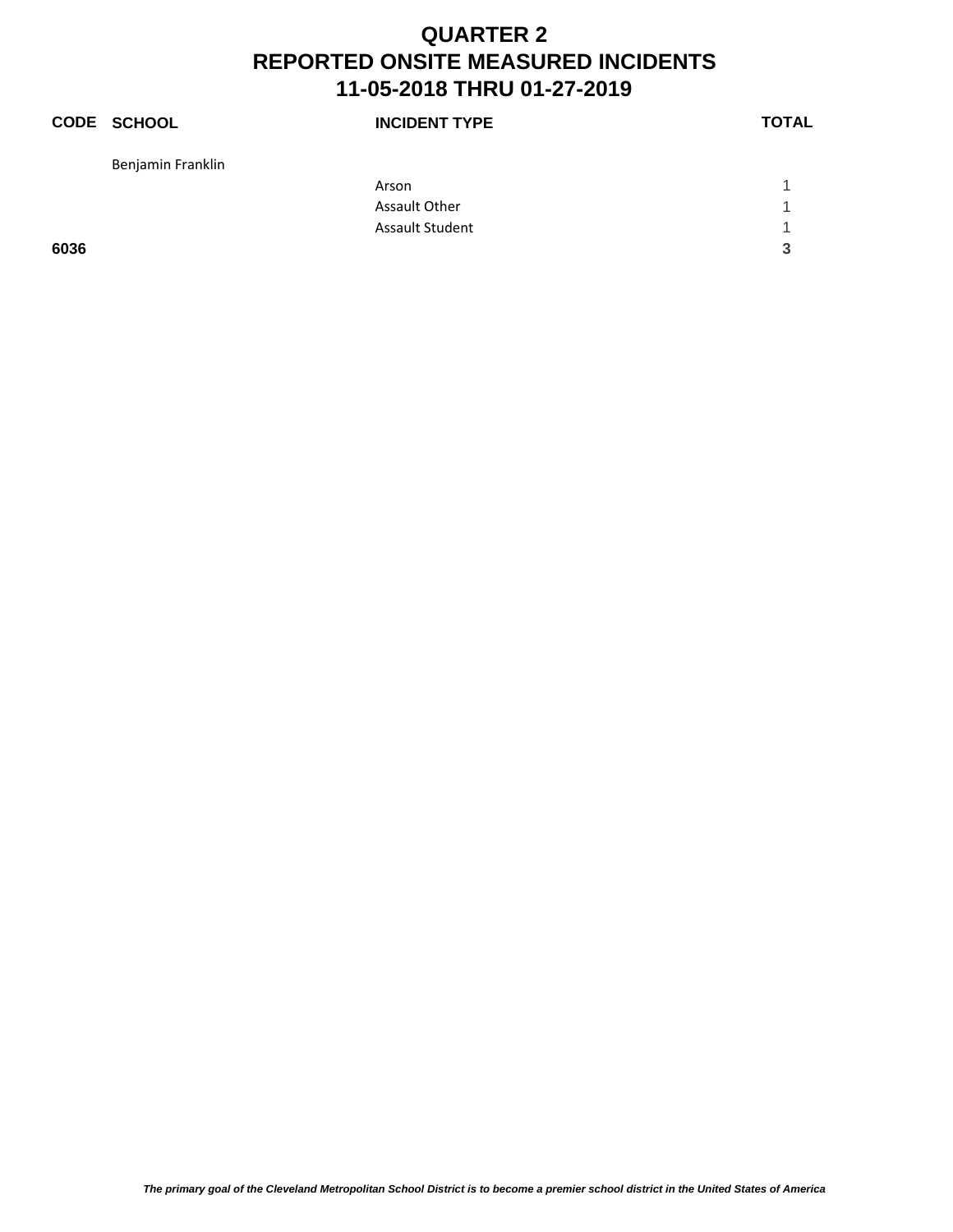# QUARTER 2
# REPORTED ONSITE MEASURED INCIDENTS
# 11-05-2018 THRU 01-27-2019

| CODE | SCHOOL | INCIDENT TYPE | TOTAL |
|---|---|---|---|
| | Benjamin Franklin | | |
| | | Arson | 1 |
| | | Assault Other | 1 |
| | | Assault Student | 1 |
| **6036** | | | **3** |

*The primary goal of the Cleveland Metropolitan School District is to become a premier school district in the United States of America*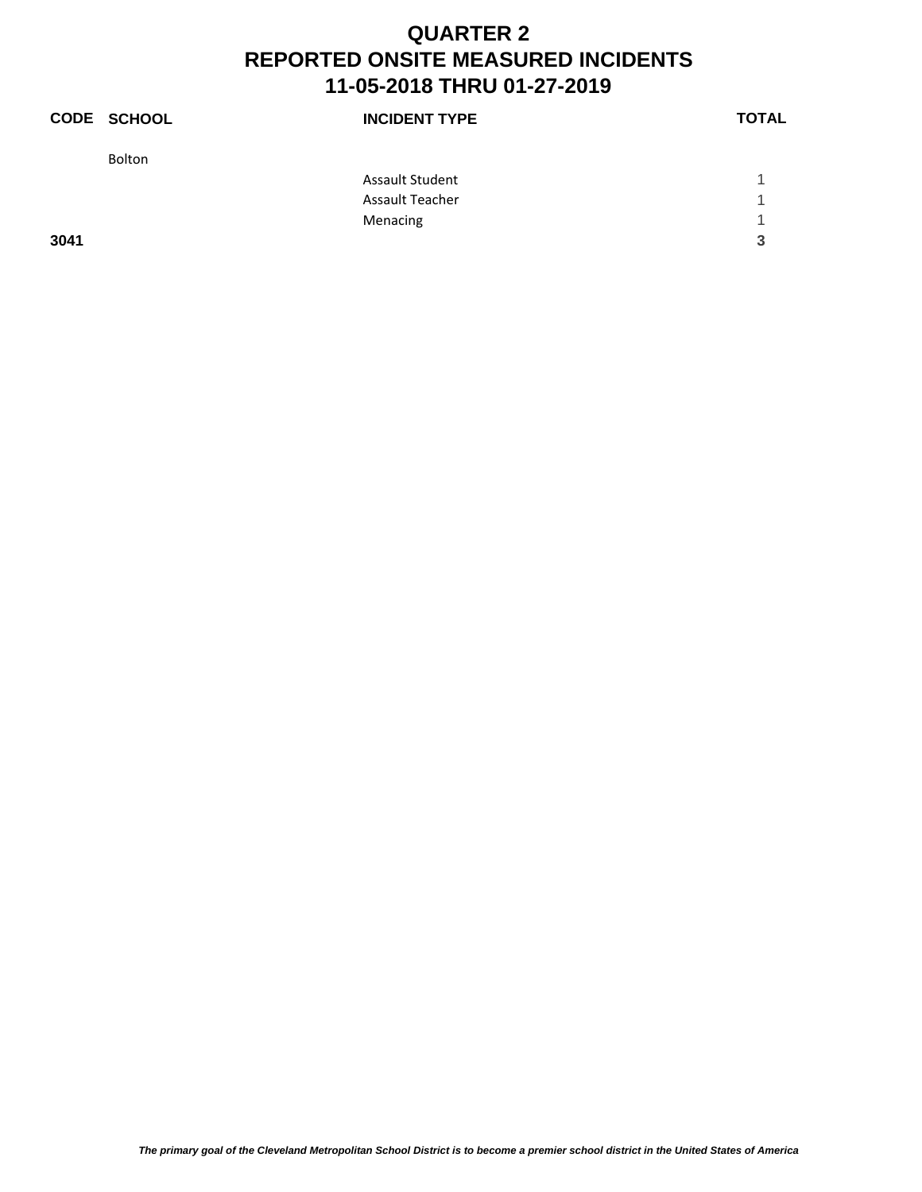# QUARTER 2
# REPORTED ONSITE MEASURED INCIDENTS
# 11-05-2018 THRU 01-27-2019

| CODE | SCHOOL | INCIDENT TYPE | TOTAL |
|---|---|---|---|
| | Bolton | | |
| | | Assault Student | 1 |
| | | Assault Teacher | 1 |
| | | Menacing | 1 |
| **3041** | | | **3** |

*The primary goal of the Cleveland Metropolitan School District is to become a premier school district in the United States of America*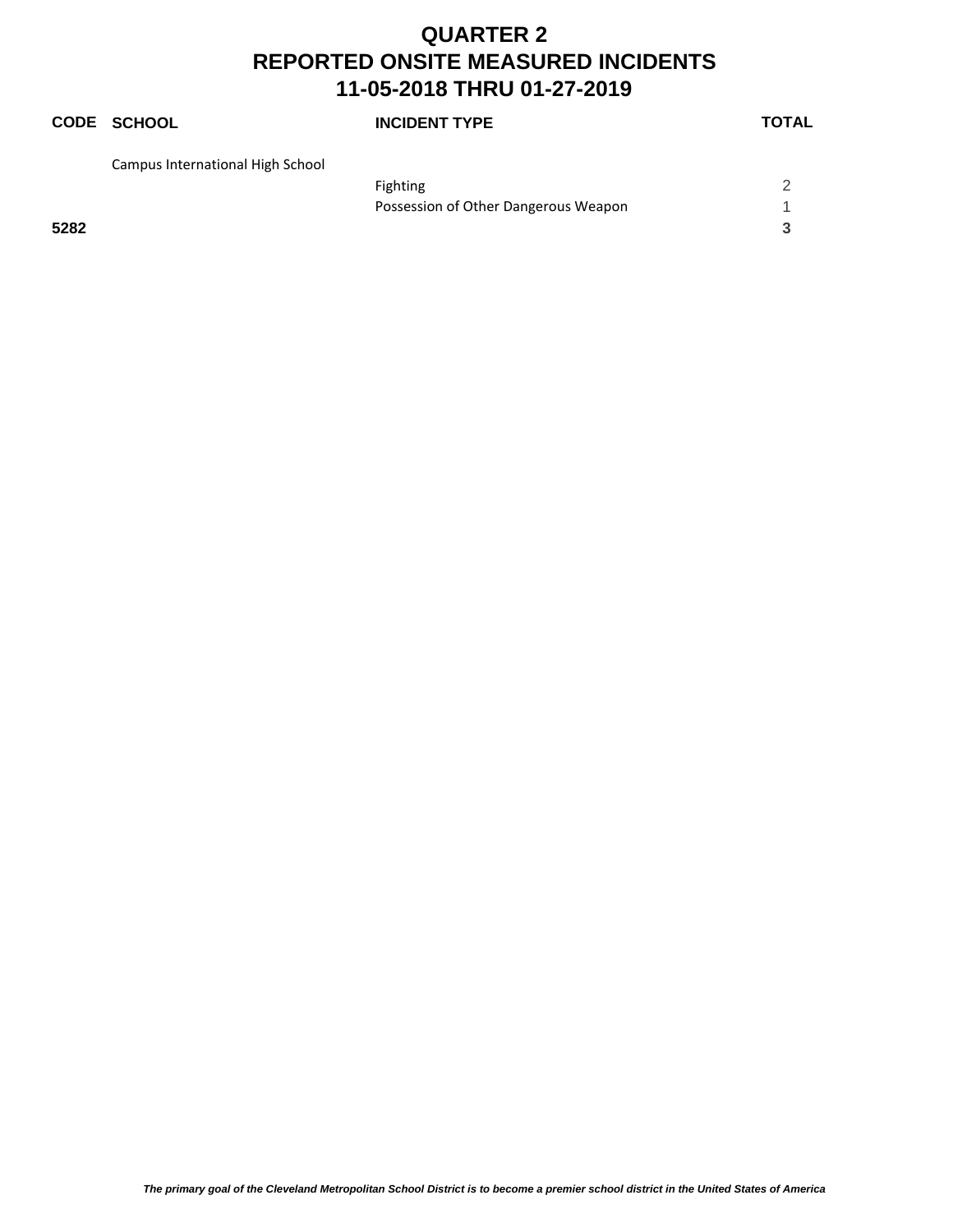# QUARTER 2
# REPORTED ONSITE MEASURED INCIDENTS
# 11-05-2018 THRU 01-27-2019

| CODE | SCHOOL | INCIDENT TYPE | TOTAL |
|---|---|---|---|
| | Campus International High School | | |
| | | Fighting | 2 |
| | | Possession of Other Dangerous Weapon | 1 |
| **5282** | | | **3** |

*The primary goal of the Cleveland Metropolitan School District is to become a premier school district in the United States of America*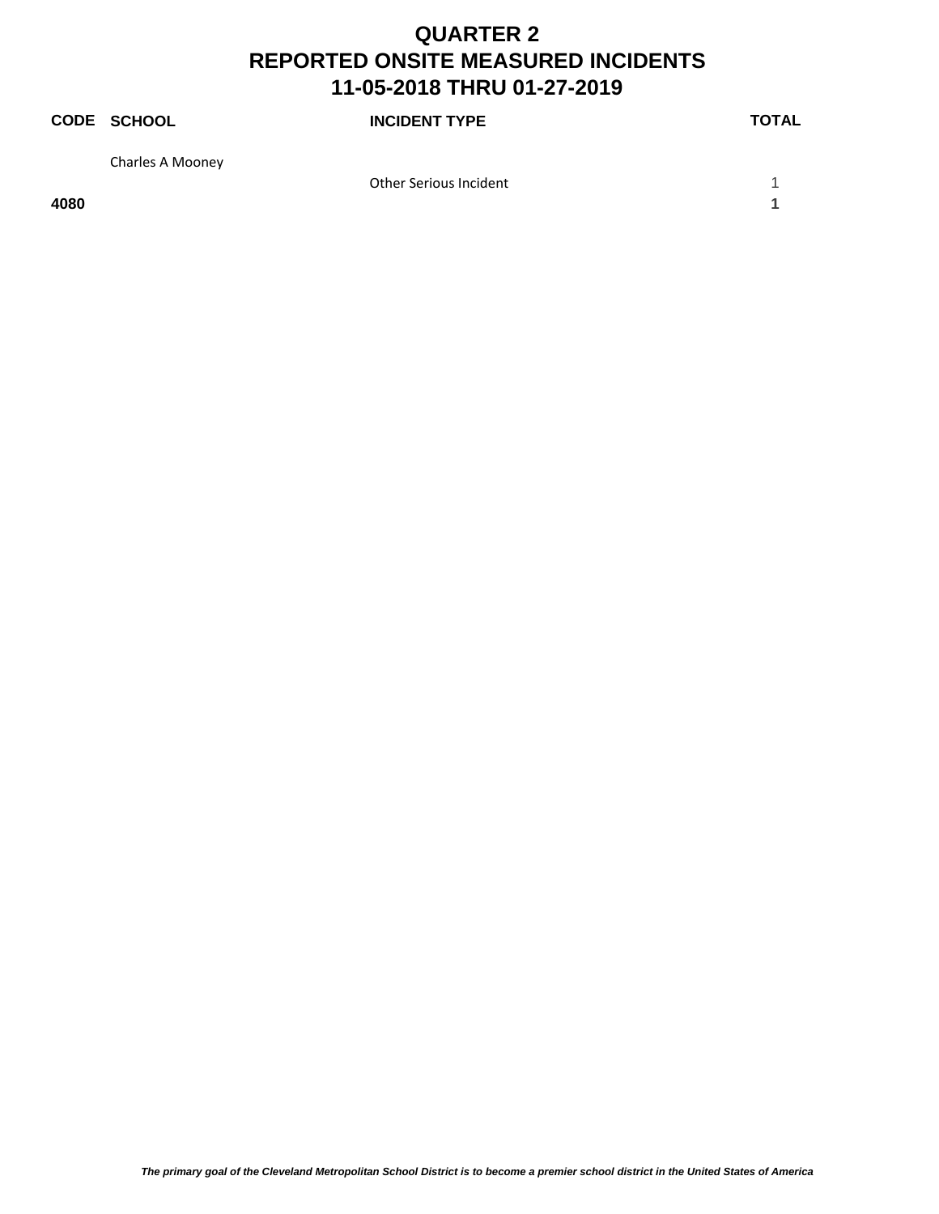# QUARTER 2
# REPORTED ONSITE MEASURED INCIDENTS
# 11-05-2018 THRU 01-27-2019

| CODE | SCHOOL | INCIDENT TYPE | TOTAL |
|---|---|---|---|
| | Charles A Mooney | | |
| | | Other Serious Incident | 1 |
| **4080** | | | **1** |

*The primary goal of the Cleveland Metropolitan School District is to become a premier school district in the United States of America*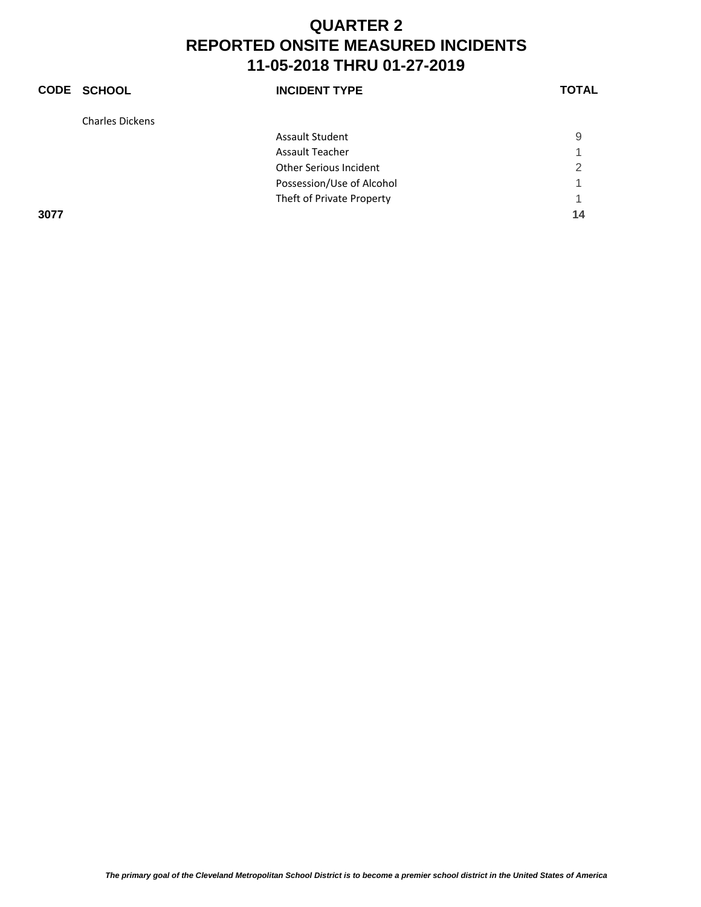# QUARTER 2
# REPORTED ONSITE MEASURED INCIDENTS
# 11-05-2018 THRU 01-27-2019

| CODE | SCHOOL | INCIDENT TYPE | TOTAL |
|---|---|---|---|
| | Charles Dickens | | |
| | | Assault Student | 9 |
| | | Assault Teacher | 1 |
| | | Other Serious Incident | 2 |
| | | Possession/Use of Alcohol | 1 |
| | | Theft of Private Property | 1 |
| **3077** | | | **14** |

*The primary goal of the Cleveland Metropolitan School District is to become a premier school district in the United States of America*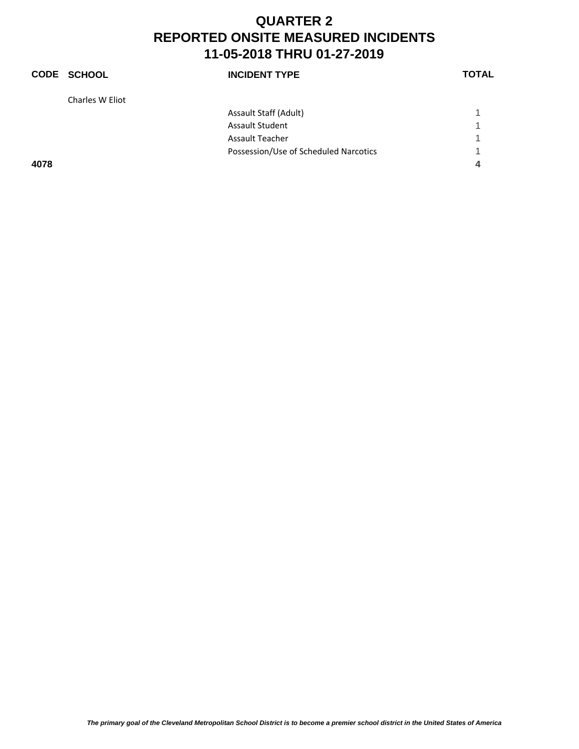# QUARTER 2
# REPORTED ONSITE MEASURED INCIDENTS
# 11-05-2018 THRU 01-27-2019

| CODE | SCHOOL | INCIDENT TYPE | TOTAL |
|---|---|---|---|
| | Charles W Eliot | | |
| | | Assault Staff (Adult) | 1 |
| | | Assault Student | 1 |
| | | Assault Teacher | 1 |
| | | Possession/Use of Scheduled Narcotics | 1 |
| **4078** | | | **4** |

*The primary goal of the Cleveland Metropolitan School District is to become a premier school district in the United States of America*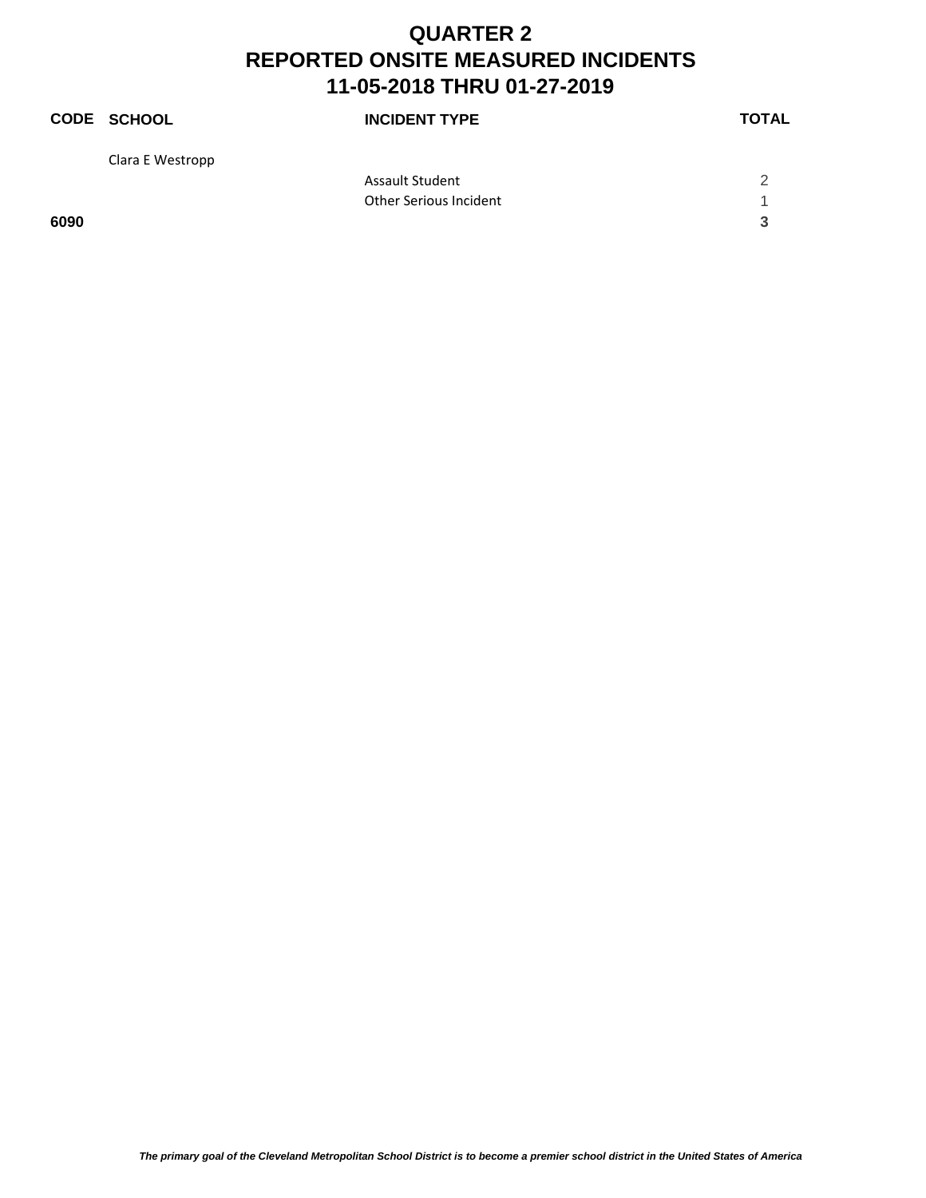# QUARTER 2
# REPORTED ONSITE MEASURED INCIDENTS
# 11-05-2018 THRU 01-27-2019

| CODE | SCHOOL | INCIDENT TYPE | TOTAL |
|---|---|---|---|
| | Clara E Westropp | | |
| | | Assault Student | 2 |
| | | Other Serious Incident | 1 |
| **6090** | | | **3** |

*The primary goal of the Cleveland Metropolitan School District is to become a premier school district in the United States of America*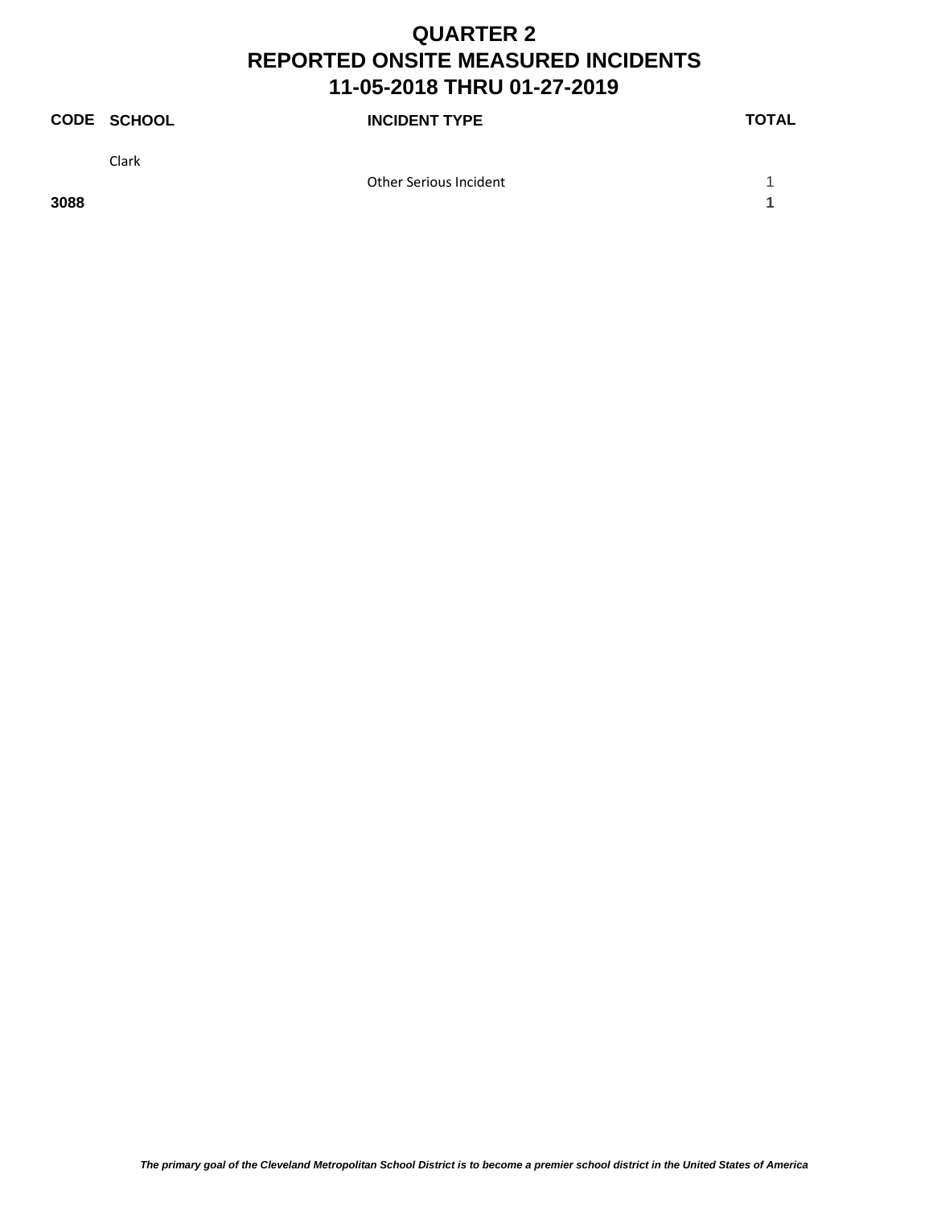# QUARTER 2
# REPORTED ONSITE MEASURED INCIDENTS
# 11-05-2018 THRU 01-27-2019

| CODE | SCHOOL | INCIDENT TYPE | TOTAL |
|---|---|---|---|
| | Clark | | |
| | | Other Serious Incident | 1 |
| **3088** | | | **1** |

*The primary goal of the Cleveland Metropolitan School District is to become a premier school district in the United States of America*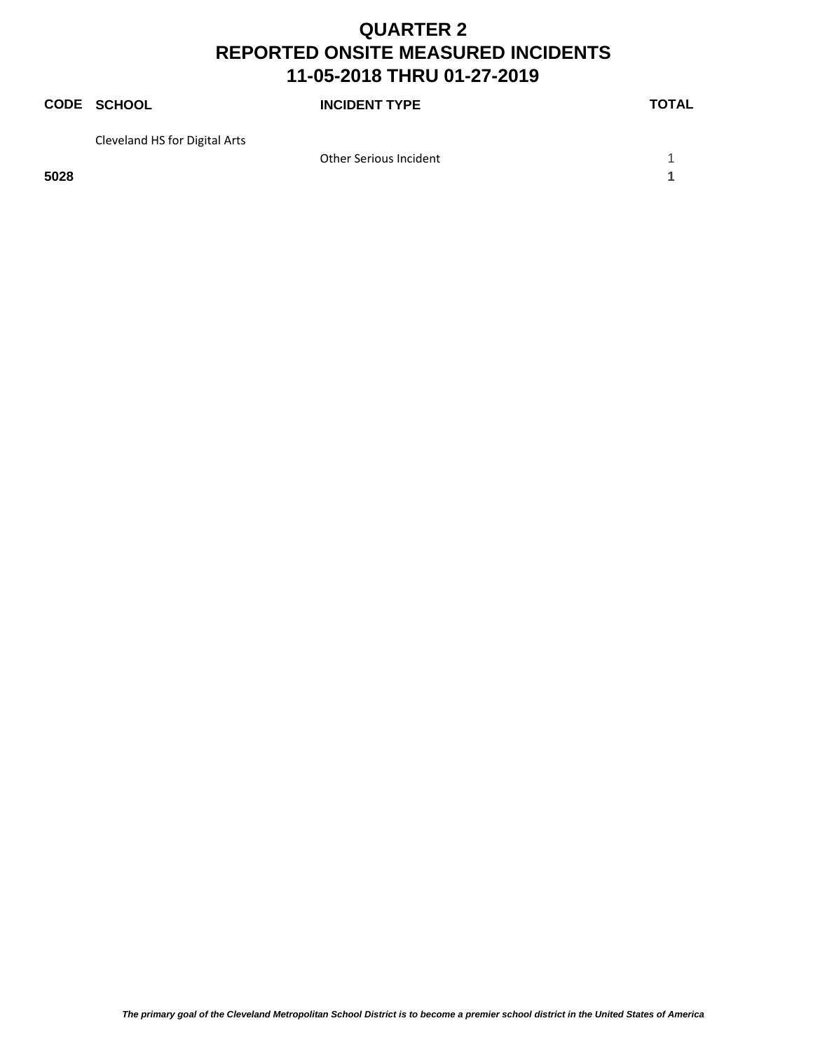# QUARTER 2
# REPORTED ONSITE MEASURED INCIDENTS
# 11-05-2018 THRU 01-27-2019

| CODE | SCHOOL | INCIDENT TYPE | TOTAL |
|---|---|---|---|
| | Cleveland HS for Digital Arts | | |
| | | Other Serious Incident | 1 |
| **5028** | | | **1** |

*The primary goal of the Cleveland Metropolitan School District is to become a premier school district in the United States of America*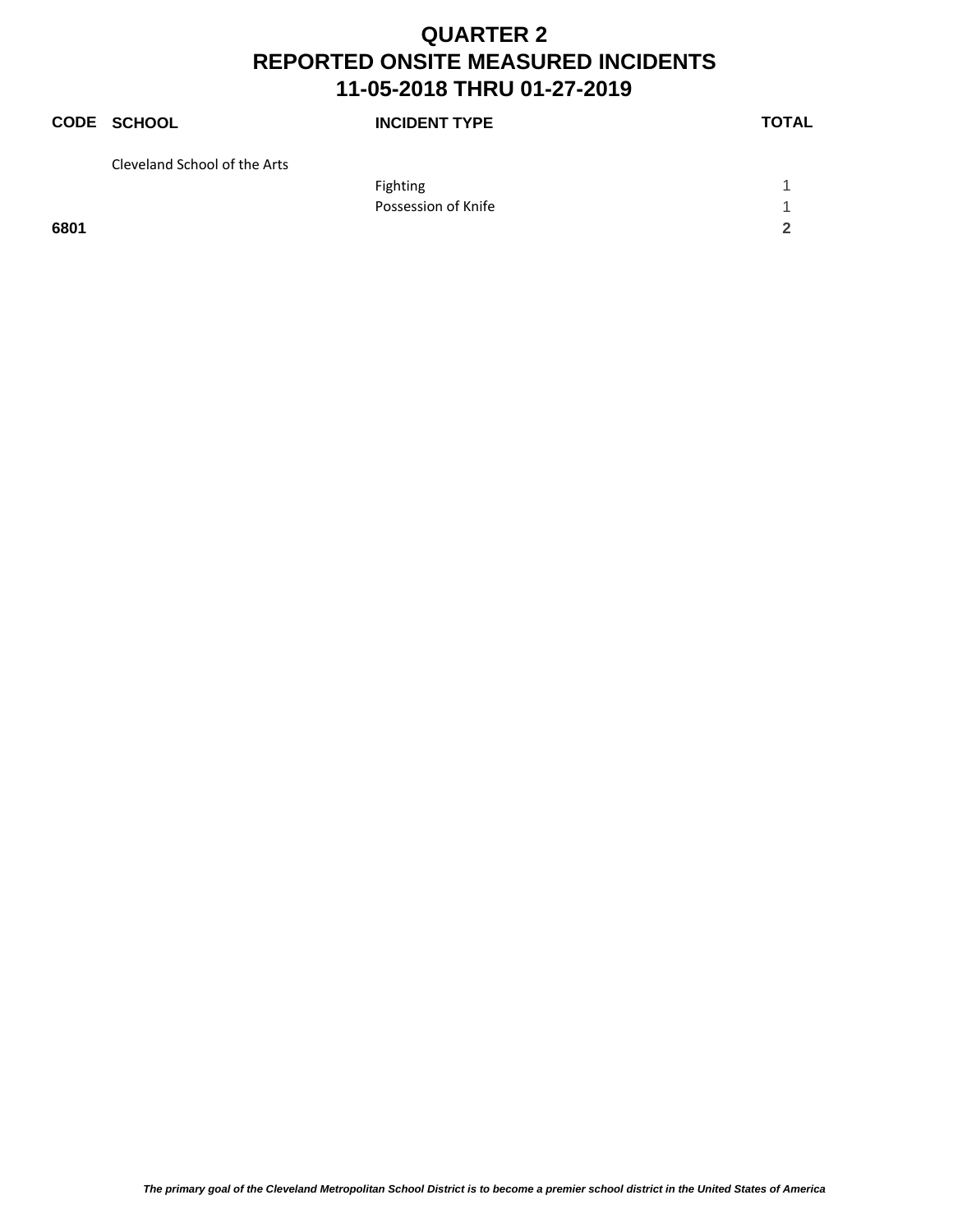# QUARTER 2
# REPORTED ONSITE MEASURED INCIDENTS
# 11-05-2018 THRU 01-27-2019

| CODE | SCHOOL | INCIDENT TYPE | TOTAL |
|---|---|---|---|
| | Cleveland School of the Arts | | |
| | | Fighting | 1 |
| | | Possession of Knife | 1 |
| **6801** | | | **2** |

*The primary goal of the Cleveland Metropolitan School District is to become a premier school district in the United States of America*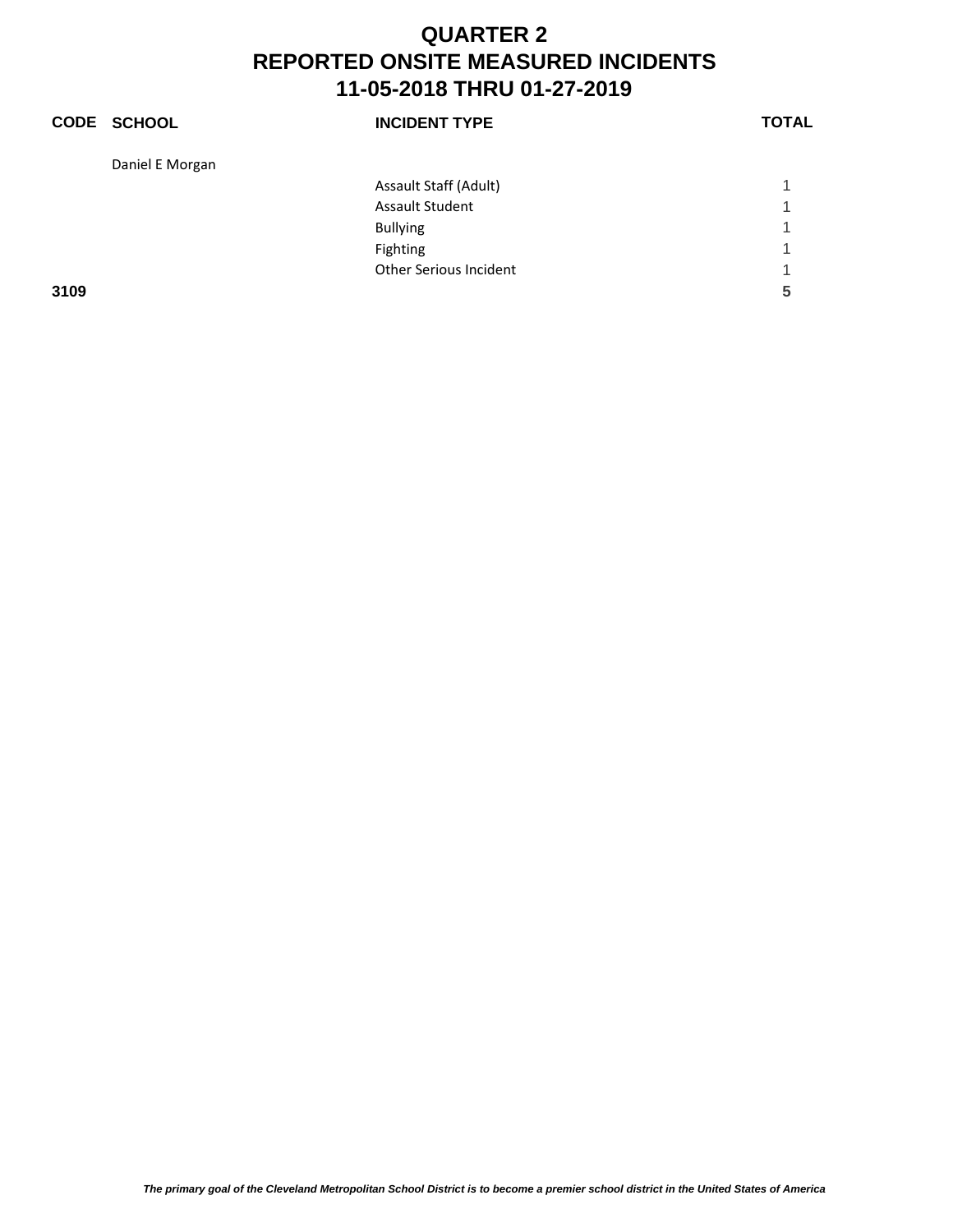# QUARTER 2
# REPORTED ONSITE MEASURED INCIDENTS
# 11-05-2018 THRU 01-27-2019

| CODE | SCHOOL | INCIDENT TYPE | TOTAL |
|---|---|---|---|
| | Daniel E Morgan | | |
| | | Assault Staff (Adult) | 1 |
| | | Assault Student | 1 |
| | | Bullying | 1 |
| | | Fighting | 1 |
| | | Other Serious Incident | 1 |
| **3109** | | | **5** |

*The primary goal of the Cleveland Metropolitan School District is to become a premier school district in the United States of America*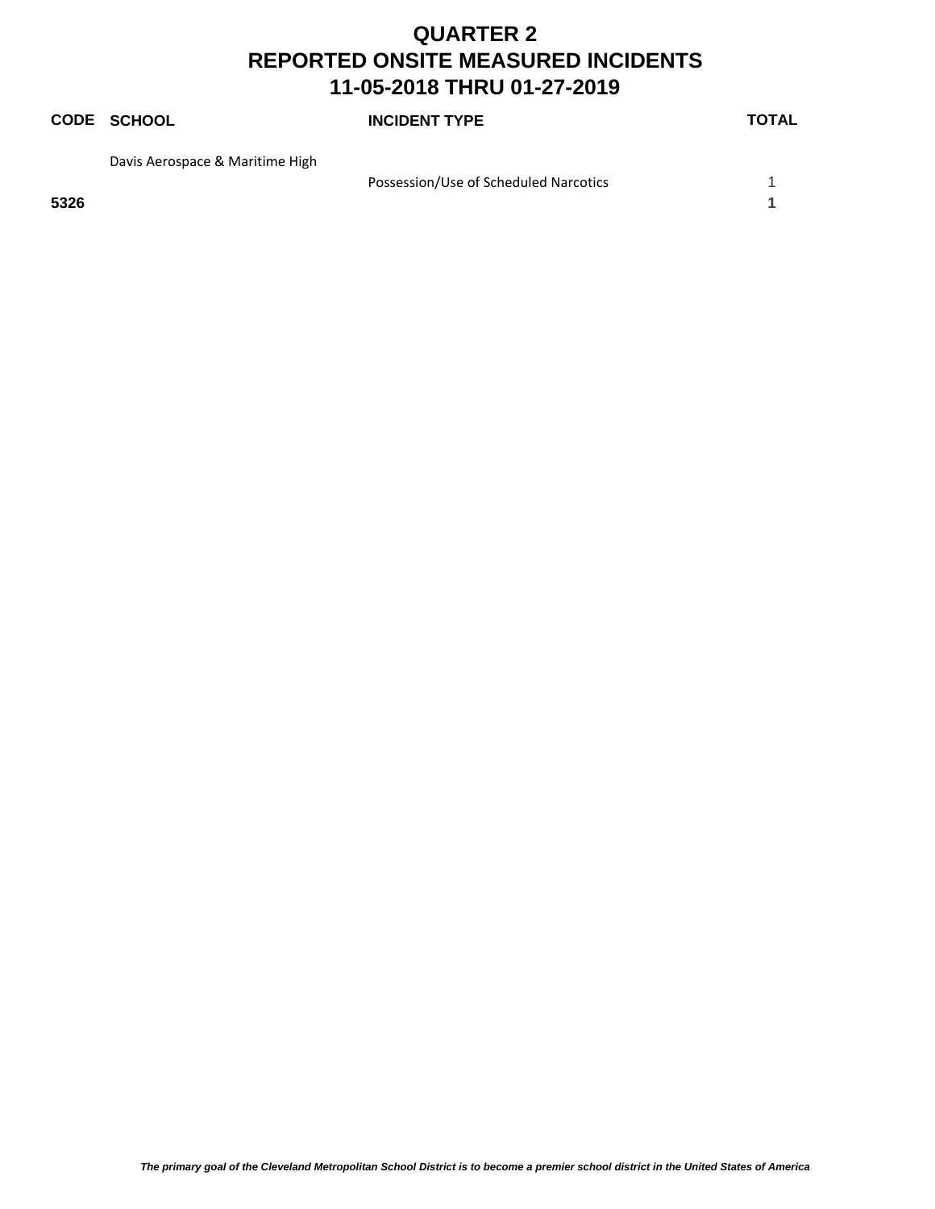# QUARTER 2
# REPORTED ONSITE MEASURED INCIDENTS
# 11-05-2018 THRU 01-27-2019

| CODE | SCHOOL | INCIDENT TYPE | TOTAL |
|---|---|---|---|
| | Davis Aerospace & Maritime High | | |
| | | Possession/Use of Scheduled Narcotics | 1 |
| **5326** | | | **1** |

*The primary goal of the Cleveland Metropolitan School District is to become a premier school district in the United States of America*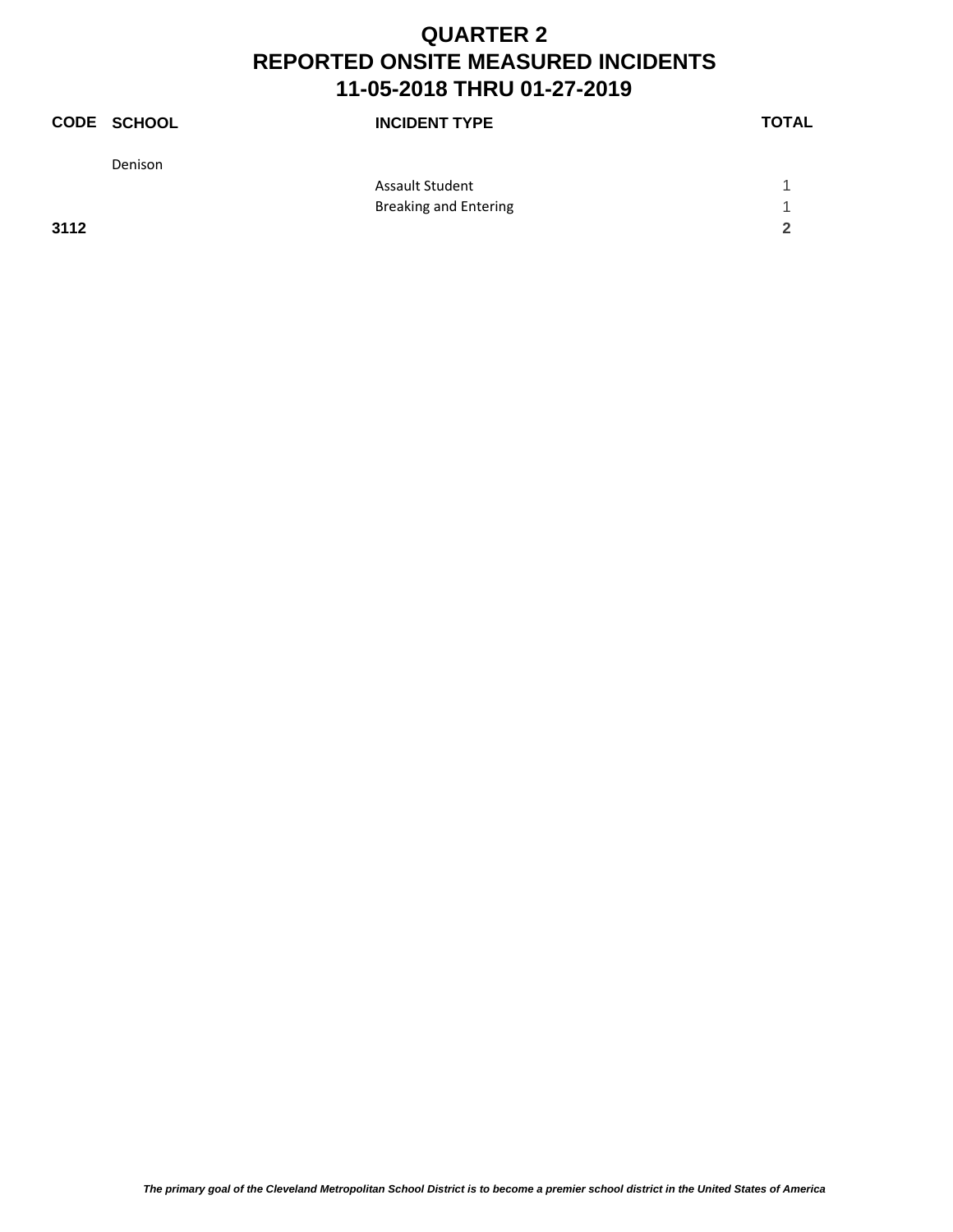# QUARTER 2
# REPORTED ONSITE MEASURED INCIDENTS
# 11-05-2018 THRU 01-27-2019

| CODE | SCHOOL | INCIDENT TYPE | TOTAL |
|---|---|---|---|
| | Denison | | |
| | | Assault Student | 1 |
| | | Breaking and Entering | 1 |
| **3112** | | | **2** |

*The primary goal of the Cleveland Metropolitan School District is to become a premier school district in the United States of America*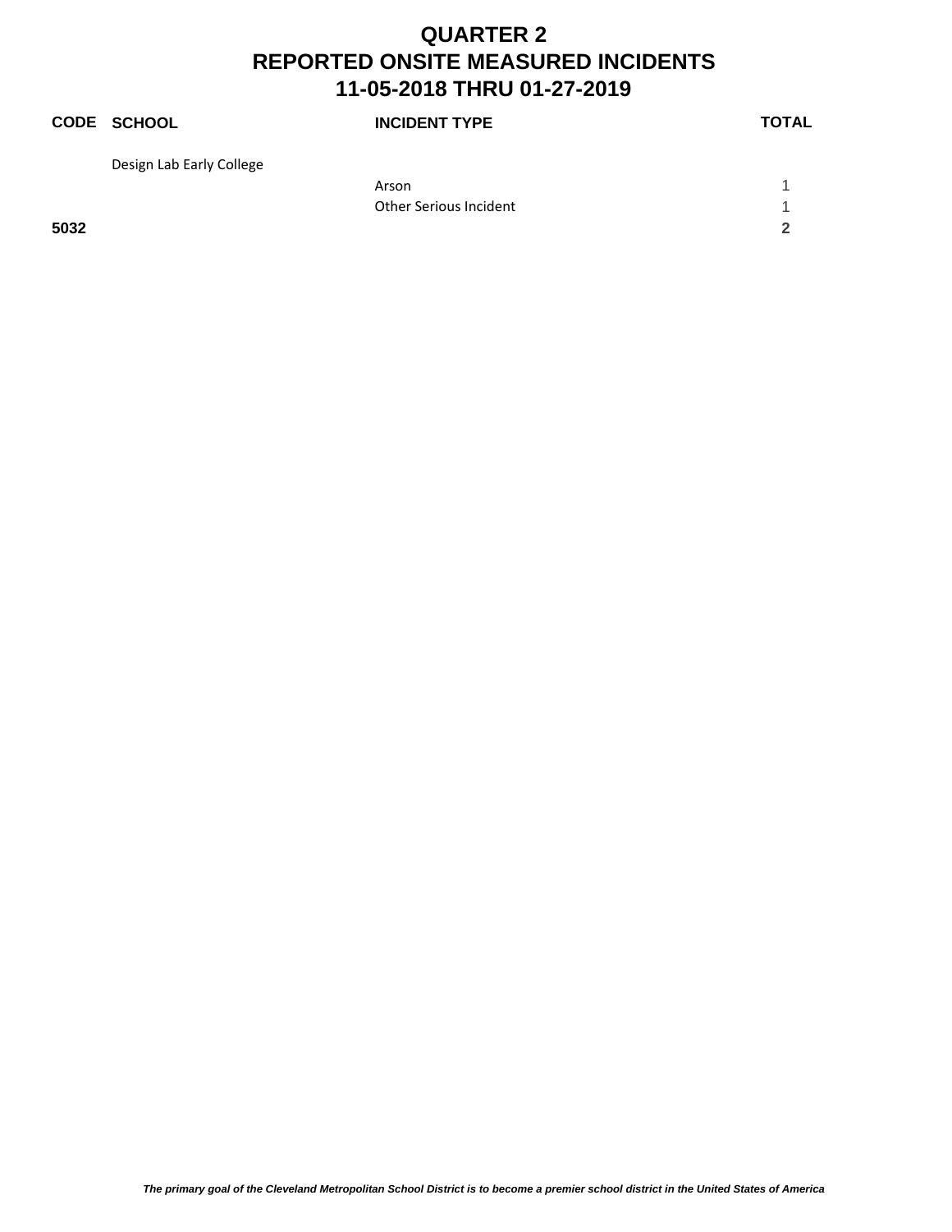# QUARTER 2
# REPORTED ONSITE MEASURED INCIDENTS
# 11-05-2018 THRU 01-27-2019

| CODE | SCHOOL | INCIDENT TYPE | TOTAL |
|---|---|---|---|
| | Design Lab Early College | | |
| | | Arson | 1 |
| | | Other Serious Incident | 1 |
| **5032** | | | **2** |

*The primary goal of the Cleveland Metropolitan School District is to become a premier school district in the United States of America*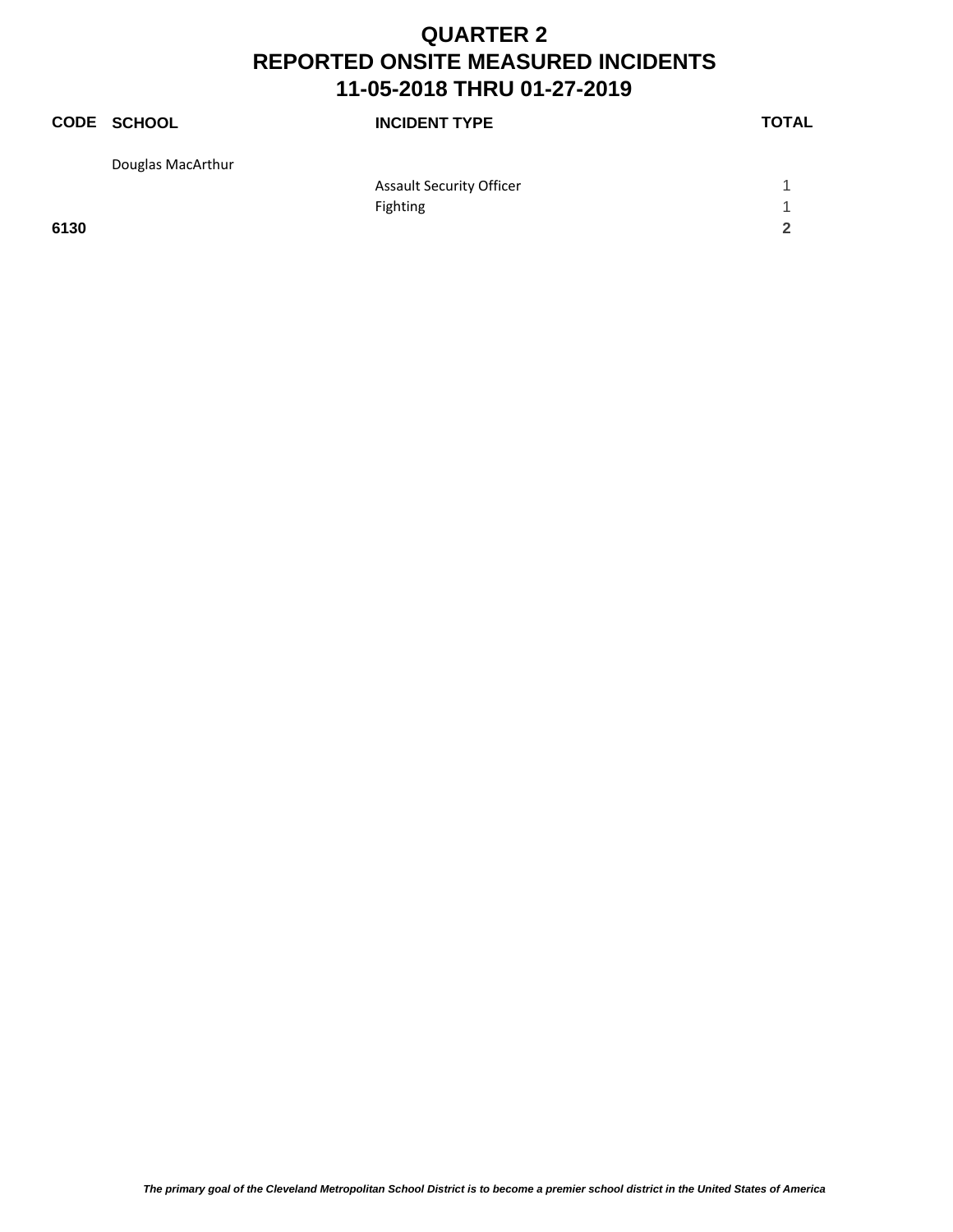# QUARTER 2
# REPORTED ONSITE MEASURED INCIDENTS
# 11-05-2018 THRU 01-27-2019

| CODE | SCHOOL | INCIDENT TYPE | TOTAL |
|---|---|---|---|
| | Douglas MacArthur | | |
| | | Assault Security Officer | 1 |
| | | Fighting | 1 |
| **6130** | | | **2** |

*The primary goal of the Cleveland Metropolitan School District is to become a premier school district in the United States of America*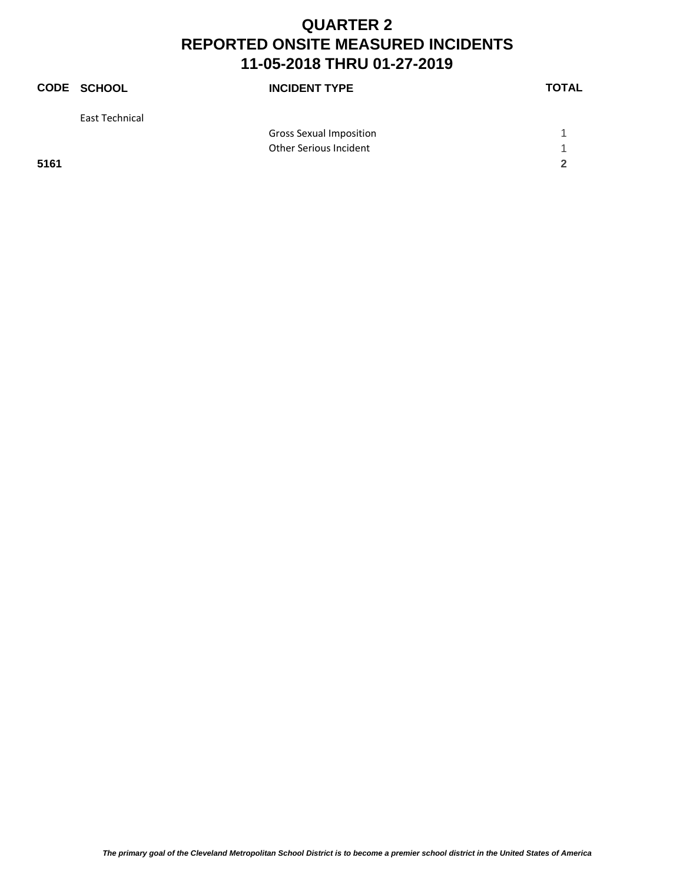# QUARTER 2
# REPORTED ONSITE MEASURED INCIDENTS
# 11-05-2018 THRU 01-27-2019

| CODE | SCHOOL | INCIDENT TYPE | TOTAL |
|---|---|---|---|
| | East Technical | | |
| | | Gross Sexual Imposition | 1 |
| | | Other Serious Incident | 1 |
| **5161** | | | **2** |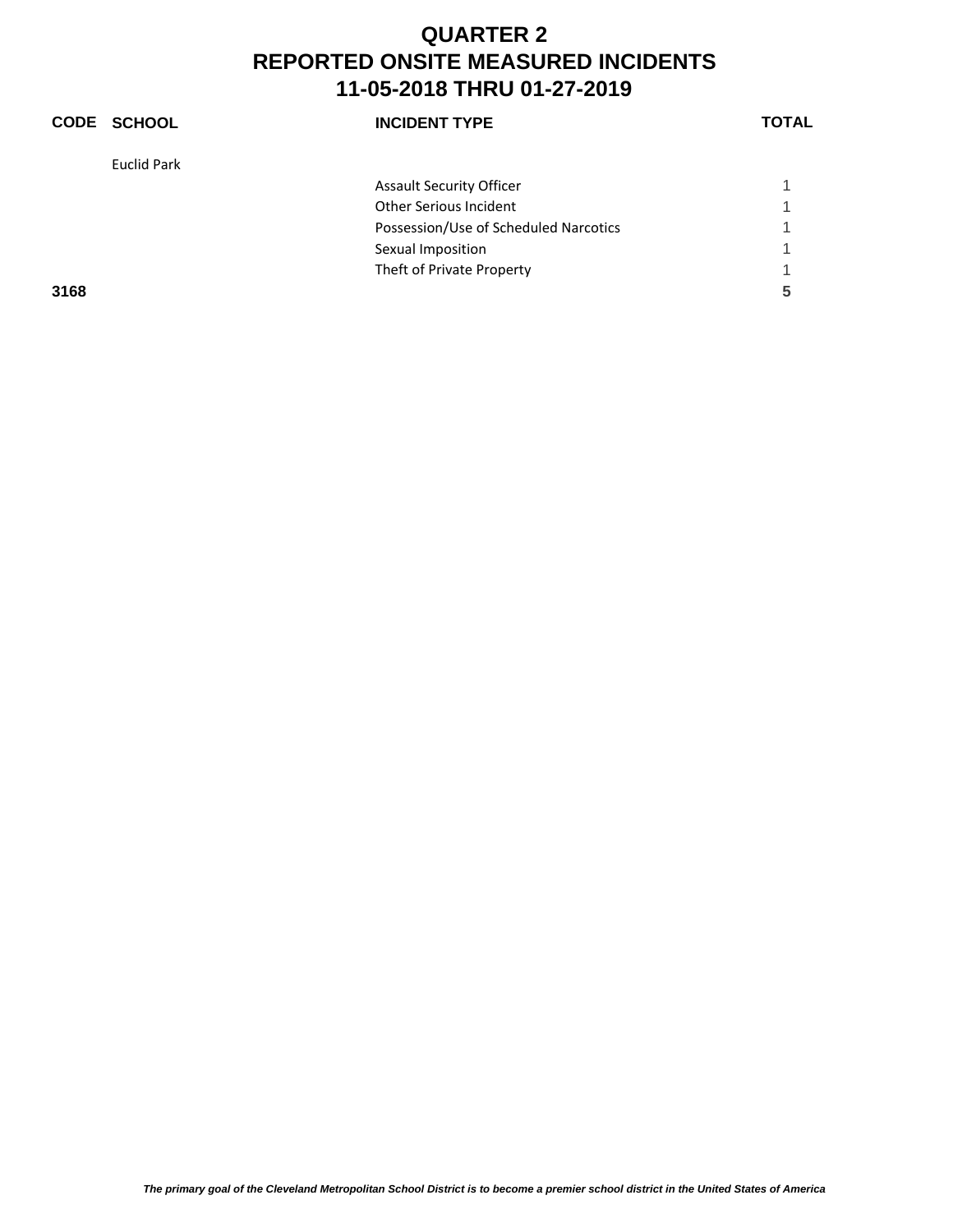# QUARTER 2
# REPORTED ONSITE MEASURED INCIDENTS
# 11-05-2018 THRU 01-27-2019

| CODE | SCHOOL | INCIDENT TYPE | TOTAL |
|---|---|---|---|
| | Euclid Park | | |
| | | Assault Security Officer | 1 |
| | | Other Serious Incident | 1 |
| | | Possession/Use of Scheduled Narcotics | 1 |
| | | Sexual Imposition | 1 |
| | | Theft of Private Property | 1 |
| **3168** | | | **5** |

*The primary goal of the Cleveland Metropolitan School District is to become a premier school district in the United States of America*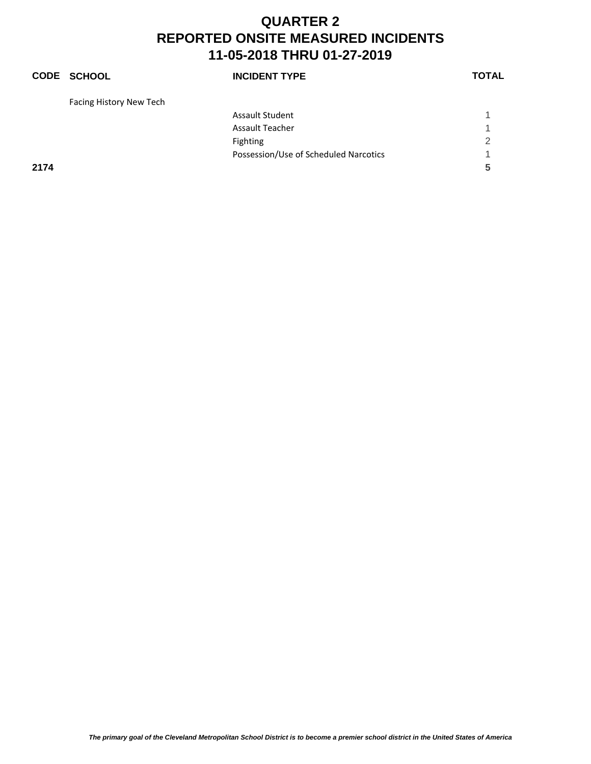# QUARTER 2
# REPORTED ONSITE MEASURED INCIDENTS
# 11-05-2018 THRU 01-27-2019

| CODE | SCHOOL | INCIDENT TYPE | TOTAL |
|---|---|---|---|
| | Facing History New Tech | | |
| | | Assault Student | 1 |
| | | Assault Teacher | 1 |
| | | Fighting | 2 |
| | | Possession/Use of Scheduled Narcotics | 1 |
| **2174** | | | **5** |

*The primary goal of the Cleveland Metropolitan School District is to become a premier school district in the United States of America*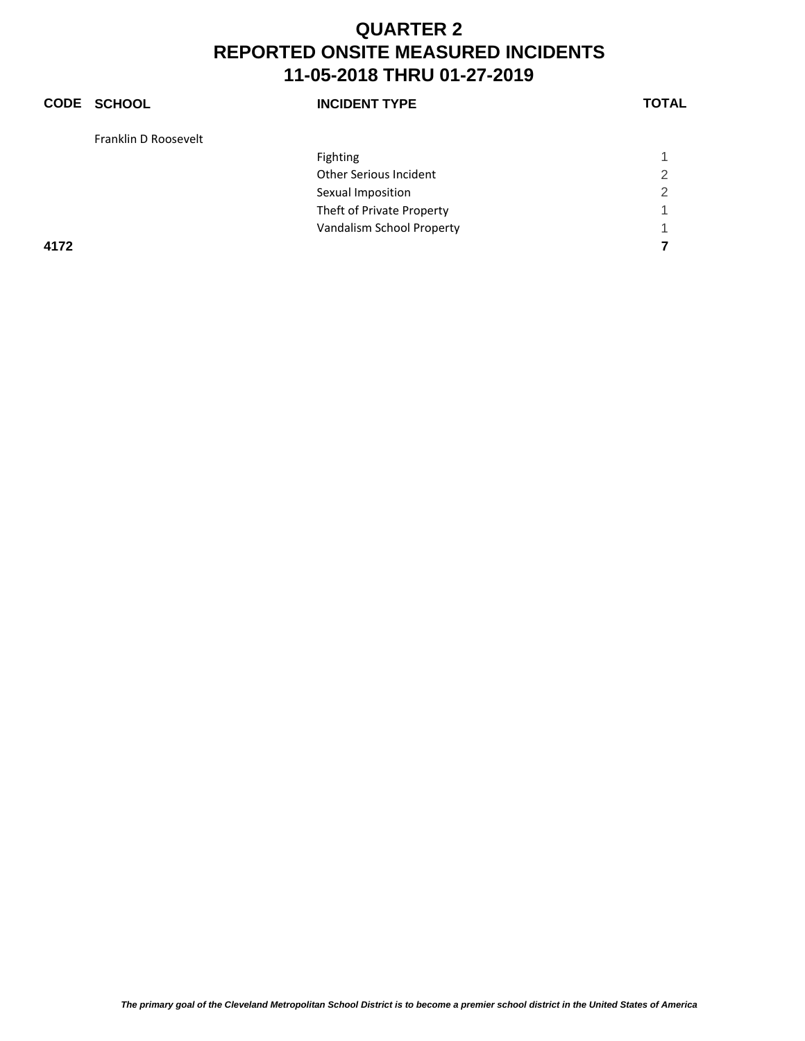# QUARTER 2
# REPORTED ONSITE MEASURED INCIDENTS
# 11-05-2018 THRU 01-27-2019

| CODE | SCHOOL | INCIDENT TYPE | TOTAL |
|---|---|---|---|
| | Franklin D Roosevelt | | |
| | | Fighting | 1 |
| | | Other Serious Incident | 2 |
| | | Sexual Imposition | 2 |
| | | Theft of Private Property | 1 |
| | | Vandalism School Property | 1 |
| **4172** | | | **7** |

*The primary goal of the Cleveland Metropolitan School District is to become a premier school district in the United States of America*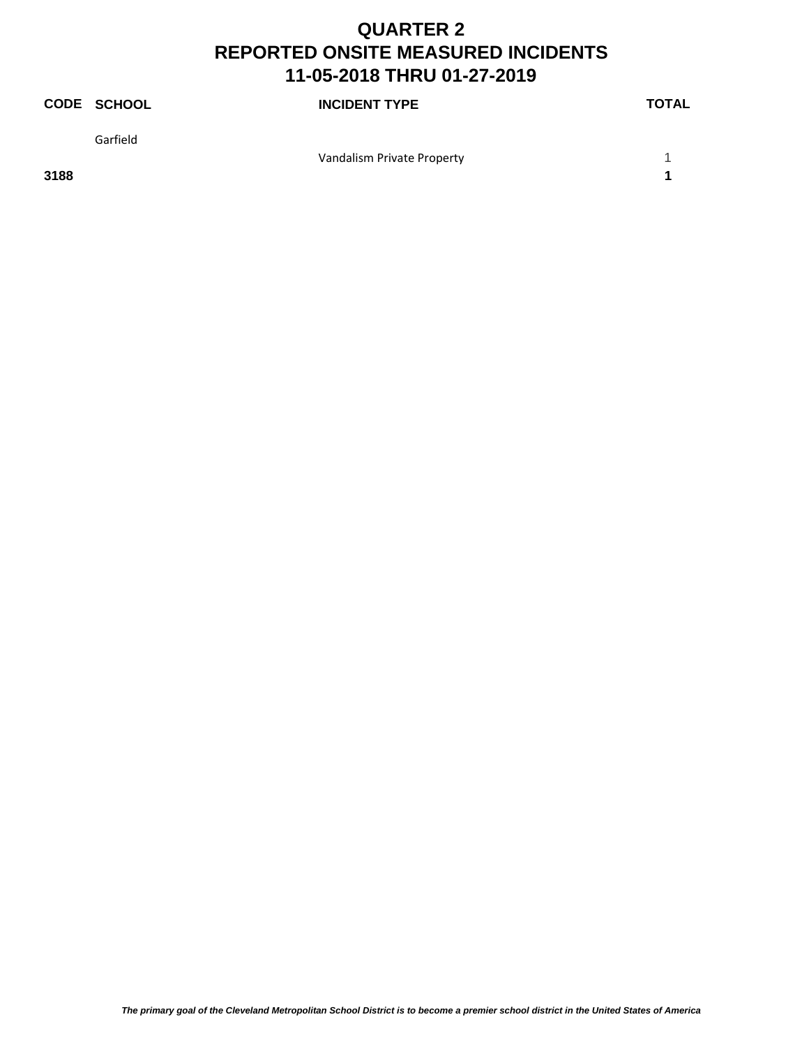# QUARTER 2
# REPORTED ONSITE MEASURED INCIDENTS
# 11-05-2018 THRU 01-27-2019

| CODE | SCHOOL | INCIDENT TYPE | TOTAL |
|---|---|---|---|
| | Garfield | | |
| | | Vandalism Private Property | 1 |
| **3188** | | | **1** |

*The primary goal of the Cleveland Metropolitan School District is to become a premier school district in the United States of America*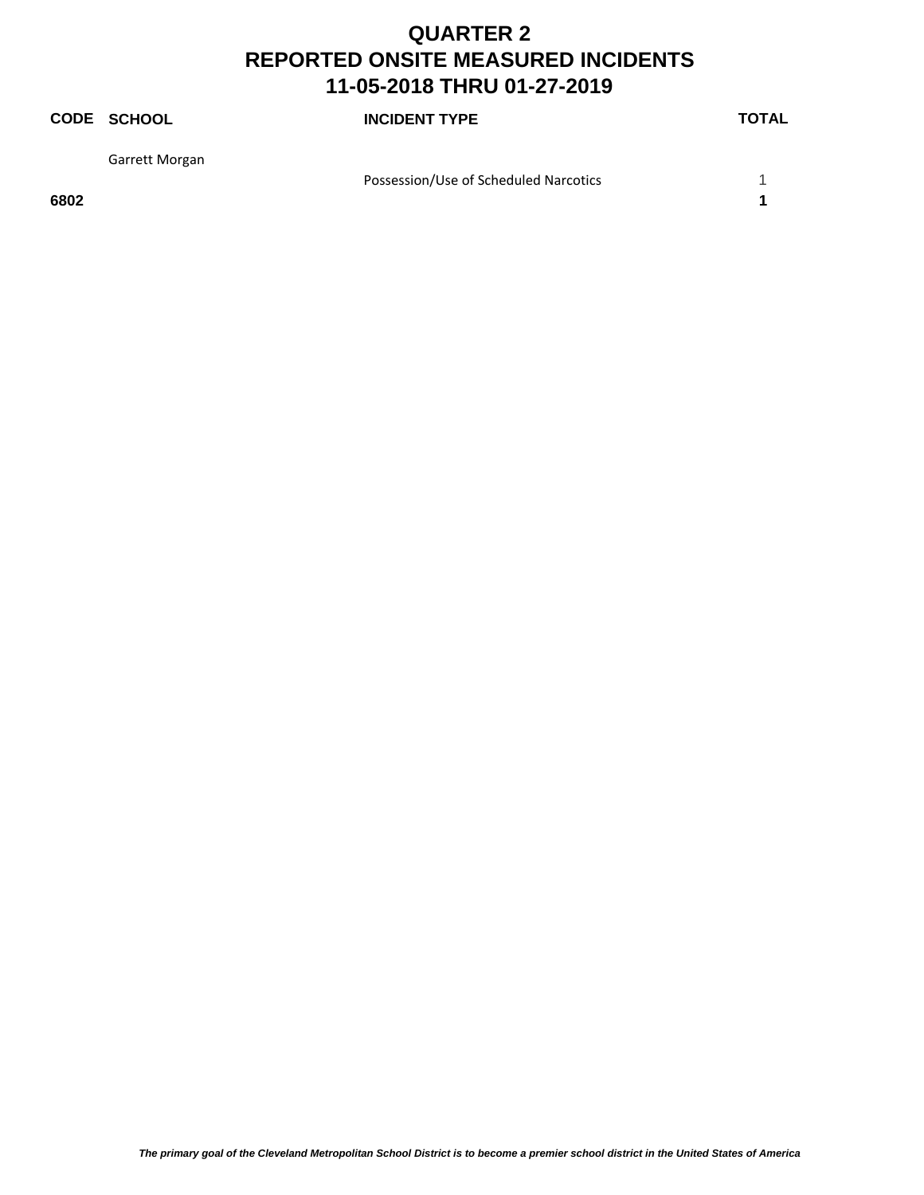# QUARTER 2
# REPORTED ONSITE MEASURED INCIDENTS
# 11-05-2018 THRU 01-27-2019

| CODE | SCHOOL | INCIDENT TYPE | TOTAL |
|---|---|---|---|
| | Garrett Morgan | | |
| | | Possession/Use of Scheduled Narcotics | 1 |
| **6802** | | | **1** |

***The primary goal of the Cleveland Metropolitan School District is to become a premier school district in the United States of America***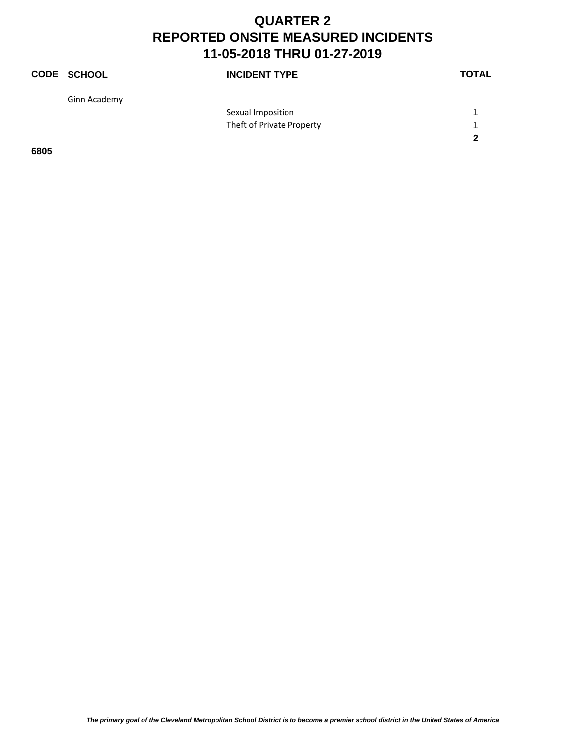# QUARTER 2
# REPORTED ONSITE MEASURED INCIDENTS
# 11-05-2018 THRU 01-27-2019

| CODE | SCHOOL | INCIDENT TYPE | TOTAL |
|---|---|---|---|
| | Ginn Academy | | |
| | | Sexual Imposition | 1 |
| | | Theft of Private Property | 1 |
| | | | **2** |
| **6805** | | | |

*The primary goal of the Cleveland Metropolitan School District is to become a premier school district in the United States of America*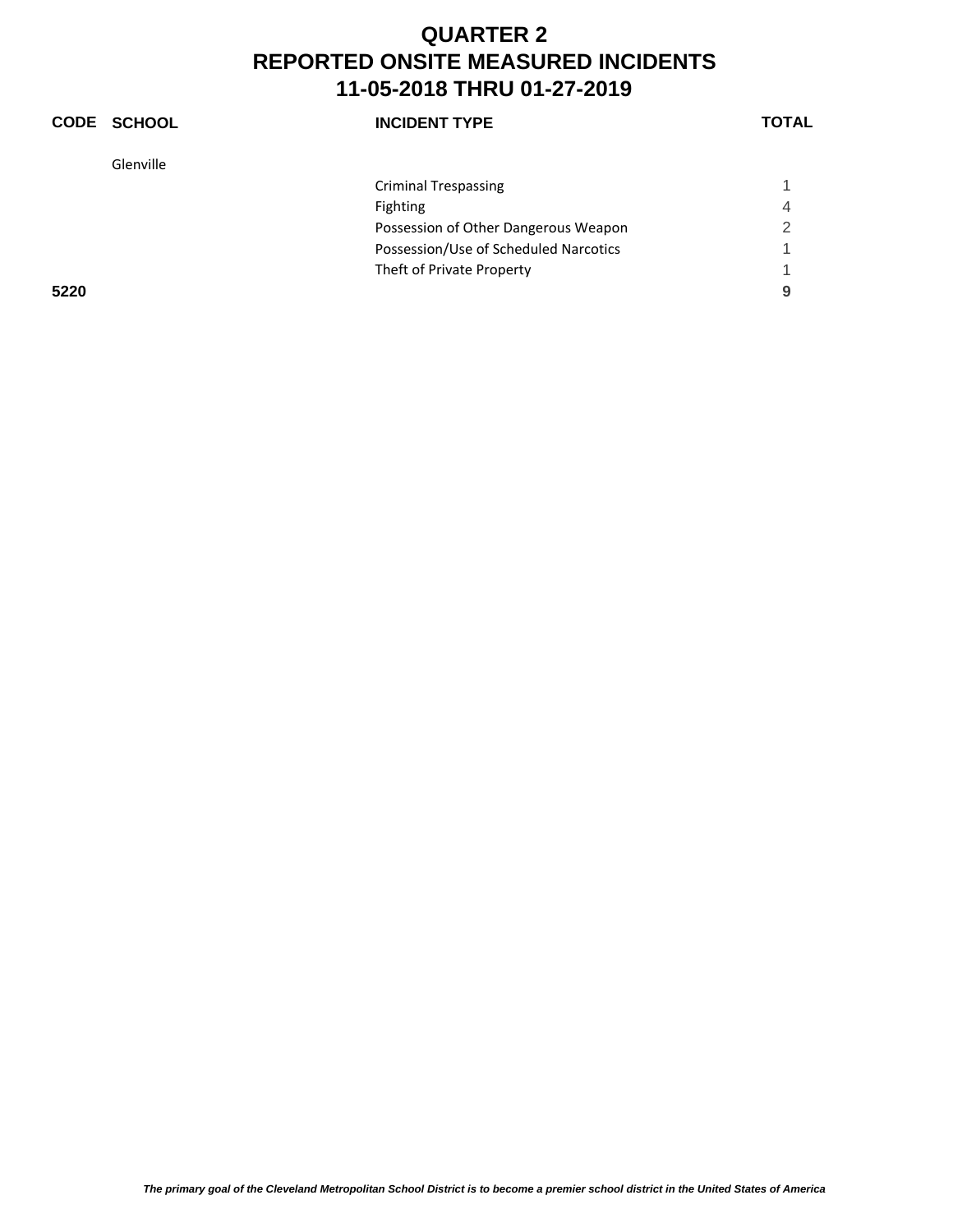# QUARTER 2
# REPORTED ONSITE MEASURED INCIDENTS
# 11-05-2018 THRU 01-27-2019

| CODE | SCHOOL | INCIDENT TYPE | TOTAL |
|---|---|---|---|
| | Glenville | | |
| | | Criminal Trespassing | 1 |
| | | Fighting | 4 |
| | | Possession of Other Dangerous Weapon | 2 |
| | | Possession/Use of Scheduled Narcotics | 1 |
| | | Theft of Private Property | 1 |
| **5220** | | | **9** |

*The primary goal of the Cleveland Metropolitan School District is to become a premier school district in the United States of America*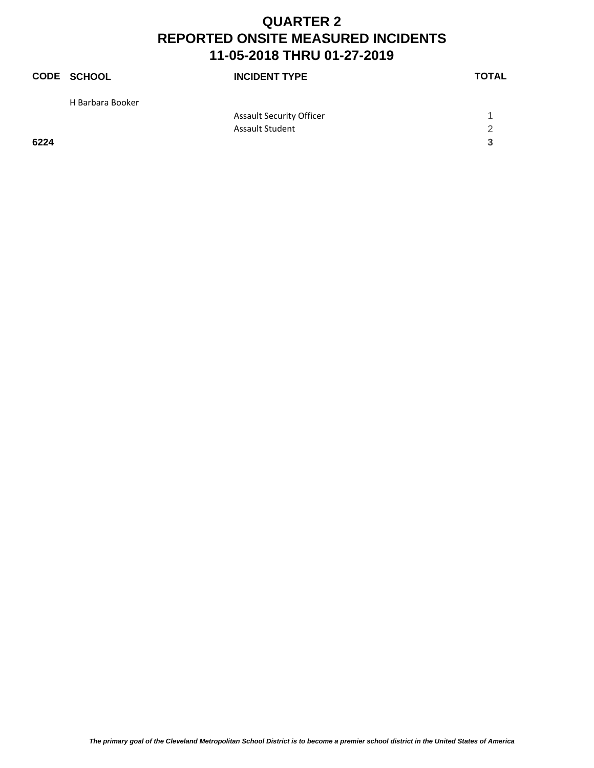# QUARTER 2
# REPORTED ONSITE MEASURED INCIDENTS
# 11-05-2018 THRU 01-27-2019

| CODE | SCHOOL | INCIDENT TYPE | TOTAL |
|---|---|---|---|
| | H Barbara Booker | | |
| | | Assault Security Officer | 1 |
| | | Assault Student | 2 |
| **6224** | | | **3** |

*The primary goal of the Cleveland Metropolitan School District is to become a premier school district in the United States of America*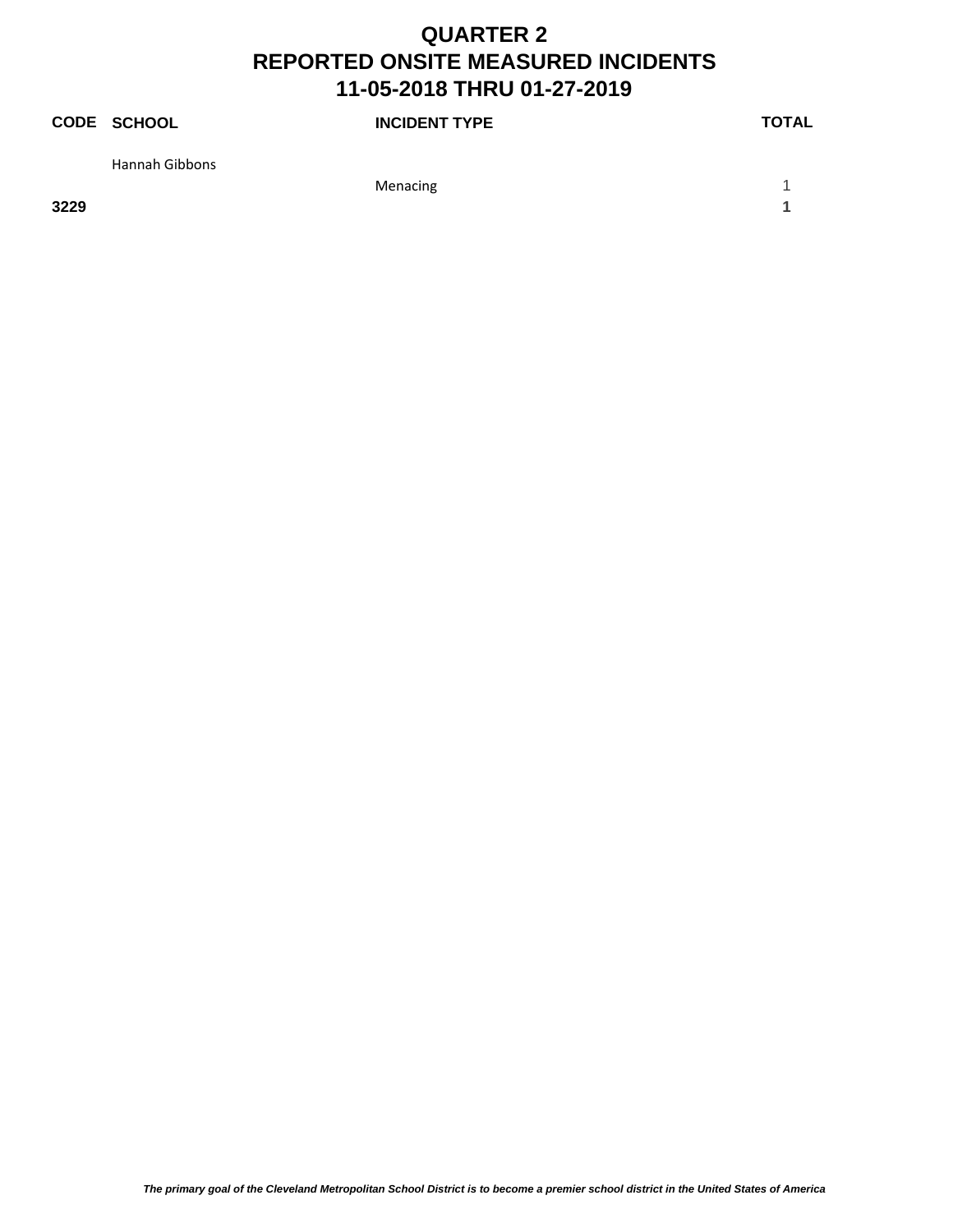# QUARTER 2
# REPORTED ONSITE MEASURED INCIDENTS
# 11-05-2018 THRU 01-27-2019

| CODE | SCHOOL | INCIDENT TYPE | TOTAL |
|---|---|---|---|
| | Hannah Gibbons | | |
| | | Menacing | 1 |
| **3229** | | | **1** |

***The primary goal of the Cleveland Metropolitan School District is to become a premier school district in the United States of America***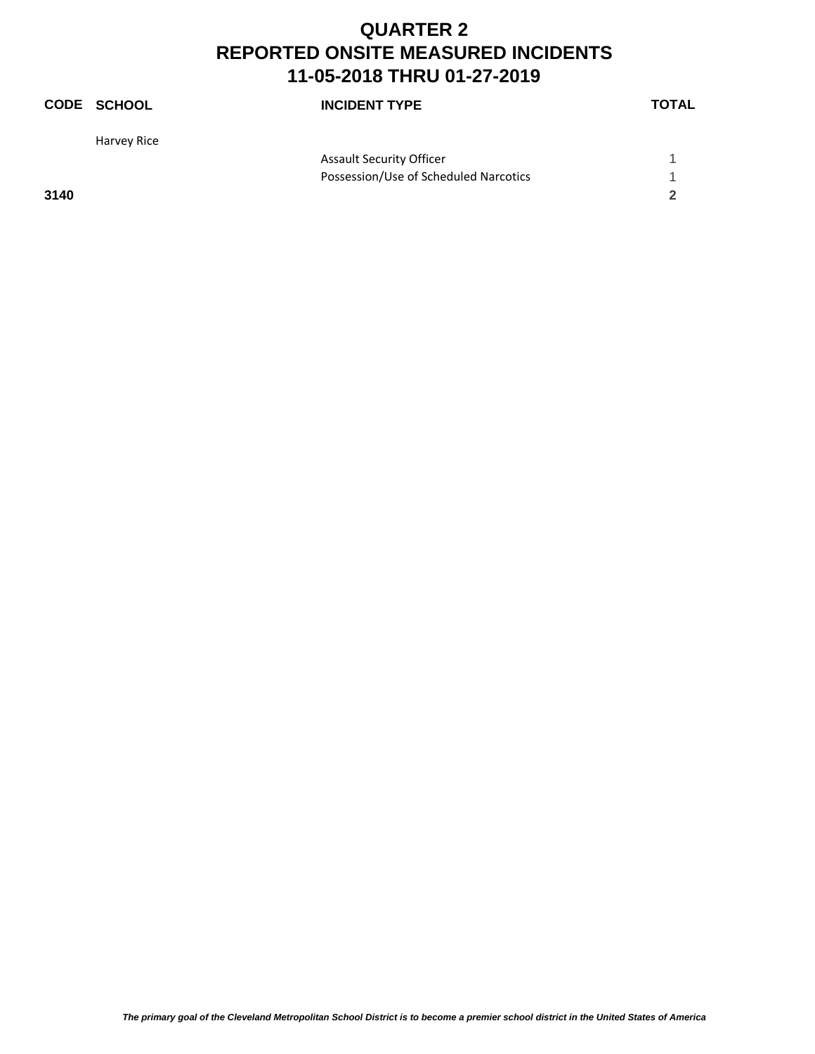# QUARTER 2
# REPORTED ONSITE MEASURED INCIDENTS
# 11-05-2018 THRU 01-27-2019

| CODE | SCHOOL | INCIDENT TYPE | TOTAL |
|---|---|---|---|
| | Harvey Rice | | |
| | | Assault Security Officer | 1 |
| | | Possession/Use of Scheduled Narcotics | 1 |
| **3140** | | | **2** |

*The primary goal of the Cleveland Metropolitan School District is to become a premier school district in the United States of America*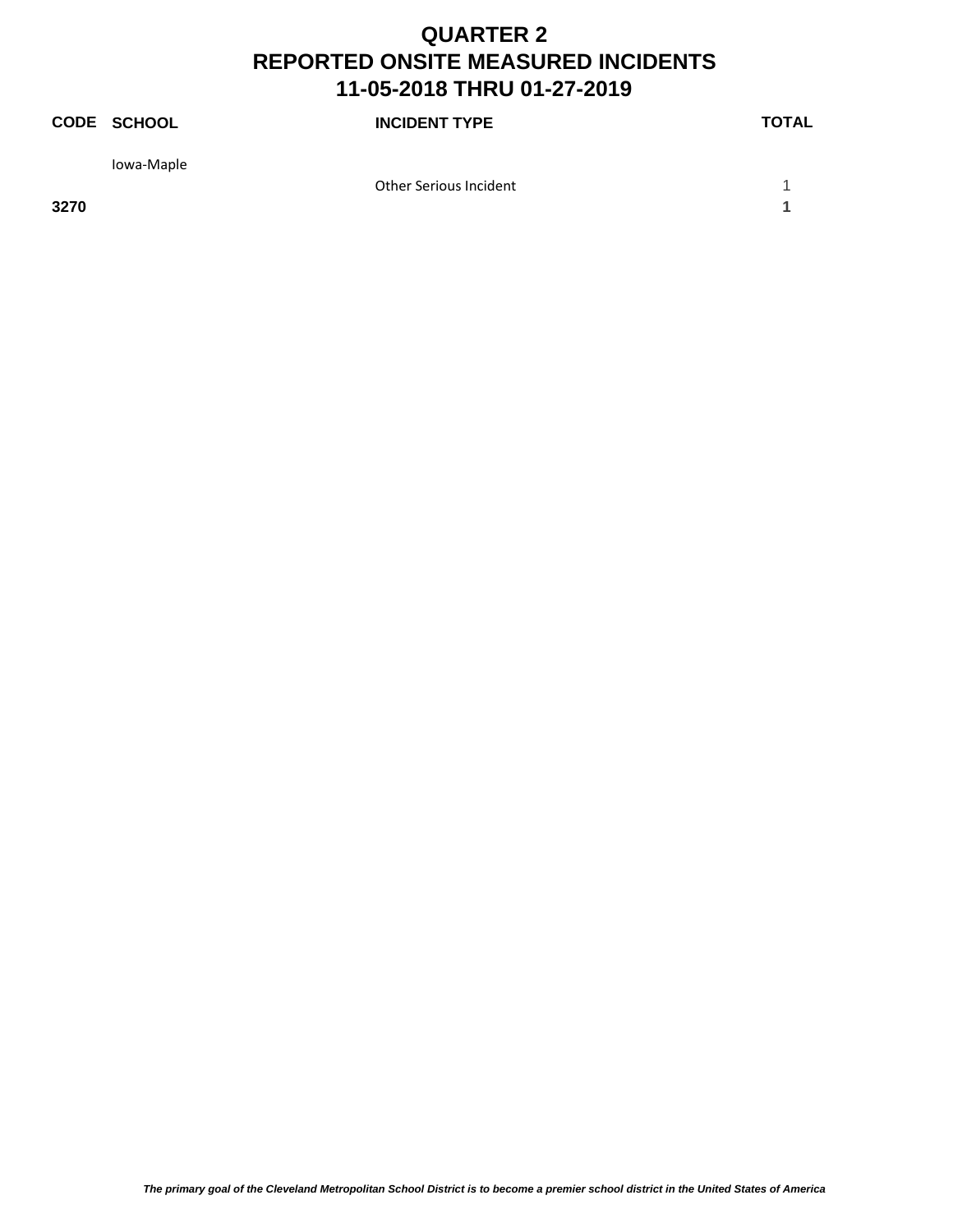# QUARTER 2
# REPORTED ONSITE MEASURED INCIDENTS
# 11-05-2018 THRU 01-27-2019

| CODE | SCHOOL | INCIDENT TYPE | TOTAL |
|---|---|---|---|
| | Iowa-Maple | | |
| | | Other Serious Incident | 1 |
| **3270** | | | **1** |

***The primary goal of the Cleveland Metropolitan School District is to become a premier school district in the United States of America***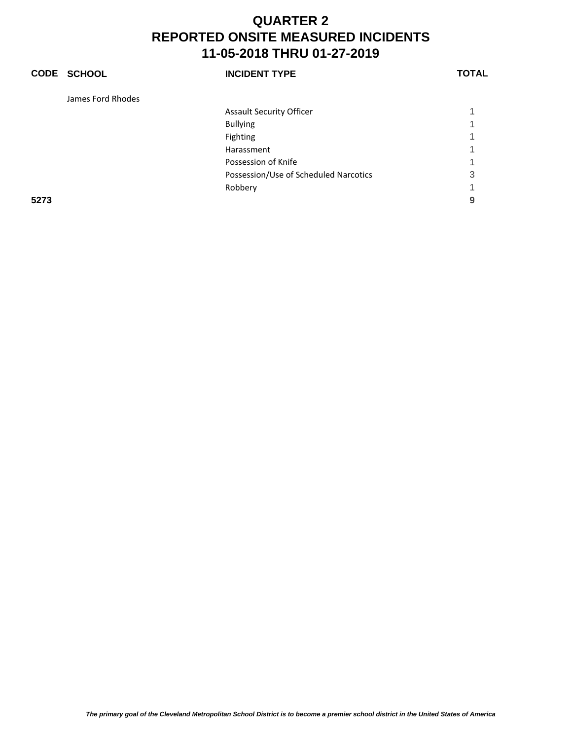# QUARTER 2
# REPORTED ONSITE MEASURED INCIDENTS
# 11-05-2018 THRU 01-27-2019

| CODE | SCHOOL | INCIDENT TYPE | TOTAL |
|---|---|---|---|
| | James Ford Rhodes | | |
| | | Assault Security Officer | 1 |
| | | Bullying | 1 |
| | | Fighting | 1 |
| | | Harassment | 1 |
| | | Possession of Knife | 1 |
| | | Possession/Use of Scheduled Narcotics | 3 |
| | | Robbery | 1 |
| **5273** | | | **9** |

*The primary goal of the Cleveland Metropolitan School District is to become a premier school district in the United States of America*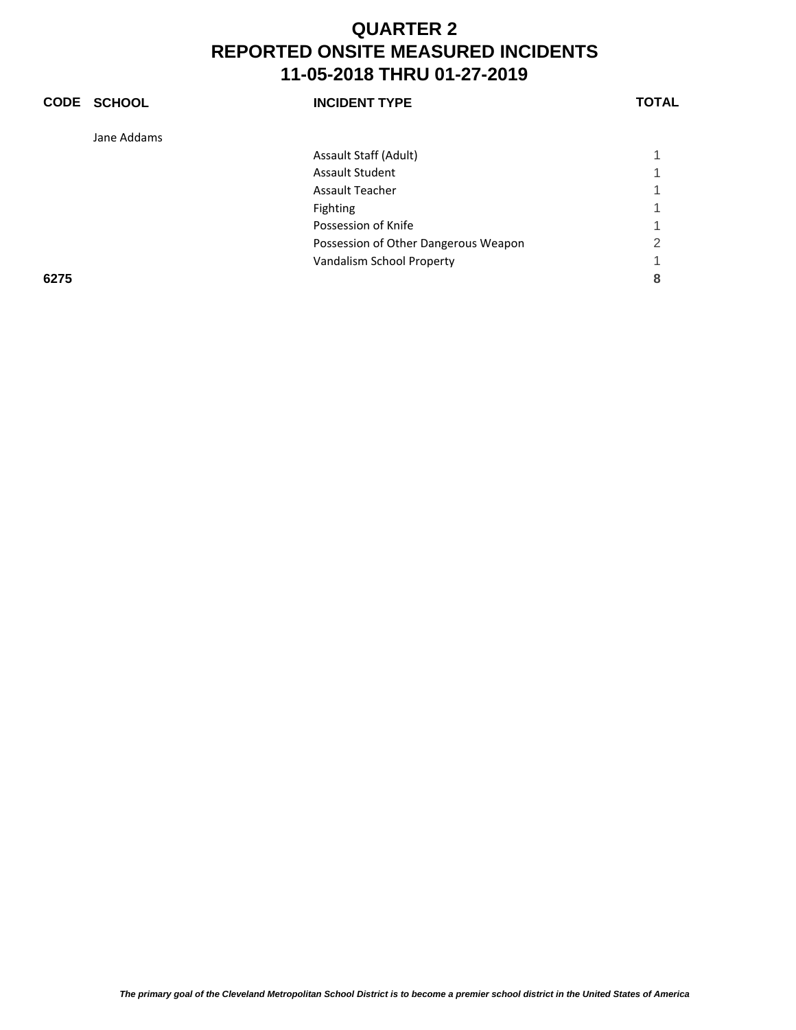# QUARTER 2
# REPORTED ONSITE MEASURED INCIDENTS
# 11-05-2018 THRU 01-27-2019

| CODE | SCHOOL | INCIDENT TYPE | TOTAL |
|---|---|---|---|
| | Jane Addams | | |
| | | Assault Staff (Adult) | 1 |
| | | Assault Student | 1 |
| | | Assault Teacher | 1 |
| | | Fighting | 1 |
| | | Possession of Knife | 1 |
| | | Possession of Other Dangerous Weapon | 2 |
| | | Vandalism School Property | 1 |
| **6275** | | | **8** |

*The primary goal of the Cleveland Metropolitan School District is to become a premier school district in the United States of America*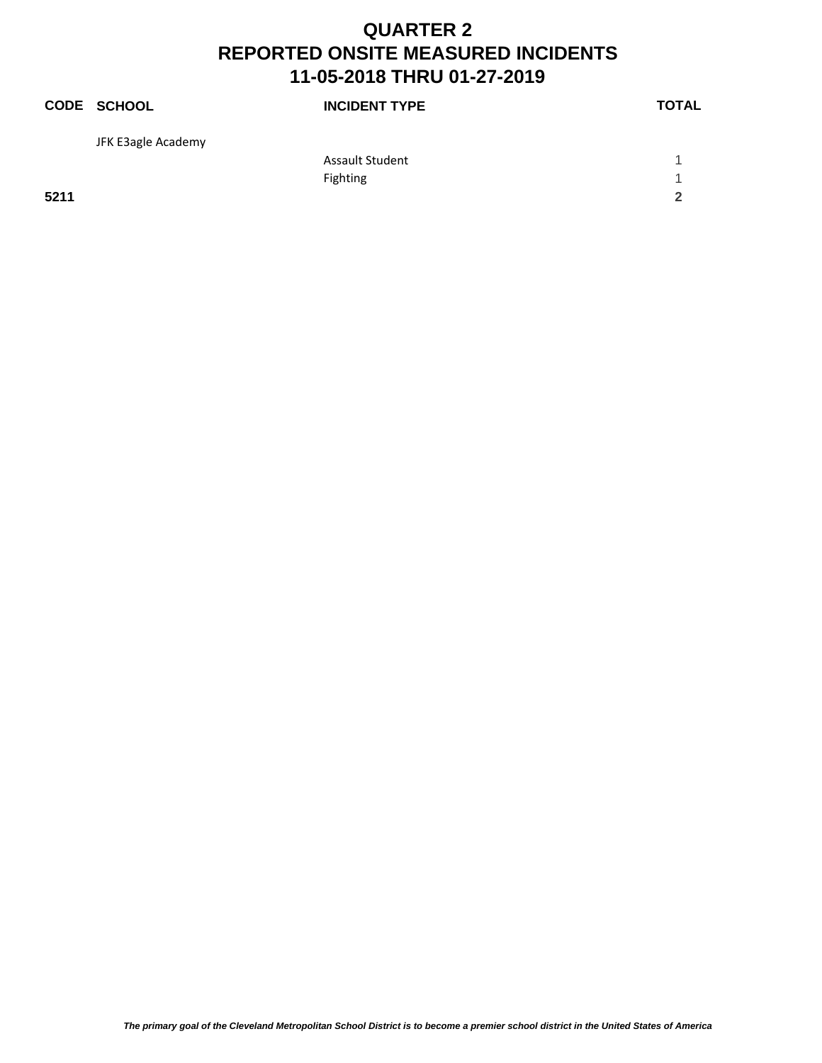# QUARTER 2
# REPORTED ONSITE MEASURED INCIDENTS
# 11-05-2018 THRU 01-27-2019

| CODE | SCHOOL | INCIDENT TYPE | TOTAL |
|---|---|---|---|
| | JFK E3agle Academy | | |
| | | Assault Student | 1 |
| | | Fighting | 1 |
| **5211** | | | **2** |

*The primary goal of the Cleveland Metropolitan School District is to become a premier school district in the United States of America*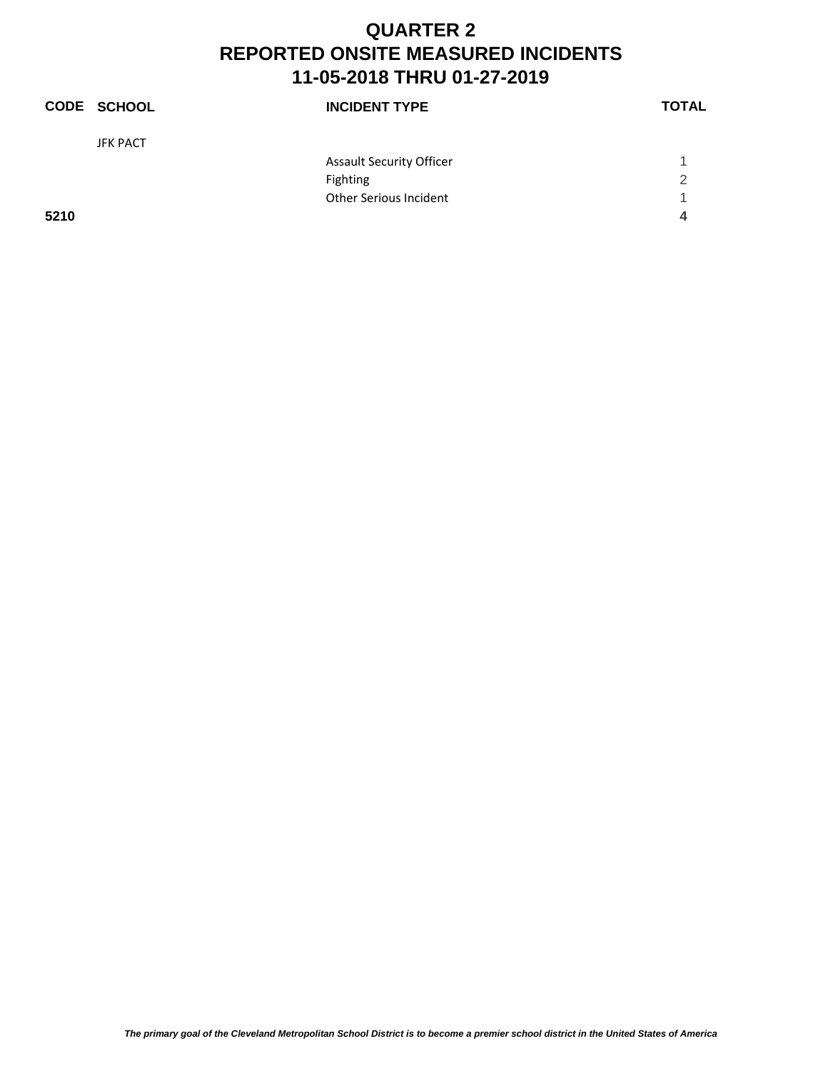# QUARTER 2
# REPORTED ONSITE MEASURED INCIDENTS
# 11-05-2018 THRU 01-27-2019

| CODE | SCHOOL | INCIDENT TYPE | TOTAL |
|---|---|---|---|
| | JFK PACT | | |
| | | Assault Security Officer | 1 |
| | | Fighting | 2 |
| | | Other Serious Incident | 1 |
| **5210** | | | **4** |

*The primary goal of the Cleveland Metropolitan School District is to become a premier school district in the United States of America*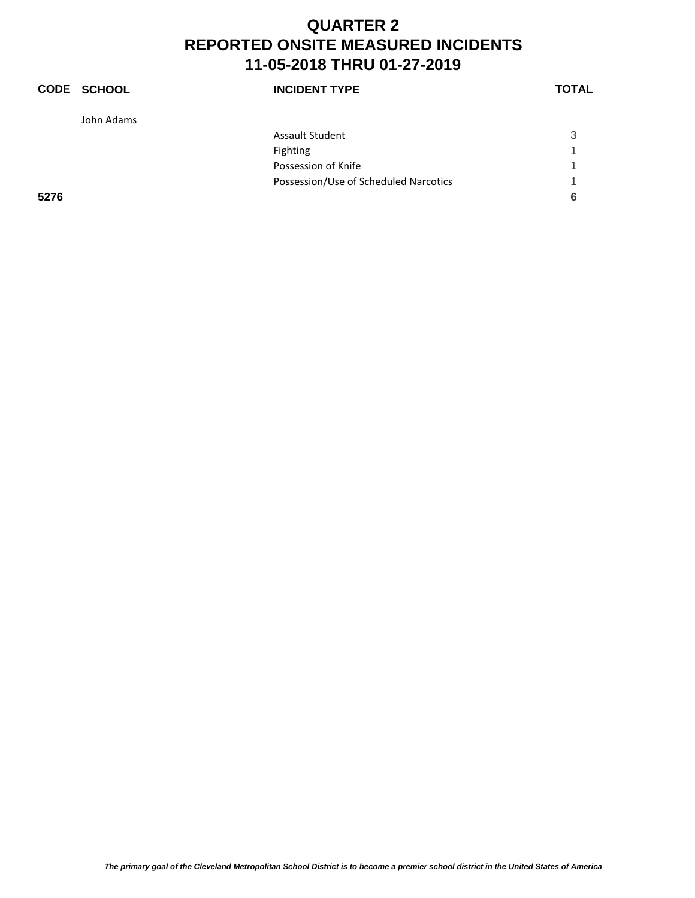# QUARTER 2
# REPORTED ONSITE MEASURED INCIDENTS
# 11-05-2018 THRU 01-27-2019

| CODE | SCHOOL | INCIDENT TYPE | TOTAL |
|---|---|---|---|
| | John Adams | | |
| | | Assault Student | 3 |
| | | Fighting | 1 |
| | | Possession of Knife | 1 |
| | | Possession/Use of Scheduled Narcotics | 1 |
| **5276** | | | **6** |

*The primary goal of the Cleveland Metropolitan School District is to become a premier school district in the United States of America*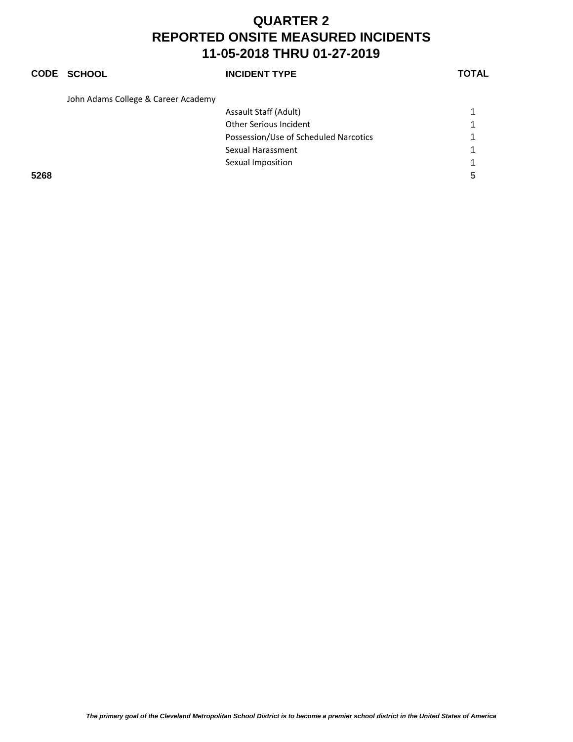# QUARTER 2
# REPORTED ONSITE MEASURED INCIDENTS
# 11-05-2018 THRU 01-27-2019

| CODE | SCHOOL | INCIDENT TYPE | TOTAL |
|---|---|---|---|
| | John Adams College & Career Academy | | |
| | | Assault Staff (Adult) | 1 |
| | | Other Serious Incident | 1 |
| | | Possession/Use of Scheduled Narcotics | 1 |
| | | Sexual Harassment | 1 |
| | | Sexual Imposition | 1 |
| **5268** | | | **5** |

*The primary goal of the Cleveland Metropolitan School District is to become a premier school district in the United States of America*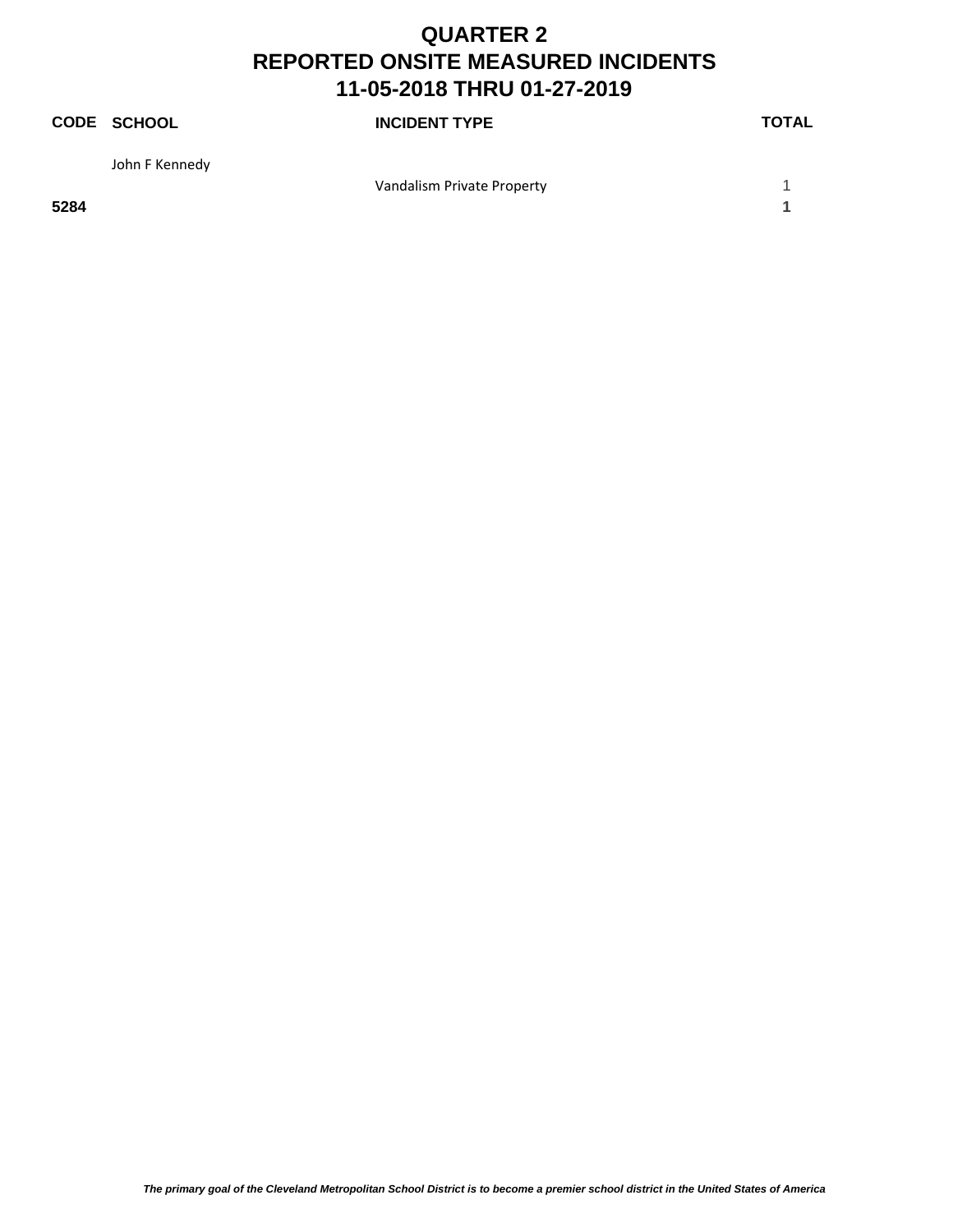# QUARTER 2
# REPORTED ONSITE MEASURED INCIDENTS
# 11-05-2018 THRU 01-27-2019

| CODE | SCHOOL | INCIDENT TYPE | TOTAL |
|---|---|---|---|
| | John F Kennedy | | |
| | | Vandalism Private Property | 1 |
| **5284** | | | **1** |

***The primary goal of the Cleveland Metropolitan School District is to become a premier school district in the United States of America***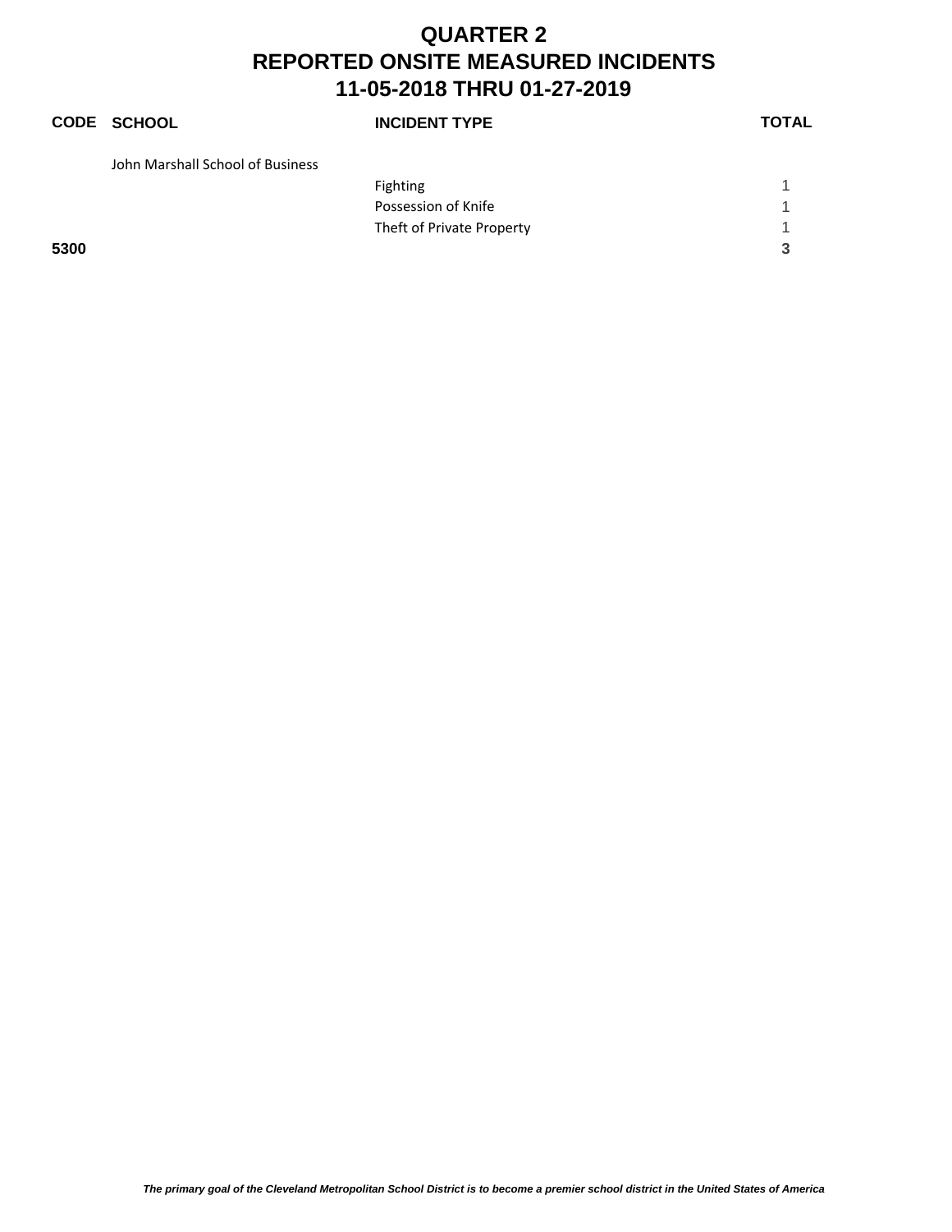# QUARTER 2
# REPORTED ONSITE MEASURED INCIDENTS
# 11-05-2018 THRU 01-27-2019

| CODE | SCHOOL | INCIDENT TYPE | TOTAL |
|---|---|---|---|
| | John Marshall School of Business | | |
| | | Fighting | 1 |
| | | Possession of Knife | 1 |
| | | Theft of Private Property | 1 |
| **5300** | | | **3** |

*The primary goal of the Cleveland Metropolitan School District is to become a premier school district in the United States of America*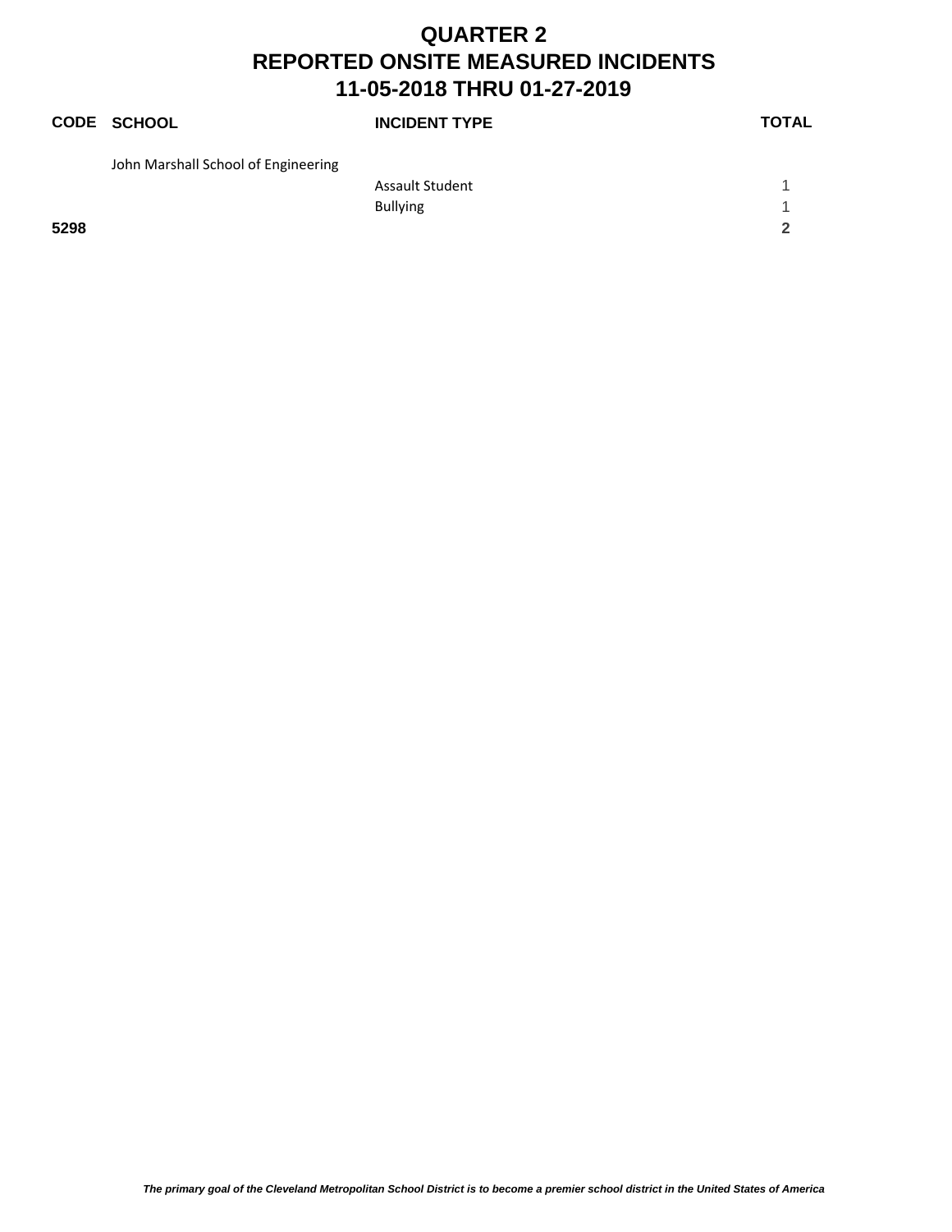# QUARTER 2
# REPORTED ONSITE MEASURED INCIDENTS
# 11-05-2018 THRU 01-27-2019

| CODE | SCHOOL | INCIDENT TYPE | TOTAL |
|---|---|---|---|
| | John Marshall School of Engineering | | |
| | | Assault Student | 1 |
| | | Bullying | 1 |
| **5298** | | | **2** |

*The primary goal of the Cleveland Metropolitan School District is to become a premier school district in the United States of America*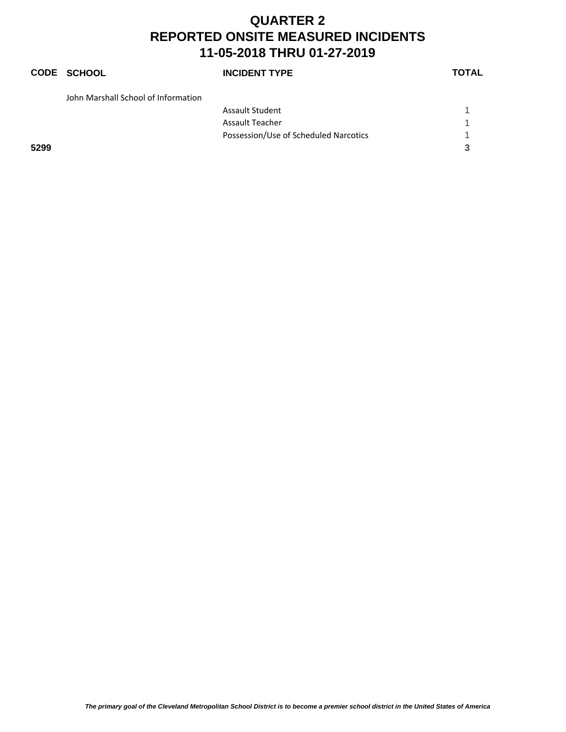# QUARTER 2
# REPORTED ONSITE MEASURED INCIDENTS
# 11-05-2018 THRU 01-27-2019

| CODE | SCHOOL | INCIDENT TYPE | TOTAL |
|---|---|---|---|
| | John Marshall School of Information | | |
| | | Assault Student | 1 |
| | | Assault Teacher | 1 |
| | | Possession/Use of Scheduled Narcotics | 1 |
| **5299** | | | **3** |

*The primary goal of the Cleveland Metropolitan School District is to become a premier school district in the United States of America*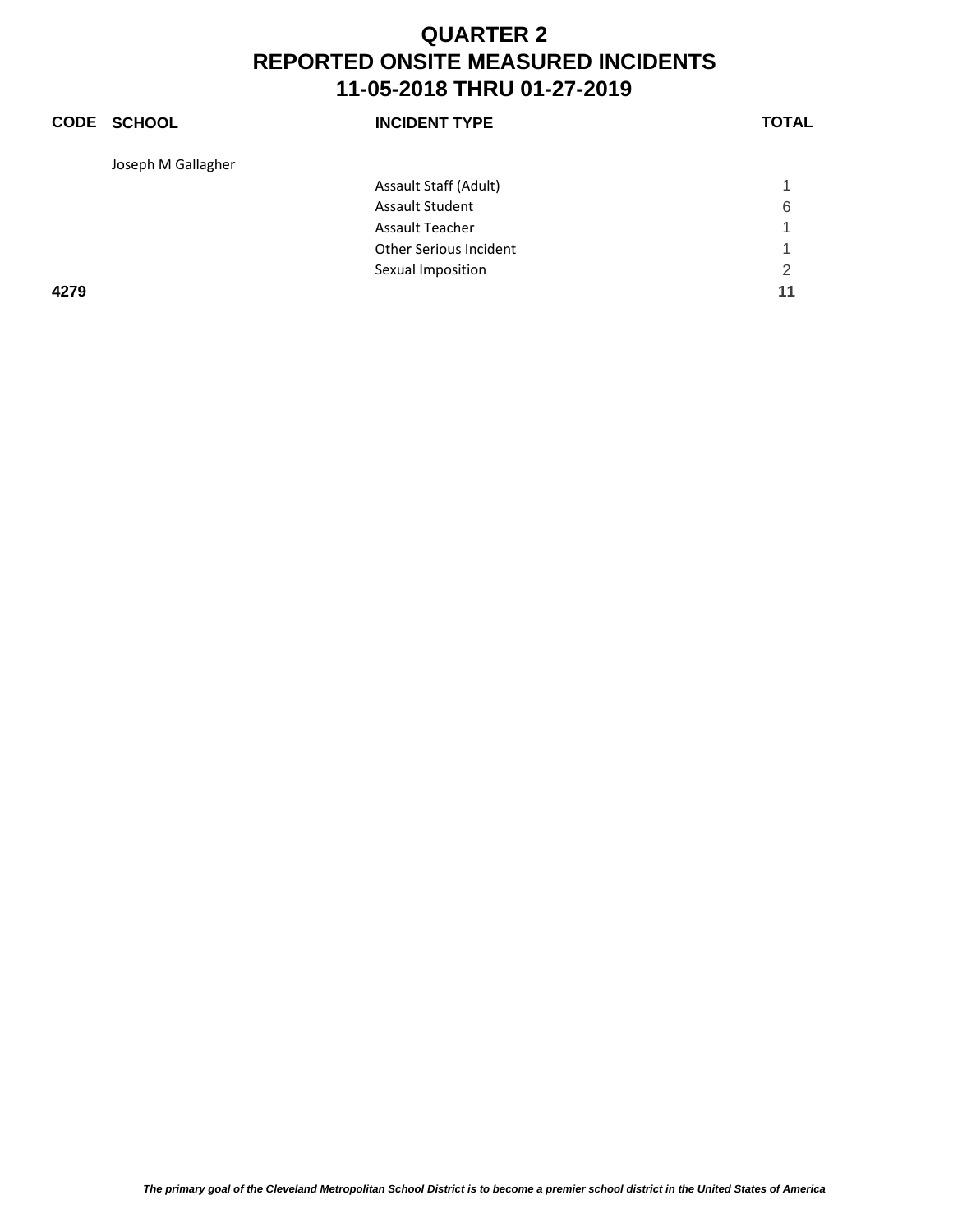# QUARTER 2
# REPORTED ONSITE MEASURED INCIDENTS
# 11-05-2018 THRU 01-27-2019

| CODE | SCHOOL | INCIDENT TYPE | TOTAL |
|---|---|---|---|
| | Joseph M Gallagher | | |
| | | Assault Staff (Adult) | 1 |
| | | Assault Student | 6 |
| | | Assault Teacher | 1 |
| | | Other Serious Incident | 1 |
| | | Sexual Imposition | 2 |
| **4279** | | | **11** |

*The primary goal of the Cleveland Metropolitan School District is to become a premier school district in the United States of America*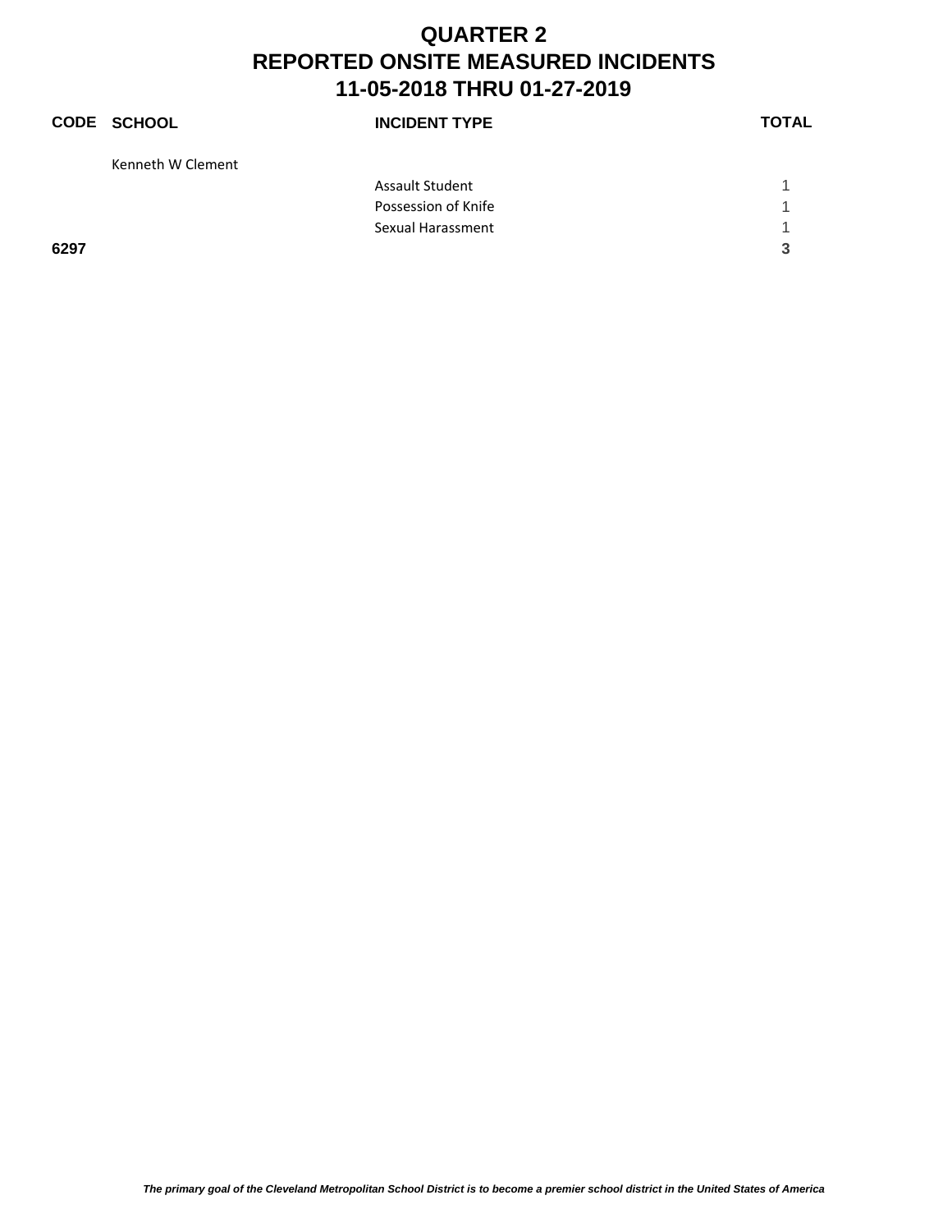# QUARTER 2
# REPORTED ONSITE MEASURED INCIDENTS
# 11-05-2018 THRU 01-27-2019

| CODE | SCHOOL | INCIDENT TYPE | TOTAL |
|---|---|---|---|
| | Kenneth W Clement | | |
| | | Assault Student | 1 |
| | | Possession of Knife | 1 |
| | | Sexual Harassment | 1 |
| **6297** | | | **3** |

*The primary goal of the Cleveland Metropolitan School District is to become a premier school district in the United States of America*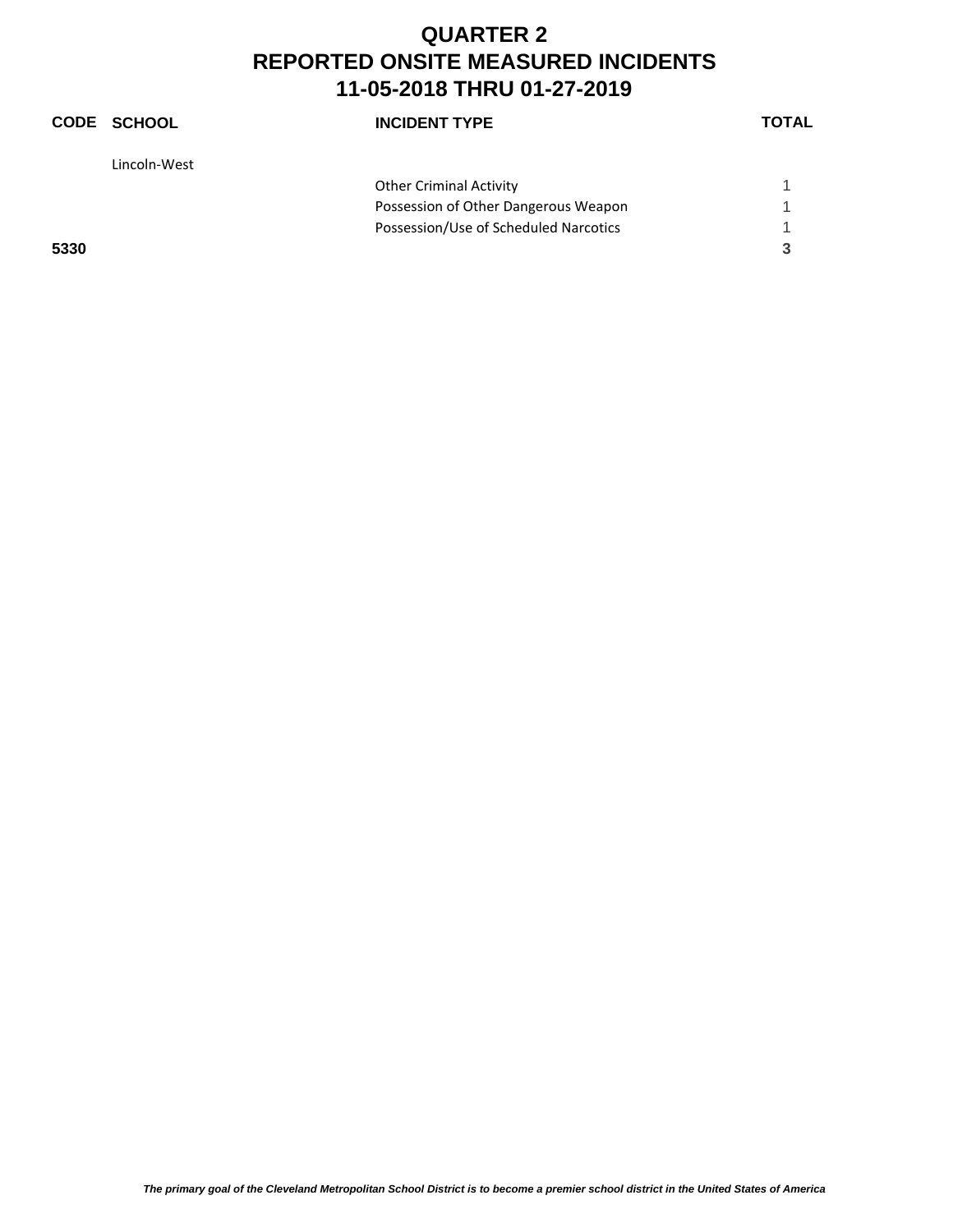# QUARTER 2
# REPORTED ONSITE MEASURED INCIDENTS
# 11-05-2018 THRU 01-27-2019

| CODE | SCHOOL | INCIDENT TYPE | TOTAL |
|---|---|---|---|
| | Lincoln-West | | |
| | | Other Criminal Activity | 1 |
| | | Possession of Other Dangerous Weapon | 1 |
| | | Possession/Use of Scheduled Narcotics | 1 |
| **5330** | | | **3** |

*The primary goal of the Cleveland Metropolitan School District is to become a premier school district in the United States of America*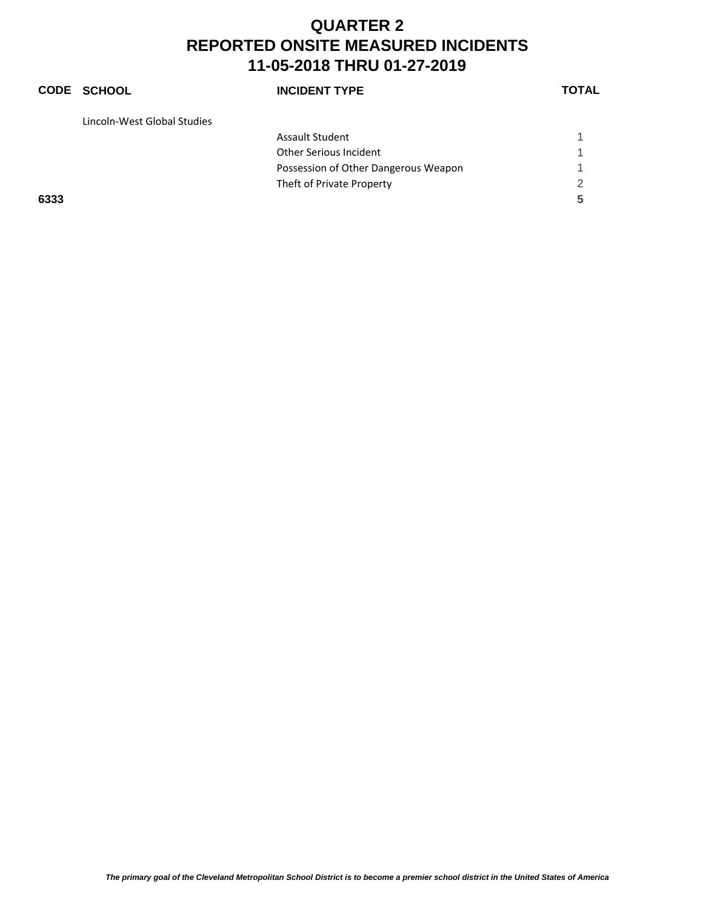# QUARTER 2
# REPORTED ONSITE MEASURED INCIDENTS
# 11-05-2018 THRU 01-27-2019

| CODE | SCHOOL | INCIDENT TYPE | TOTAL |
|---|---|---|---|
| | Lincoln-West Global Studies | | |
| | | Assault Student | 1 |
| | | Other Serious Incident | 1 |
| | | Possession of Other Dangerous Weapon | 1 |
| | | Theft of Private Property | 2 |
| **6333** | | | **5** |

*The primary goal of the Cleveland Metropolitan School District is to become a premier school district in the United States of America*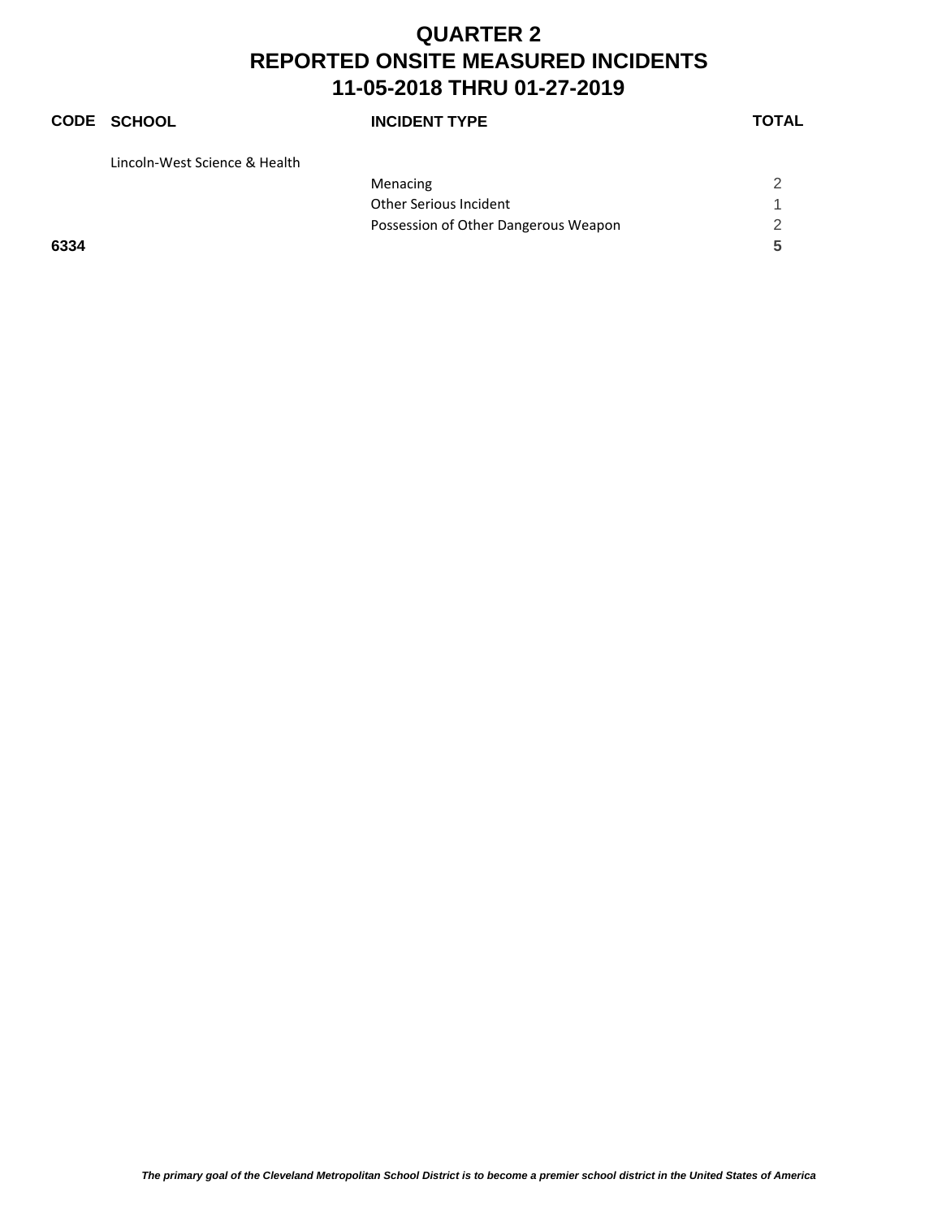# QUARTER 2
# REPORTED ONSITE MEASURED INCIDENTS
# 11-05-2018 THRU 01-27-2019

| CODE | SCHOOL | INCIDENT TYPE | TOTAL |
| --- | --- | --- | --- |
| | Lincoln-West Science & Health | | |
| | | Menacing | 2 |
| | | Other Serious Incident | 1 |
| | | Possession of Other Dangerous Weapon | 2 |
| **6334** | | | **5** |

*The primary goal of the Cleveland Metropolitan School District is to become a premier school district in the United States of America*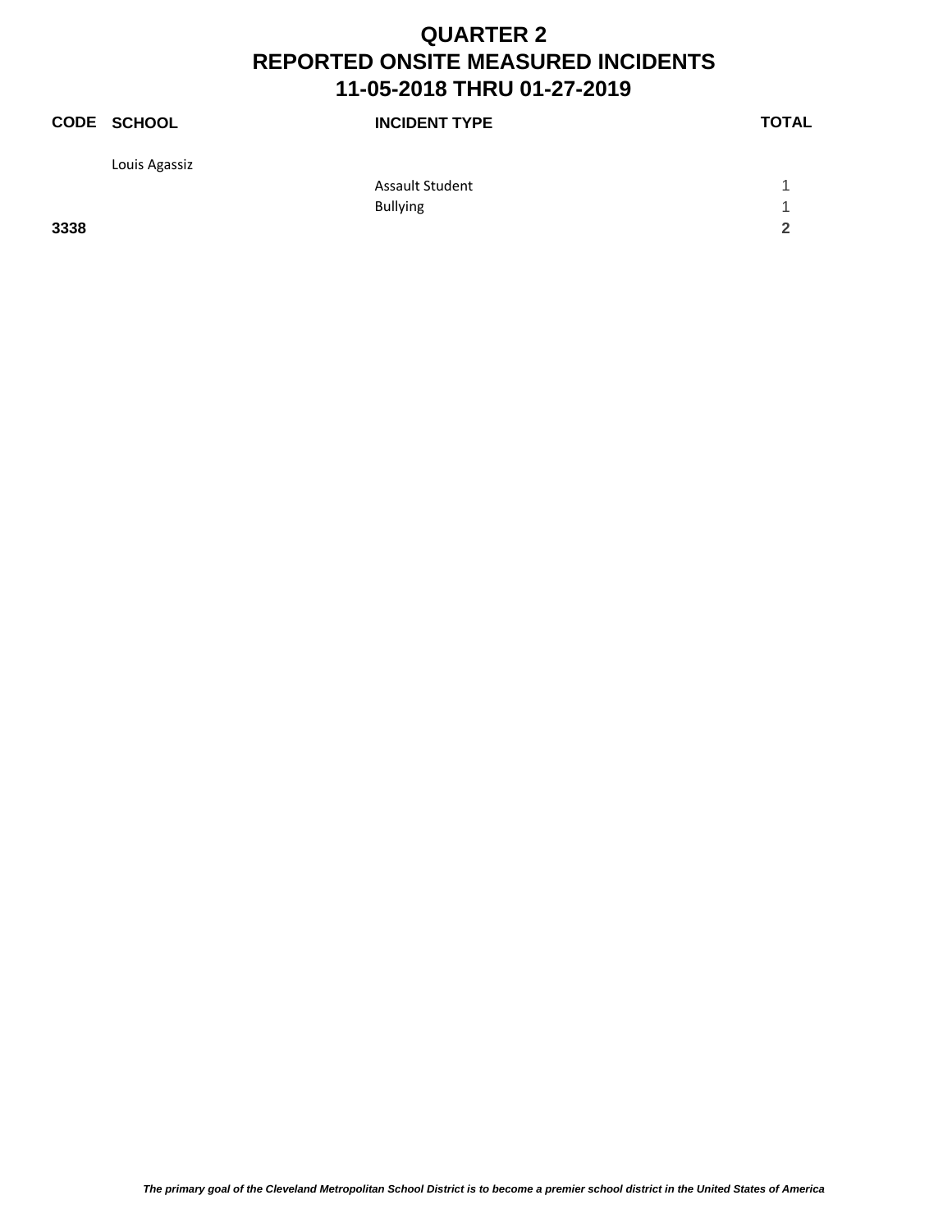# QUARTER 2
# REPORTED ONSITE MEASURED INCIDENTS
# 11-05-2018 THRU 01-27-2019

| CODE | SCHOOL | INCIDENT TYPE | TOTAL |
|---|---|---|---|
| | Louis Agassiz | | |
| | | Assault Student | 1 |
| | | Bullying | 1 |
| **3338** | | | **2** |

***The primary goal of the Cleveland Metropolitan School District is to become a premier school district in the United States of America***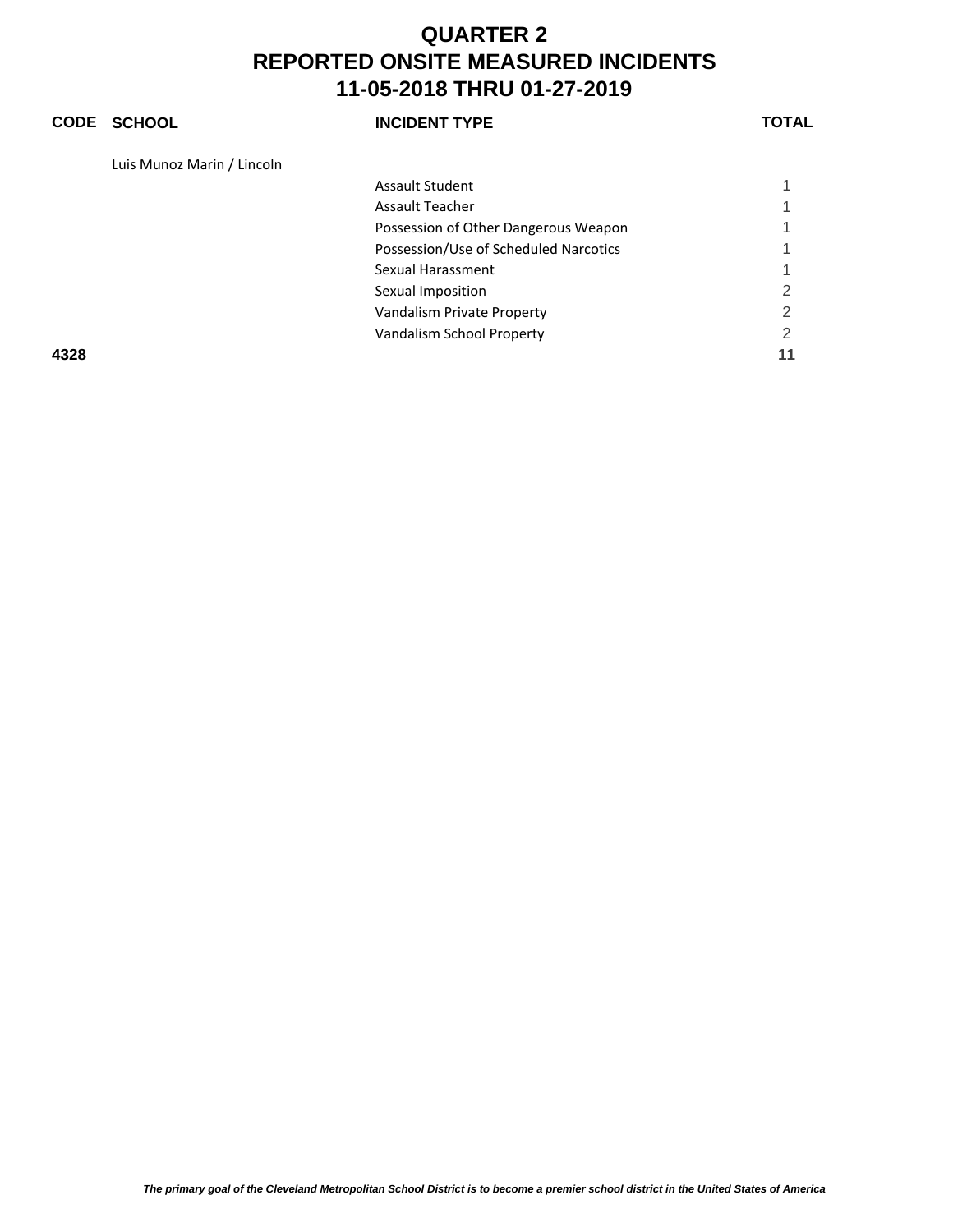# QUARTER 2
# REPORTED ONSITE MEASURED INCIDENTS
# 11-05-2018 THRU 01-27-2019

| CODE | SCHOOL | INCIDENT TYPE | TOTAL |
|---|---|---|---|
| | Luis Munoz Marin / Lincoln | | |
| | | Assault Student | 1 |
| | | Assault Teacher | 1 |
| | | Possession of Other Dangerous Weapon | 1 |
| | | Possession/Use of Scheduled Narcotics | 1 |
| | | Sexual Harassment | 1 |
| | | Sexual Imposition | 2 |
| | | Vandalism Private Property | 2 |
| | | Vandalism School Property | 2 |
| **4328** | | | **11** |

*The primary goal of the Cleveland Metropolitan School District is to become a premier school district in the United States of America*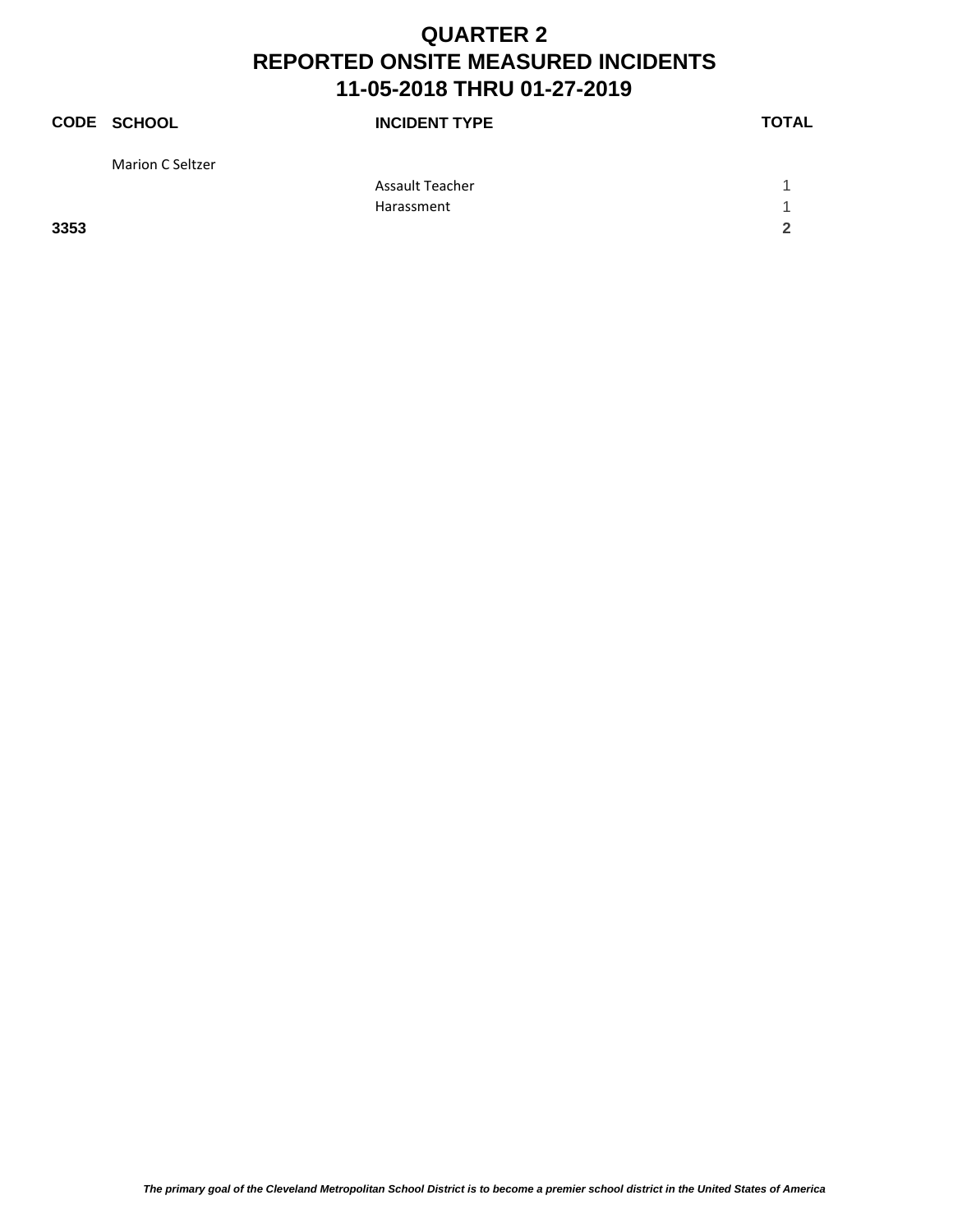# QUARTER 2
# REPORTED ONSITE MEASURED INCIDENTS
# 11-05-2018 THRU 01-27-2019

| CODE | SCHOOL | INCIDENT TYPE | TOTAL |
|---|---|---|---|
| | Marion C Seltzer | | |
| | | Assault Teacher | 1 |
| | | Harassment | 1 |
| **3353** | | | **2** |

*The primary goal of the Cleveland Metropolitan School District is to become a premier school district in the United States of America*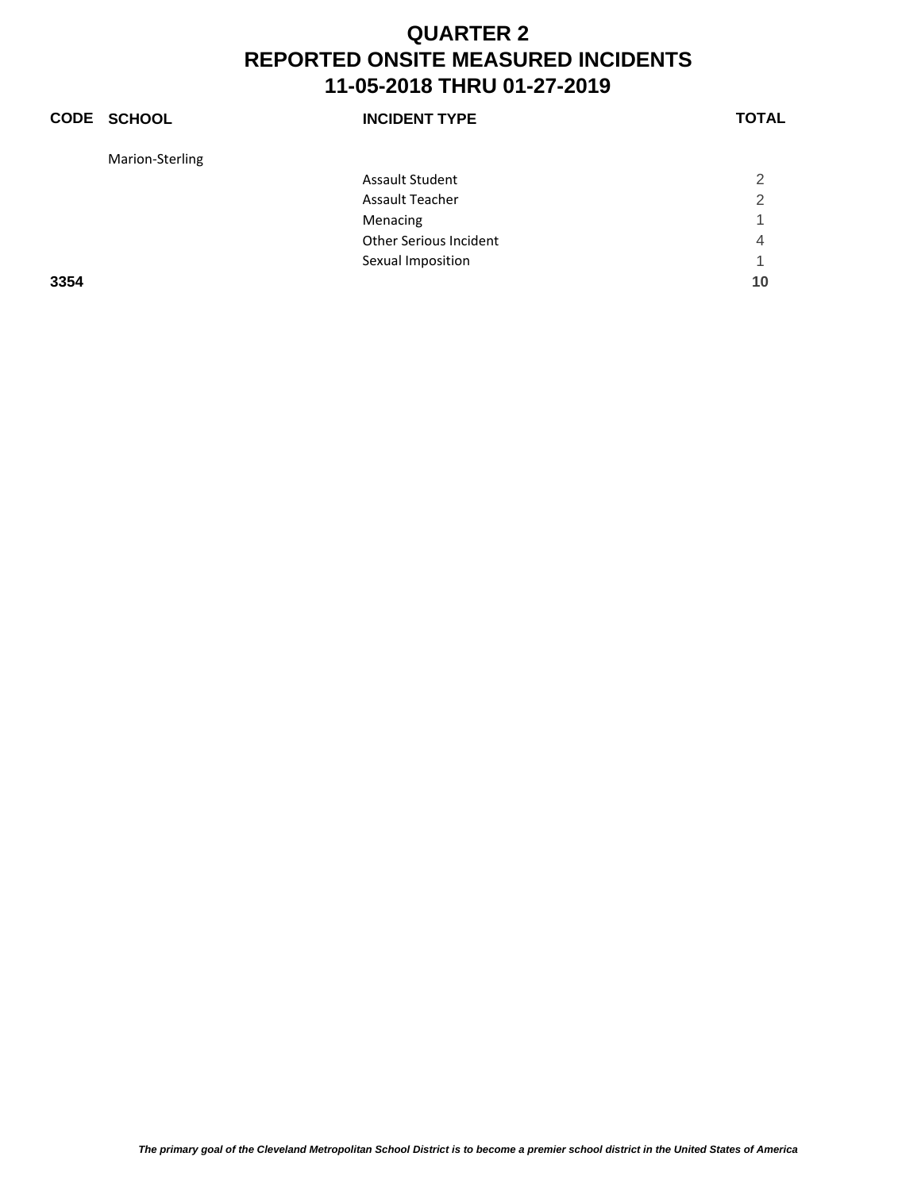# QUARTER 2
# REPORTED ONSITE MEASURED INCIDENTS
# 11-05-2018 THRU 01-27-2019

| CODE | SCHOOL | INCIDENT TYPE | TOTAL |
|---|---|---|---|
| | Marion-Sterling | | |
| | | Assault Student | 2 |
| | | Assault Teacher | 2 |
| | | Menacing | 1 |
| | | Other Serious Incident | 4 |
| | | Sexual Imposition | 1 |
| **3354** | | | **10** |

*The primary goal of the Cleveland Metropolitan School District is to become a premier school district in the United States of America*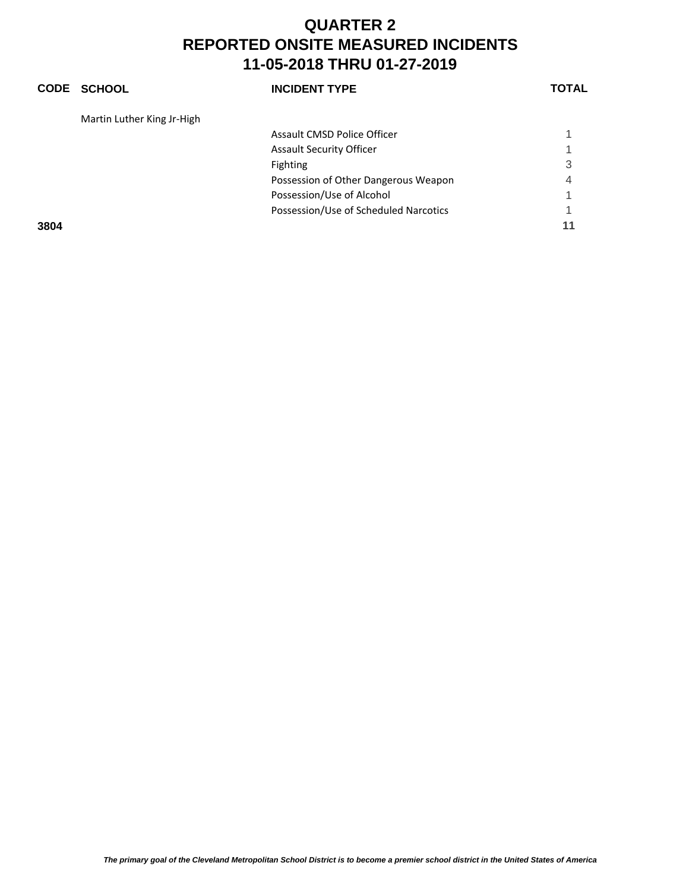# QUARTER 2
# REPORTED ONSITE MEASURED INCIDENTS
# 11-05-2018 THRU 01-27-2019

| CODE | SCHOOL | INCIDENT TYPE | TOTAL |
|---|---|---|---|
| | Martin Luther King Jr-High | | |
| | | Assault CMSD Police Officer | 1 |
| | | Assault Security Officer | 1 |
| | | Fighting | 3 |
| | | Possession of Other Dangerous Weapon | 4 |
| | | Possession/Use of Alcohol | 1 |
| | | Possession/Use of Scheduled Narcotics | 1 |
| **3804** | | | **11** |

*The primary goal of the Cleveland Metropolitan School District is to become a premier school district in the United States of America*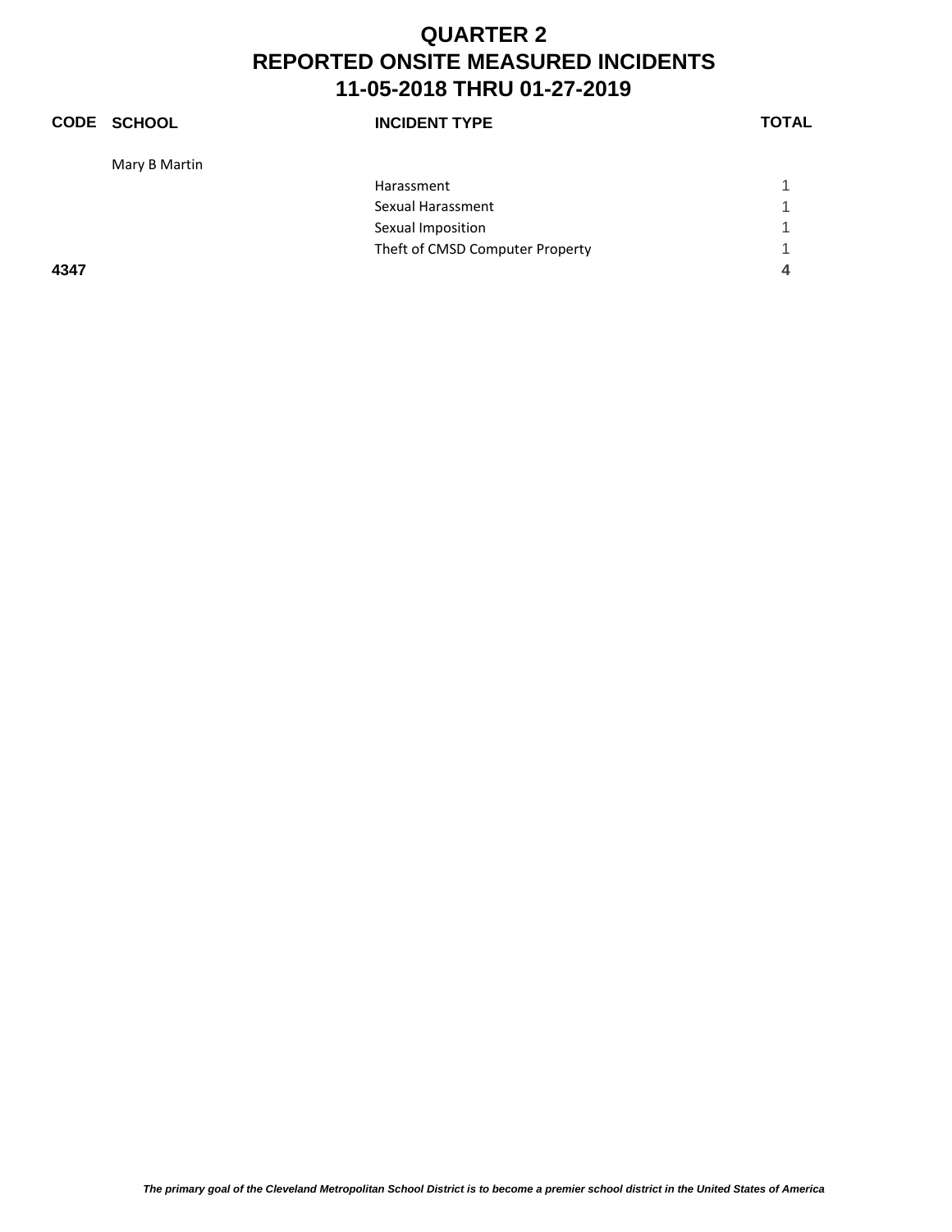# QUARTER 2
# REPORTED ONSITE MEASURED INCIDENTS
# 11-05-2018 THRU 01-27-2019

| CODE | SCHOOL | INCIDENT TYPE | TOTAL |
|---|---|---|---|
| | Mary B Martin | | |
| | | Harassment | 1 |
| | | Sexual Harassment | 1 |
| | | Sexual Imposition | 1 |
| | | Theft of CMSD Computer Property | 1 |
| **4347** | | | **4** |

*The primary goal of the Cleveland Metropolitan School District is to become a premier school district in the United States of America*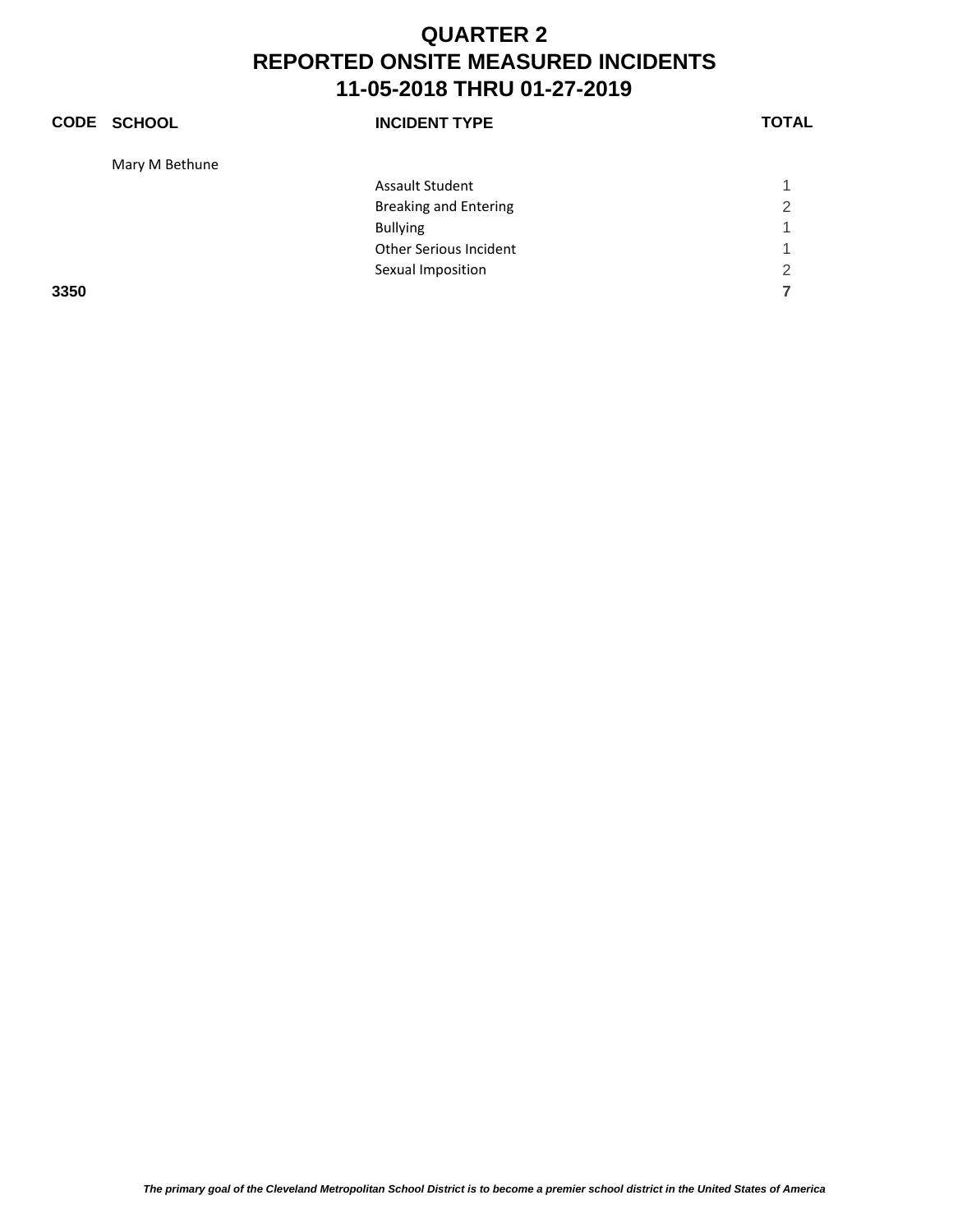# QUARTER 2
# REPORTED ONSITE MEASURED INCIDENTS
# 11-05-2018 THRU 01-27-2019

| CODE | SCHOOL | INCIDENT TYPE | TOTAL |
|---|---|---|---|
| | Mary M Bethune | | |
| | | Assault Student | 1 |
| | | Breaking and Entering | 2 |
| | | Bullying | 1 |
| | | Other Serious Incident | 1 |
| | | Sexual Imposition | 2 |
| **3350** | | | **7** |

*The primary goal of the Cleveland Metropolitan School District is to become a premier school district in the United States of America*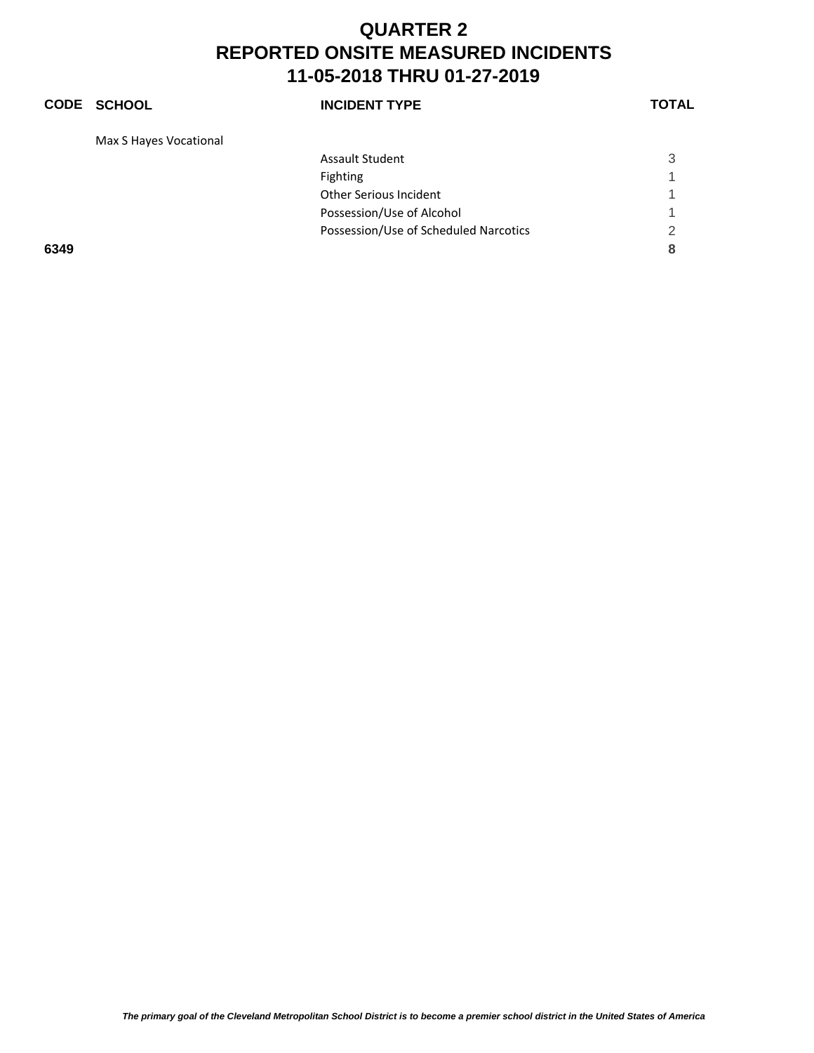# QUARTER 2
# REPORTED ONSITE MEASURED INCIDENTS
# 11-05-2018 THRU 01-27-2019

| CODE | SCHOOL | INCIDENT TYPE | TOTAL |
|---|---|---|---|
| | Max S Hayes Vocational | | |
| | | Assault Student | 3 |
| | | Fighting | 1 |
| | | Other Serious Incident | 1 |
| | | Possession/Use of Alcohol | 1 |
| | | Possession/Use of Scheduled Narcotics | 2 |
| **6349** | | | **8** |

*The primary goal of the Cleveland Metropolitan School District is to become a premier school district in the United States of America*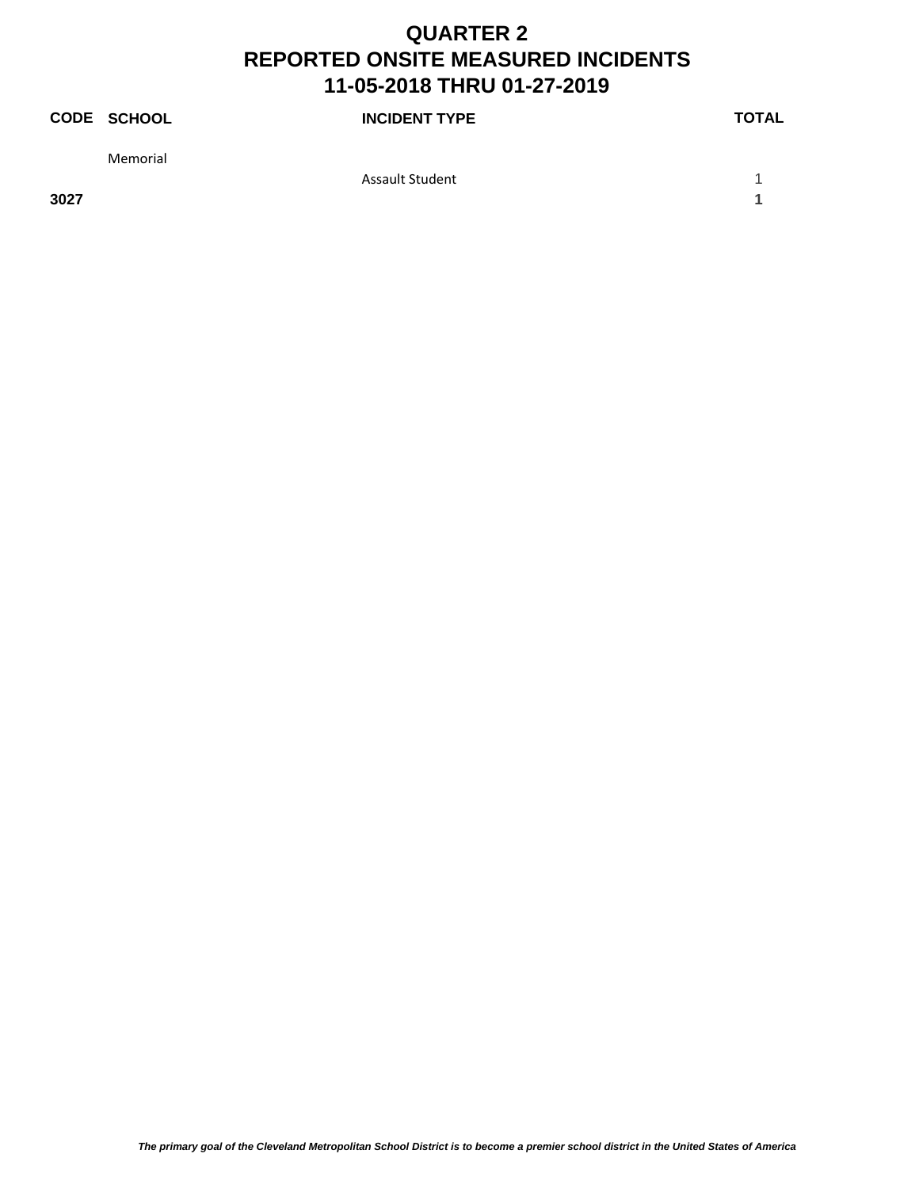# QUARTER 2
# REPORTED ONSITE MEASURED INCIDENTS
# 11-05-2018 THRU 01-27-2019

| CODE | SCHOOL | INCIDENT TYPE | TOTAL |
|---|---|---|---|
| | Memorial | | |
| | | Assault Student | 1 |
| **3027** | | | **1** |

*The primary goal of the Cleveland Metropolitan School District is to become a premier school district in the United States of America*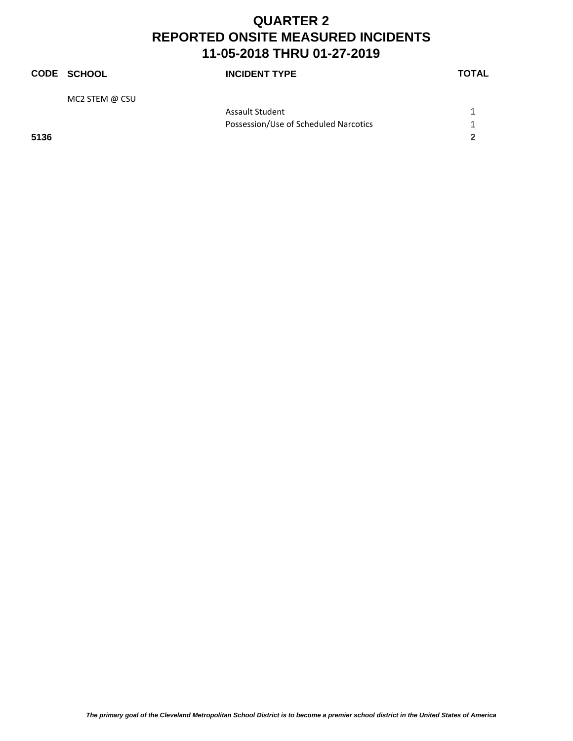# QUARTER 2
# REPORTED ONSITE MEASURED INCIDENTS
# 11-05-2018 THRU 01-27-2019

| CODE | SCHOOL | INCIDENT TYPE | TOTAL |
|---|---|---|---|
| | MC2 STEM @ CSU | | |
| | | Assault Student | 1 |
| | | Possession/Use of Scheduled Narcotics | 1 |
| **5136** | | | **2** |

*The primary goal of the Cleveland Metropolitan School District is to become a premier school district in the United States of America*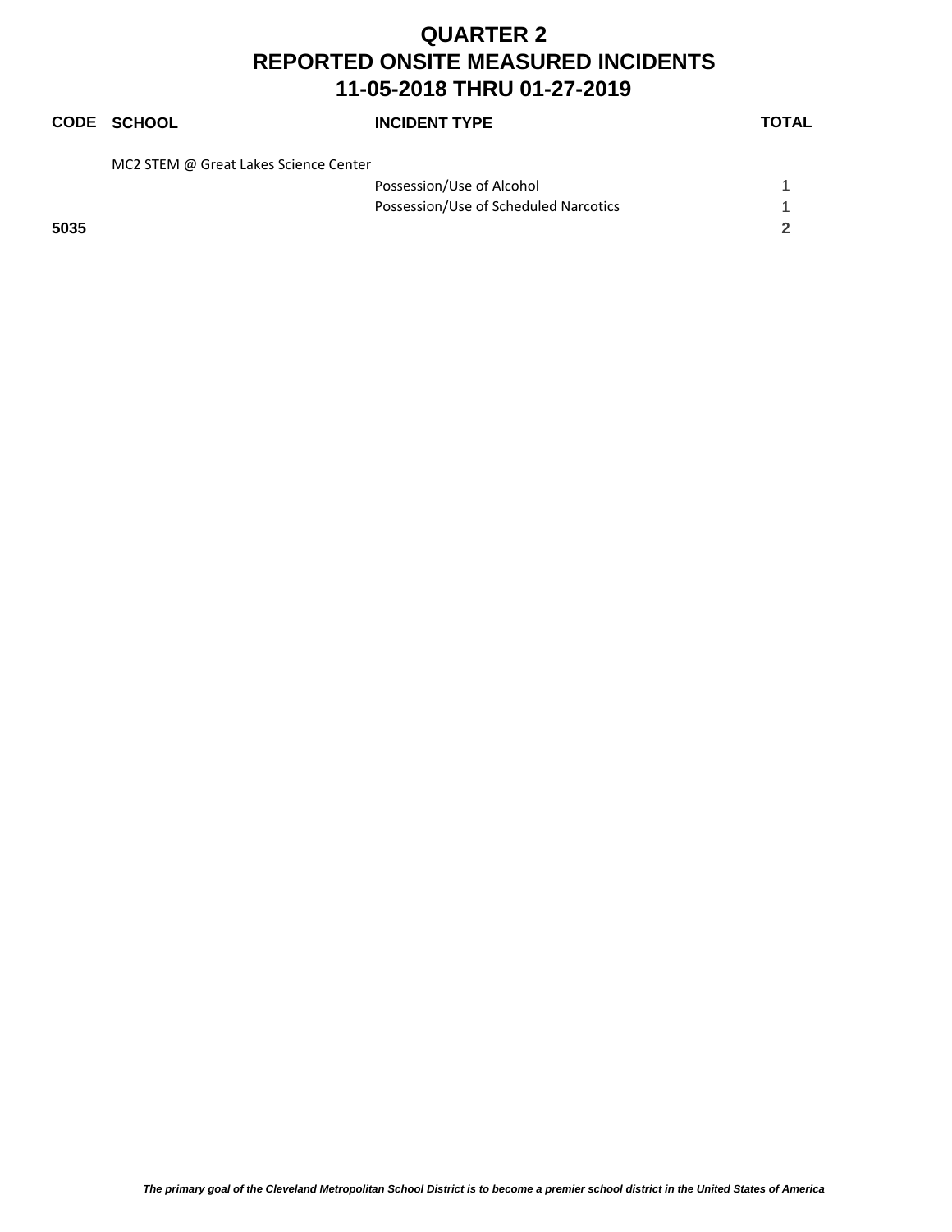# QUARTER 2
# REPORTED ONSITE MEASURED INCIDENTS
# 11-05-2018 THRU 01-27-2019

| CODE | SCHOOL | INCIDENT TYPE | TOTAL |
|---|---|---|---|
| | MC2 STEM @ Great Lakes Science Center | | |
| | | Possession/Use of Alcohol | 1 |
| | | Possession/Use of Scheduled Narcotics | 1 |
| **5035** | | | **2** |

*The primary goal of the Cleveland Metropolitan School District is to become a premier school district in the United States of America*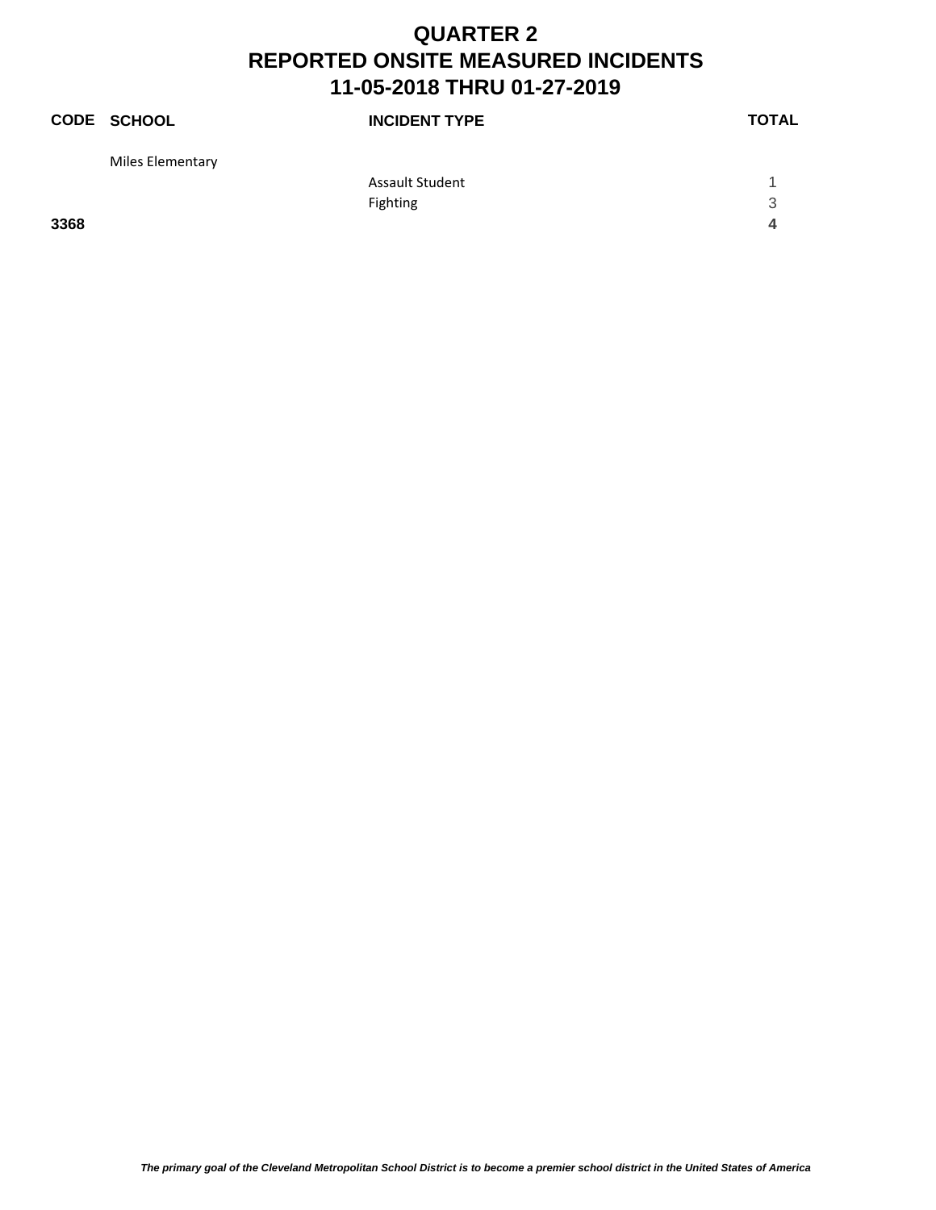# QUARTER 2
# REPORTED ONSITE MEASURED INCIDENTS
# 11-05-2018 THRU 01-27-2019

| CODE | SCHOOL | INCIDENT TYPE | TOTAL |
|---|---|---|---|
| | Miles Elementary | | |
| | | Assault Student | 1 |
| | | Fighting | 3 |
| **3368** | | | **4** |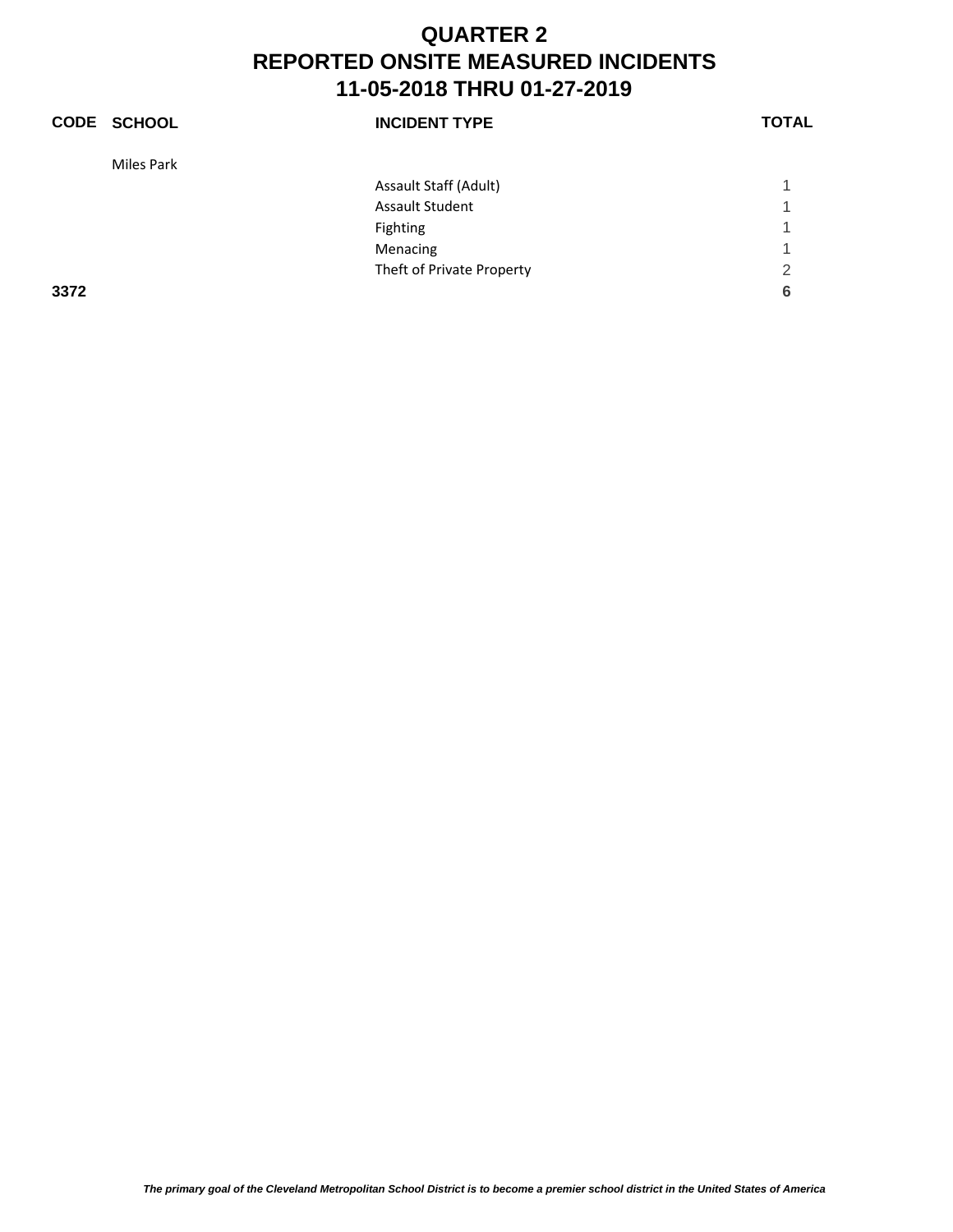# QUARTER 2
# REPORTED ONSITE MEASURED INCIDENTS
# 11-05-2018 THRU 01-27-2019

| CODE | SCHOOL | INCIDENT TYPE | TOTAL |
|---|---|---|---|
| | Miles Park | | |
| | | Assault Staff (Adult) | 1 |
| | | Assault Student | 1 |
| | | Fighting | 1 |
| | | Menacing | 1 |
| | | Theft of Private Property | 2 |
| **3372** | | | **6** |

*The primary goal of the Cleveland Metropolitan School District is to become a premier school district in the United States of America*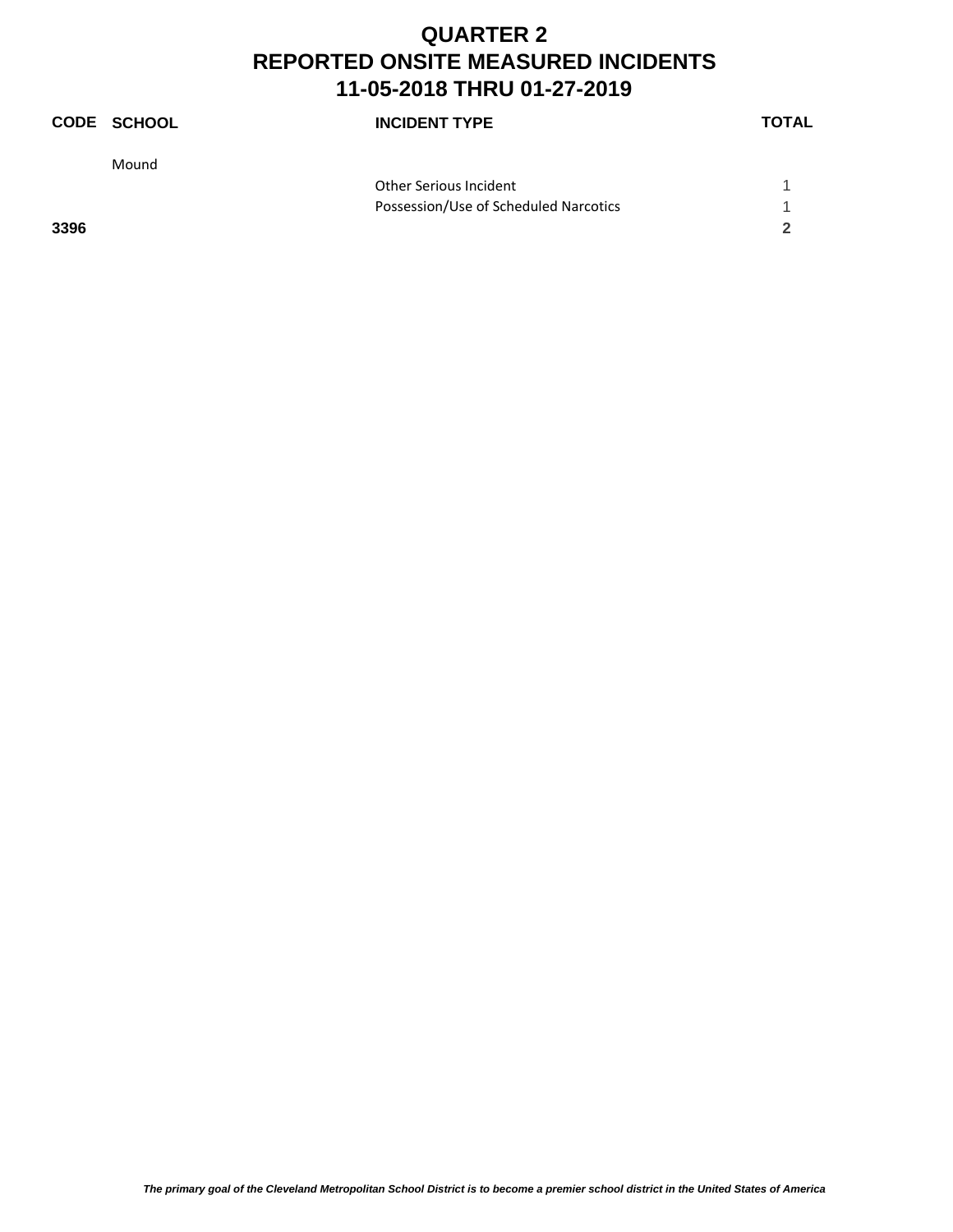# QUARTER 2
# REPORTED ONSITE MEASURED INCIDENTS
# 11-05-2018 THRU 01-27-2019

| CODE | SCHOOL | INCIDENT TYPE | TOTAL |
|---|---|---|---|
| | Mound | | |
| | | Other Serious Incident | 1 |
| | | Possession/Use of Scheduled Narcotics | 1 |
| **3396** | | | **2** |

***The primary goal of the Cleveland Metropolitan School District is to become a premier school district in the United States of America***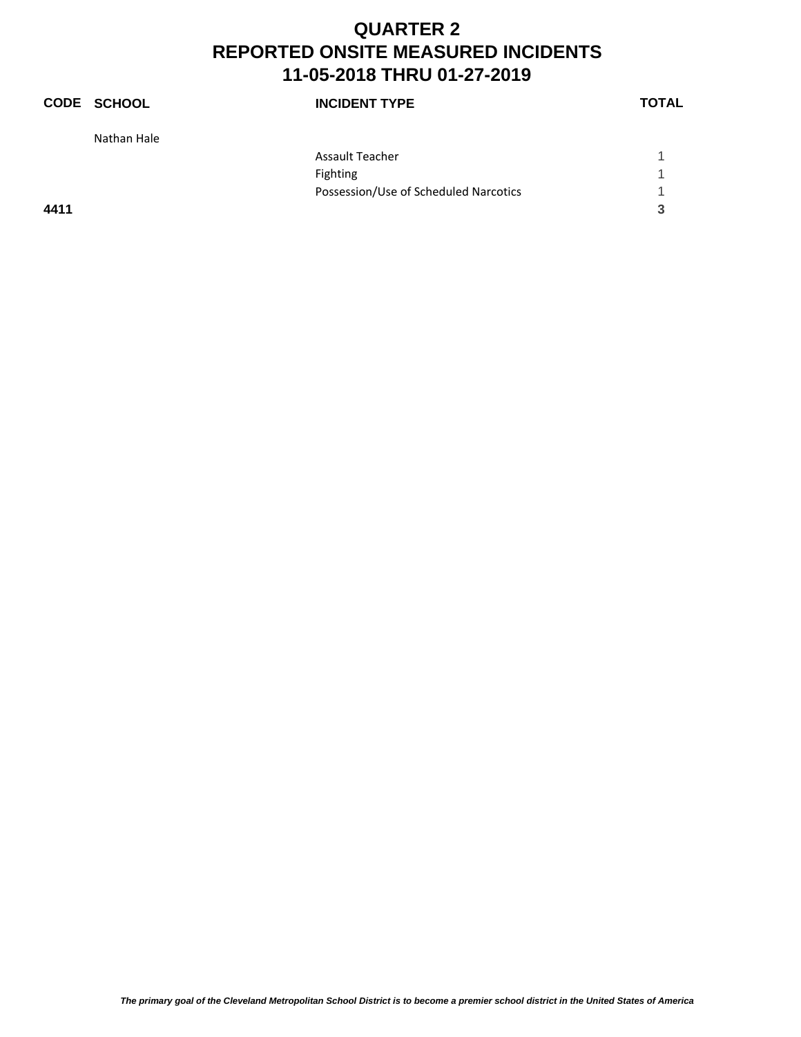# QUARTER 2
# REPORTED ONSITE MEASURED INCIDENTS
# 11-05-2018 THRU 01-27-2019

| CODE | SCHOOL | INCIDENT TYPE | TOTAL |
|---|---|---|---|
| | Nathan Hale | | |
| | | Assault Teacher | 1 |
| | | Fighting | 1 |
| | | Possession/Use of Scheduled Narcotics | 1 |
| **4411** | | | **3** |

*The primary goal of the Cleveland Metropolitan School District is to become a premier school district in the United States of America*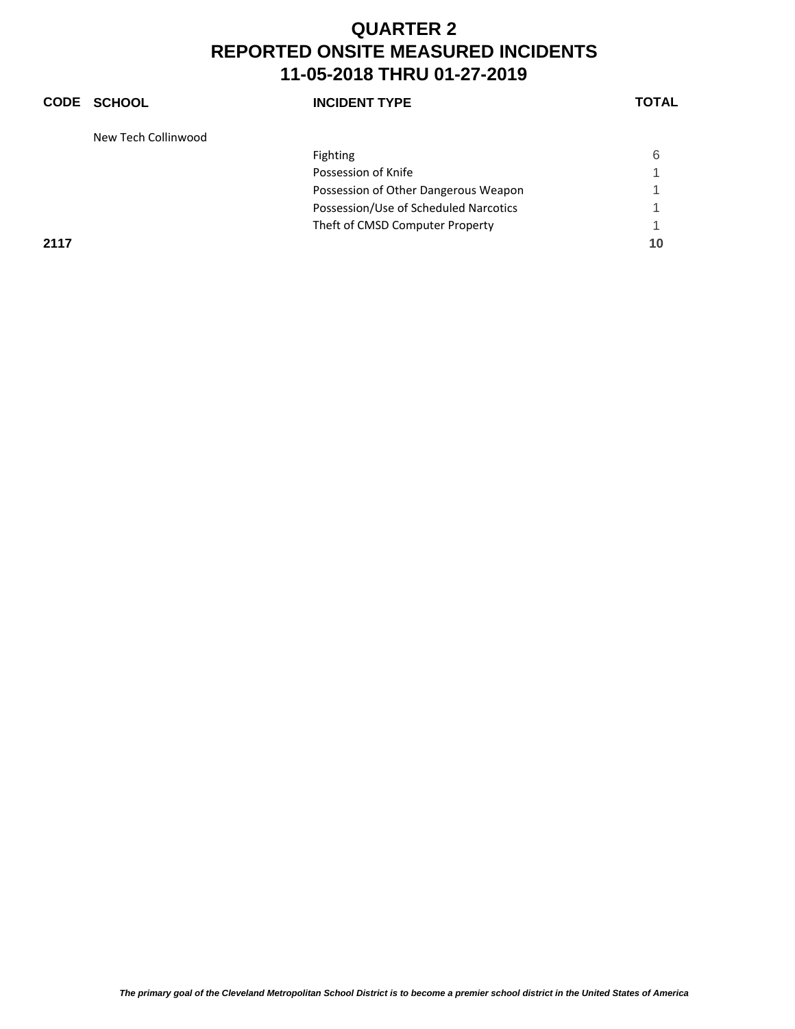# QUARTER 2
# REPORTED ONSITE MEASURED INCIDENTS
# 11-05-2018 THRU 01-27-2019

| CODE | SCHOOL | INCIDENT TYPE | TOTAL |
|---|---|---|---|
| | New Tech Collinwood | | |
| | | Fighting | 6 |
| | | Possession of Knife | 1 |
| | | Possession of Other Dangerous Weapon | 1 |
| | | Possession/Use of Scheduled Narcotics | 1 |
| | | Theft of CMSD Computer Property | 1 |
| **2117** | | | **10** |

*The primary goal of the Cleveland Metropolitan School District is to become a premier school district in the United States of America*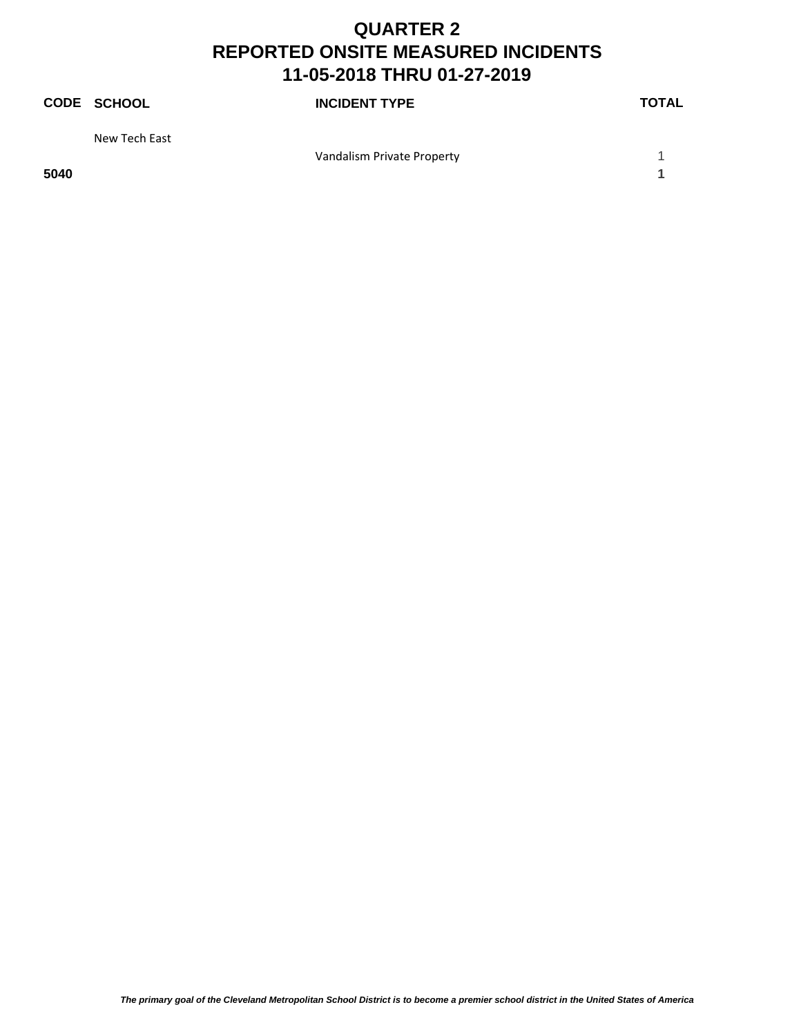# QUARTER 2
# REPORTED ONSITE MEASURED INCIDENTS
# 11-05-2018 THRU 01-27-2019

| CODE | SCHOOL | INCIDENT TYPE | TOTAL |
|---|---|---|---|
| | New Tech East | | |
| | | Vandalism Private Property | 1 |
| **5040** | | | **1** |

*The primary goal of the Cleveland Metropolitan School District is to become a premier school district in the United States of America*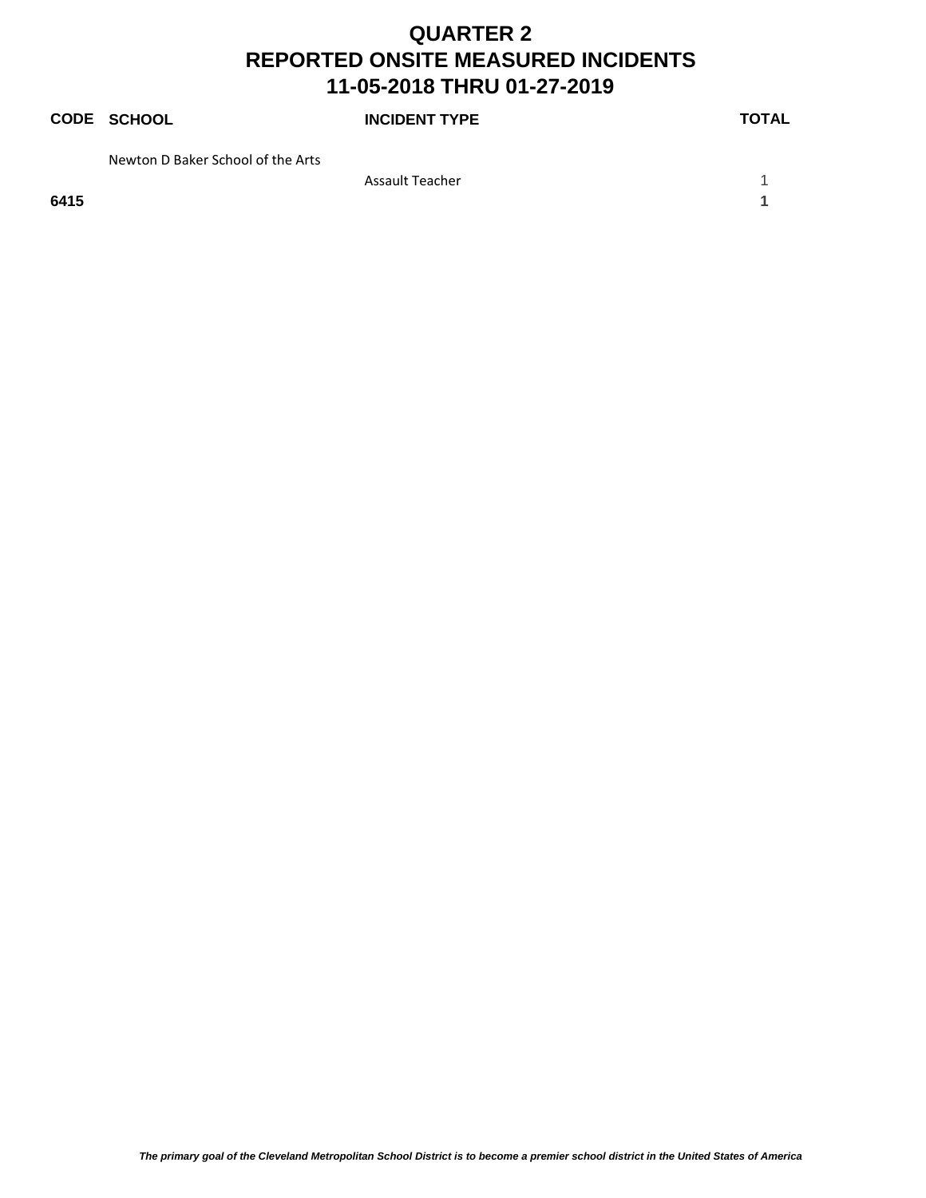# QUARTER 2
# REPORTED ONSITE MEASURED INCIDENTS
# 11-05-2018 THRU 01-27-2019

| CODE | SCHOOL | INCIDENT TYPE | TOTAL |
|---|---|---|---|
| | Newton D Baker School of the Arts | | |
| | | Assault Teacher | 1 |
| **6415** | | | **1** |

*The primary goal of the Cleveland Metropolitan School District is to become a premier school district in the United States of America*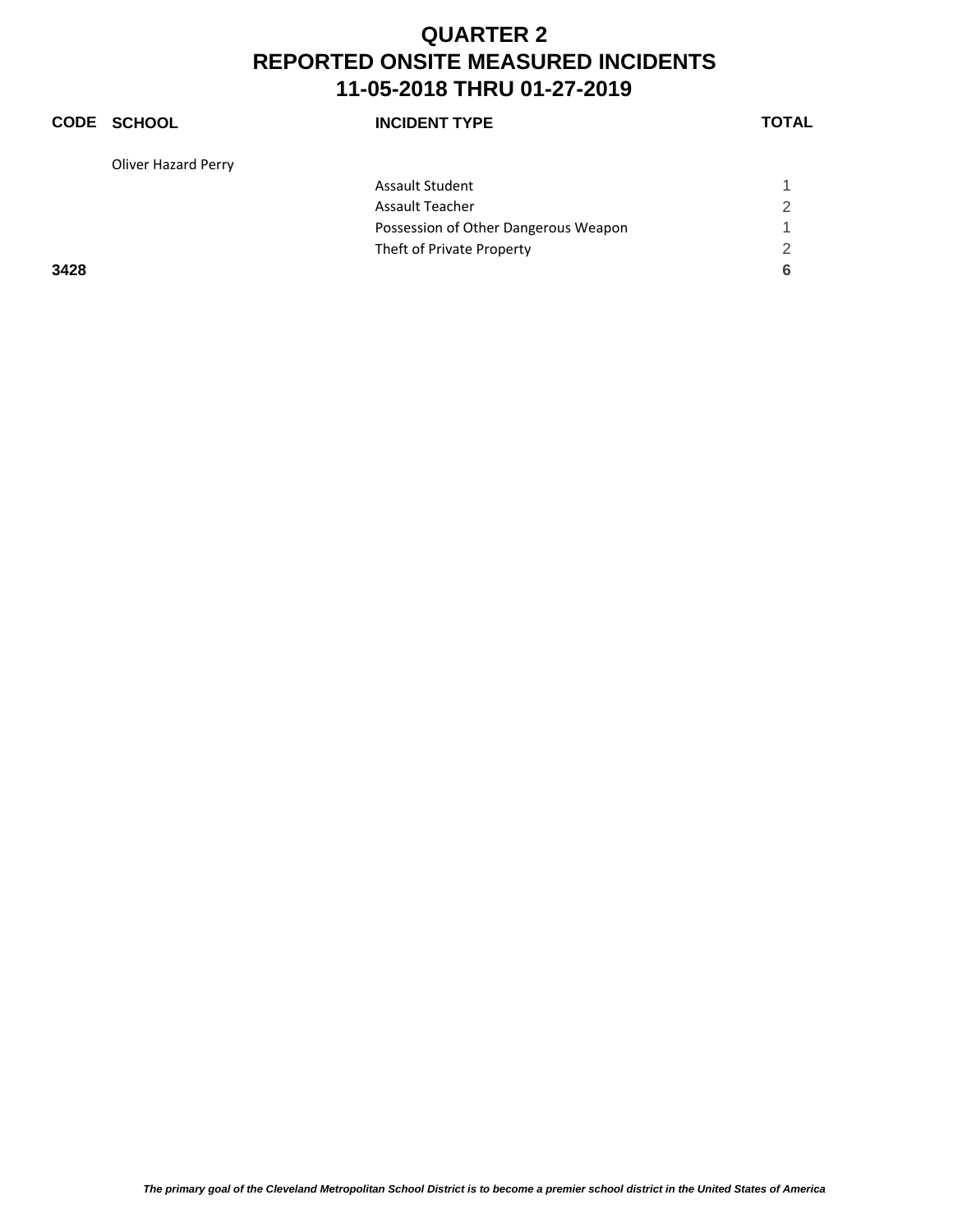# QUARTER 2
# REPORTED ONSITE MEASURED INCIDENTS
# 11-05-2018 THRU 01-27-2019

| CODE | SCHOOL | INCIDENT TYPE | TOTAL |
|---|---|---|---|
| | Oliver Hazard Perry | | |
| | | Assault Student | 1 |
| | | Assault Teacher | 2 |
| | | Possession of Other Dangerous Weapon | 1 |
| | | Theft of Private Property | 2 |
| **3428** | | | **6** |

*The primary goal of the Cleveland Metropolitan School District is to become a premier school district in the United States of America*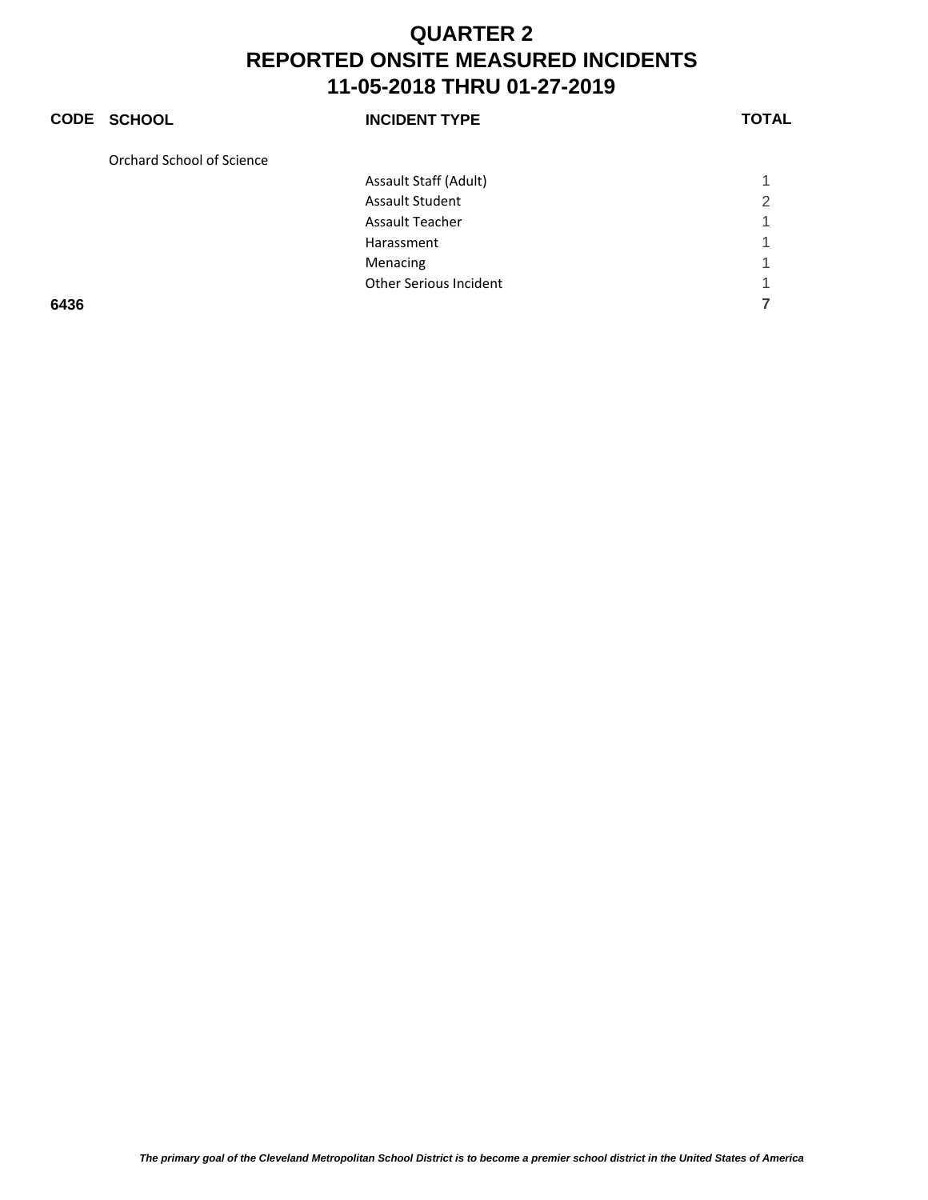# QUARTER 2
# REPORTED ONSITE MEASURED INCIDENTS
# 11-05-2018 THRU 01-27-2019

| CODE | SCHOOL | INCIDENT TYPE | TOTAL |
|---|---|---|---|
| | Orchard School of Science | | |
| | | Assault Staff (Adult) | 1 |
| | | Assault Student | 2 |
| | | Assault Teacher | 1 |
| | | Harassment | 1 |
| | | Menacing | 1 |
| | | Other Serious Incident | 1 |
| **6436** | | | **7** |

*The primary goal of the Cleveland Metropolitan School District is to become a premier school district in the United States of America*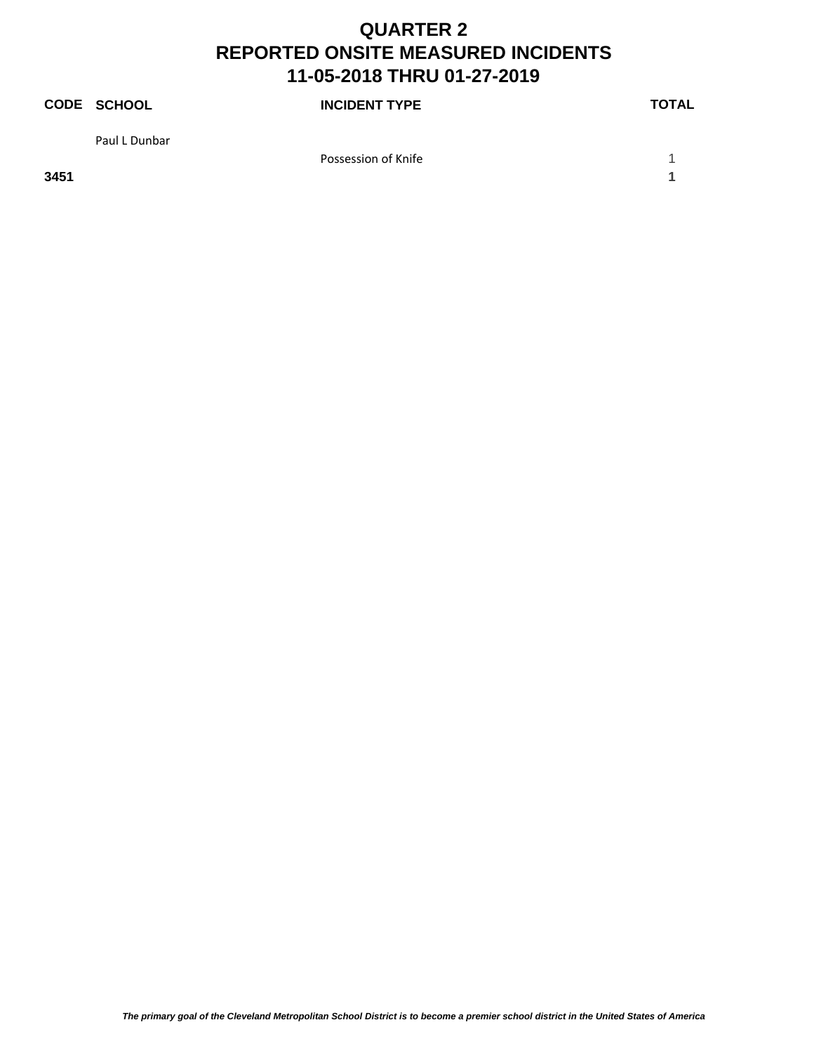# QUARTER 2
# REPORTED ONSITE MEASURED INCIDENTS
# 11-05-2018 THRU 01-27-2019

| CODE | SCHOOL | INCIDENT TYPE | TOTAL |
|---|---|---|---|
| | Paul L Dunbar | | |
| | | Possession of Knife | 1 |
| **3451** | | | **1** |

*The primary goal of the Cleveland Metropolitan School District is to become a premier school district in the United States of America*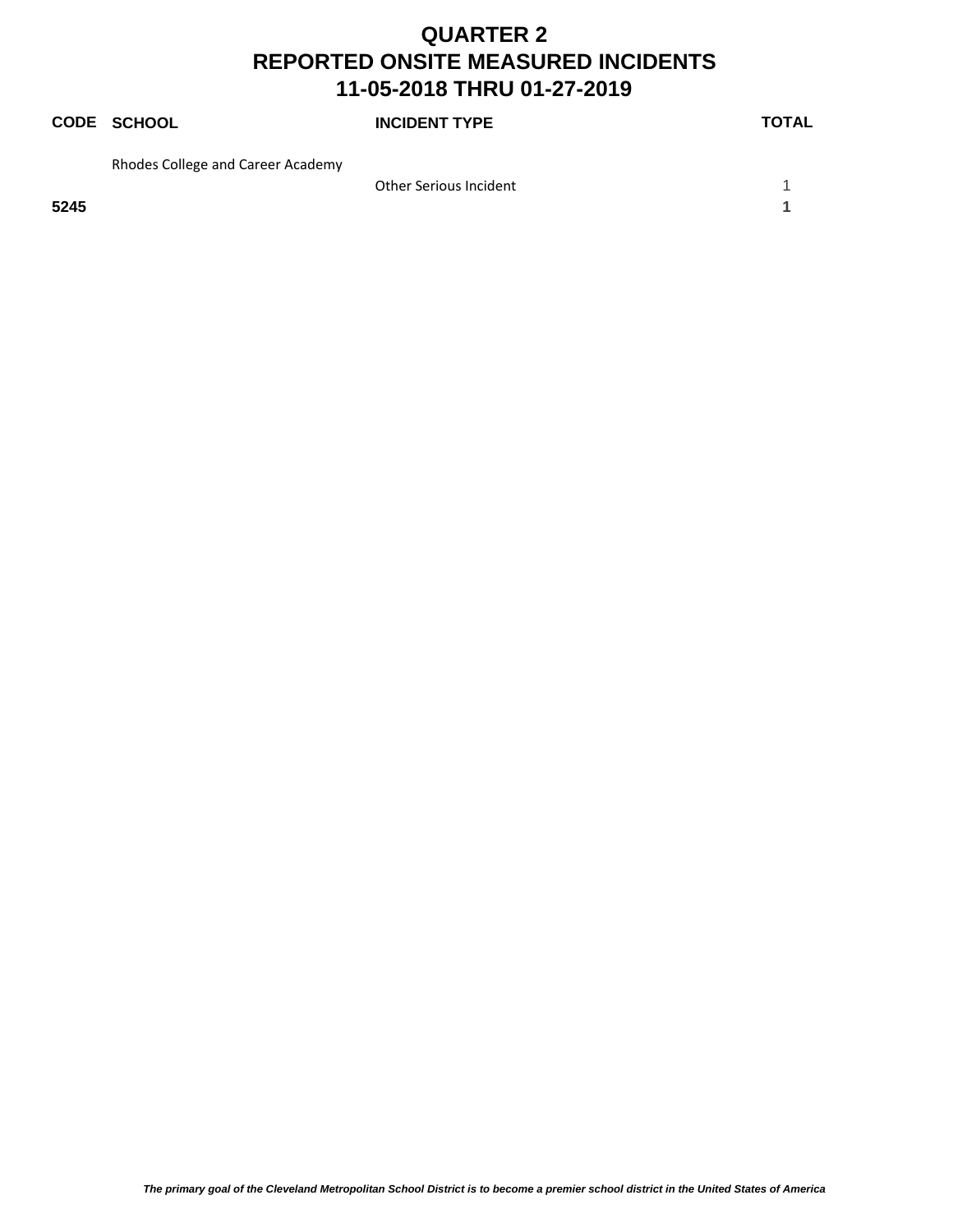# QUARTER 2
# REPORTED ONSITE MEASURED INCIDENTS
# 11-05-2018 THRU 01-27-2019

| CODE | SCHOOL | INCIDENT TYPE | TOTAL |
|---|---|---|---|
| | Rhodes College and Career Academy | | |
| | | Other Serious Incident | 1 |
| **5245** | | | **1** |

*The primary goal of the Cleveland Metropolitan School District is to become a premier school district in the United States of America*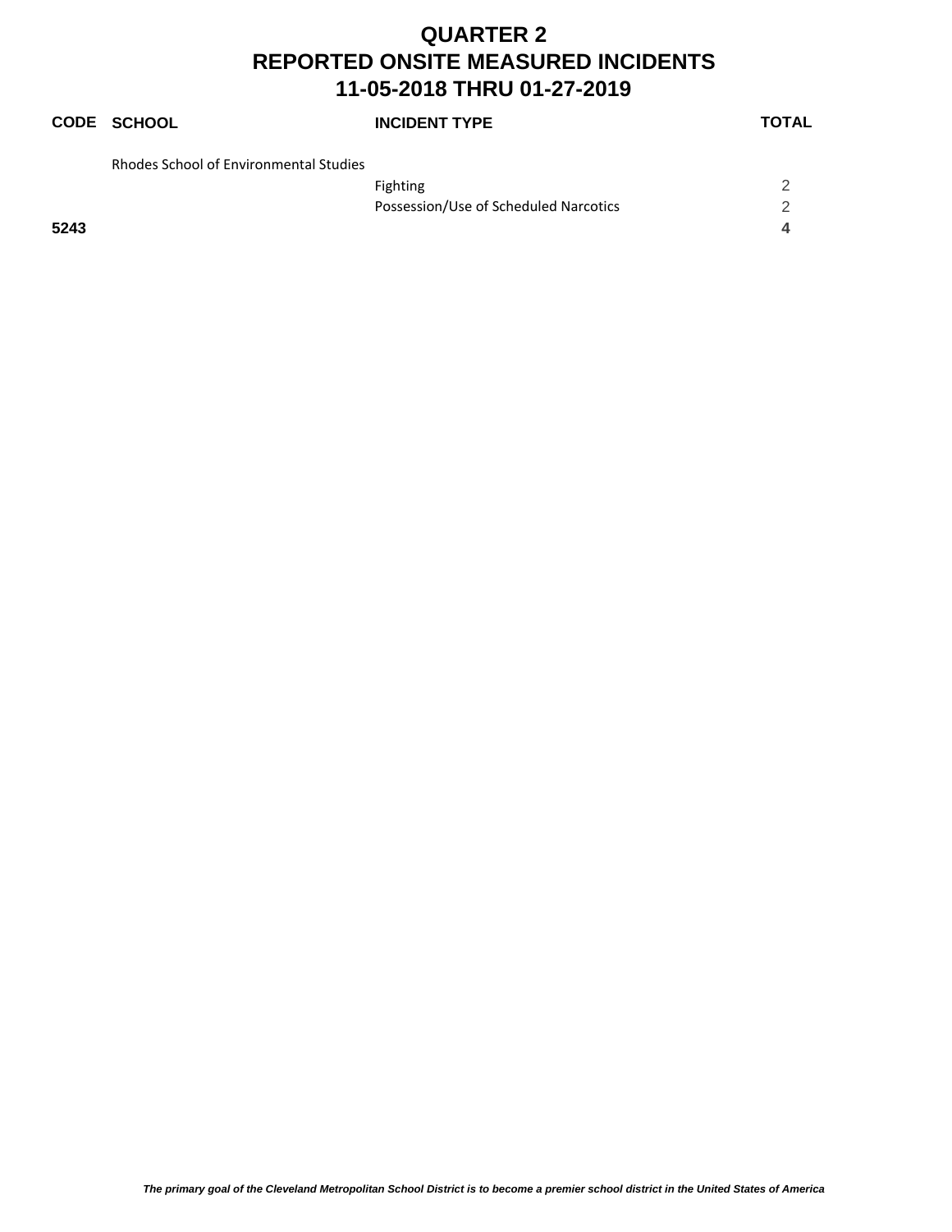# QUARTER 2
# REPORTED ONSITE MEASURED INCIDENTS
# 11-05-2018 THRU 01-27-2019

| CODE | SCHOOL | INCIDENT TYPE | TOTAL |
|---|---|---|---|
| | Rhodes School of Environmental Studies | | |
| | | Fighting | 2 |
| | | Possession/Use of Scheduled Narcotics | 2 |
| **5243** | | | **4** |

*The primary goal of the Cleveland Metropolitan School District is to become a premier school district in the United States of America*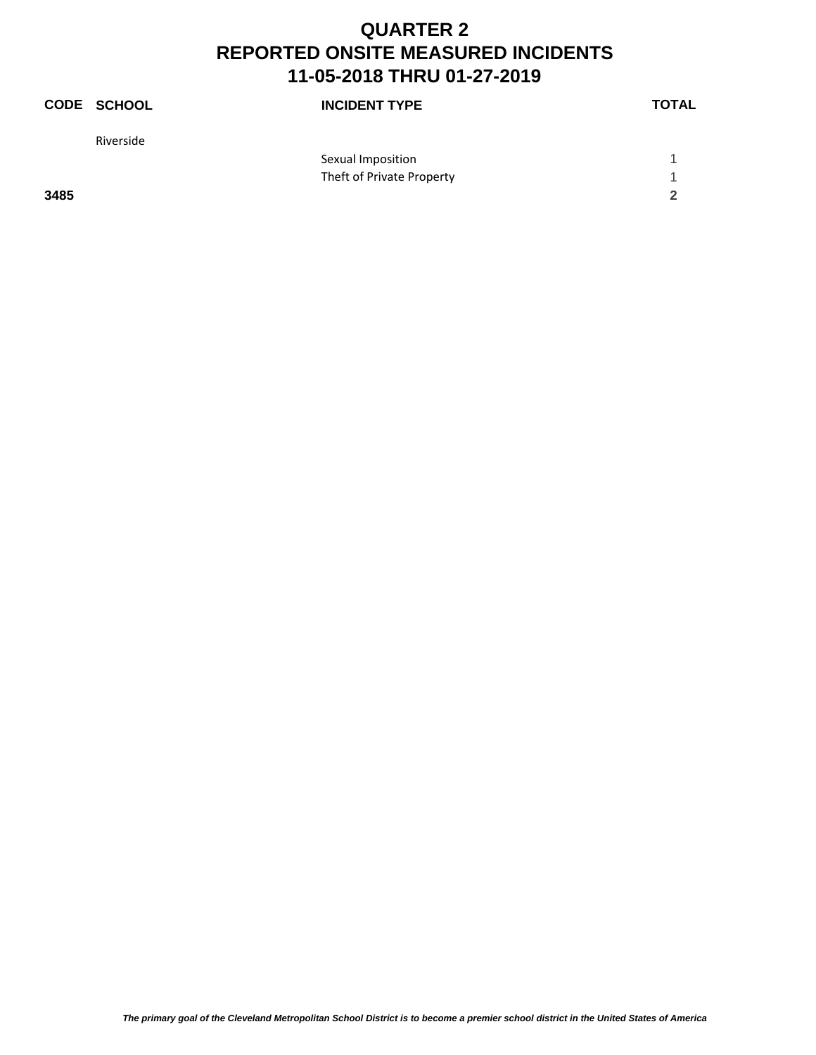# QUARTER 2
# REPORTED ONSITE MEASURED INCIDENTS
# 11-05-2018 THRU 01-27-2019

| CODE | SCHOOL | INCIDENT TYPE | TOTAL |
|---|---|---|---|
| | Riverside | | |
| | | Sexual Imposition | 1 |
| | | Theft of Private Property | 1 |
| **3485** | | | **2** |

*The primary goal of the Cleveland Metropolitan School District is to become a premier school district in the United States of America*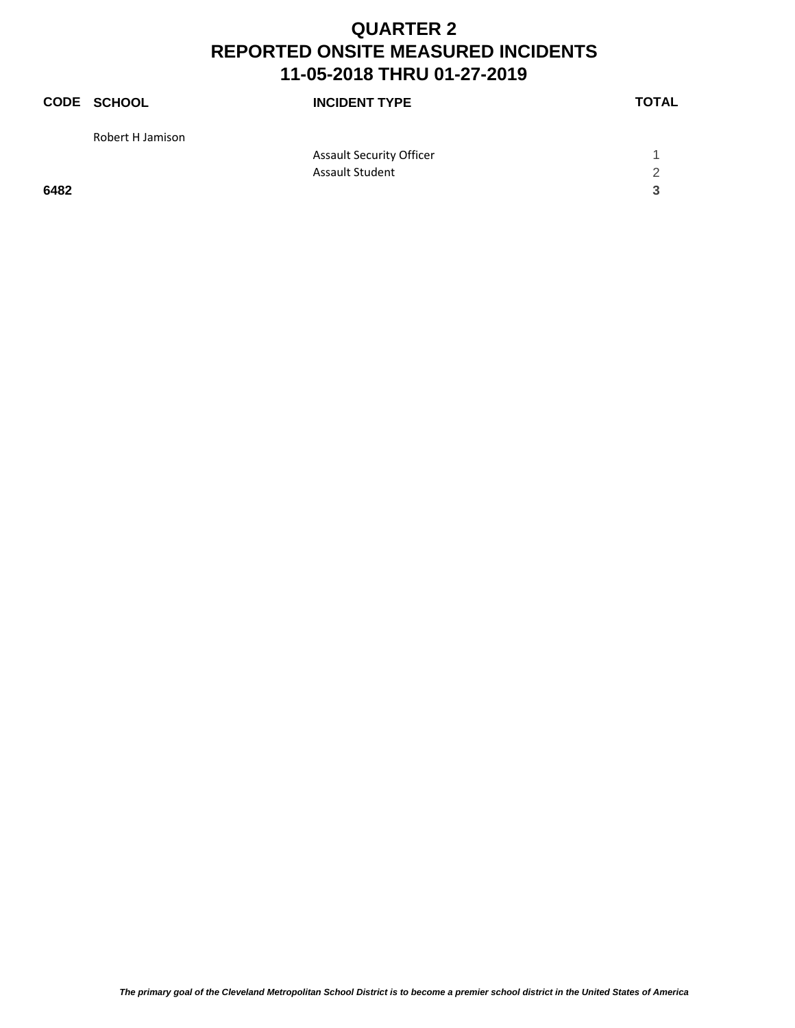# QUARTER 2
# REPORTED ONSITE MEASURED INCIDENTS
# 11-05-2018 THRU 01-27-2019

| CODE | SCHOOL | INCIDENT TYPE | TOTAL |
|---|---|---|---|
| | Robert H Jamison | | |
| | | Assault Security Officer | 1 |
| | | Assault Student | 2 |
| **6482** | | | **3** |

*The primary goal of the Cleveland Metropolitan School District is to become a premier school district in the United States of America*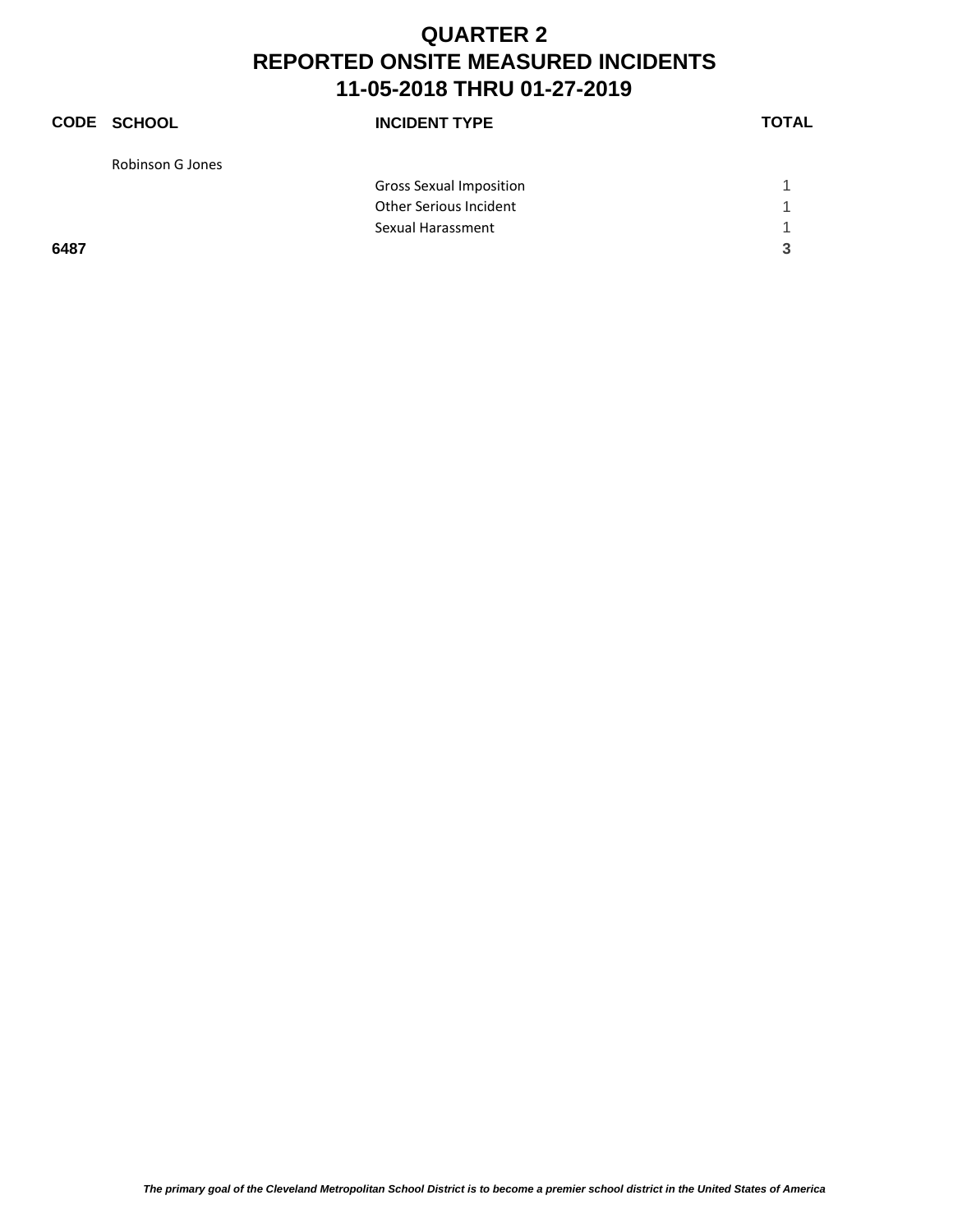# QUARTER 2
# REPORTED ONSITE MEASURED INCIDENTS
# 11-05-2018 THRU 01-27-2019

| CODE | SCHOOL | INCIDENT TYPE | TOTAL |
|---|---|---|---|
| | Robinson G Jones | | |
| | | Gross Sexual Imposition | 1 |
| | | Other Serious Incident | 1 |
| | | Sexual Harassment | 1 |
| **6487** | | | **3** |

*The primary goal of the Cleveland Metropolitan School District is to become a premier school district in the United States of America*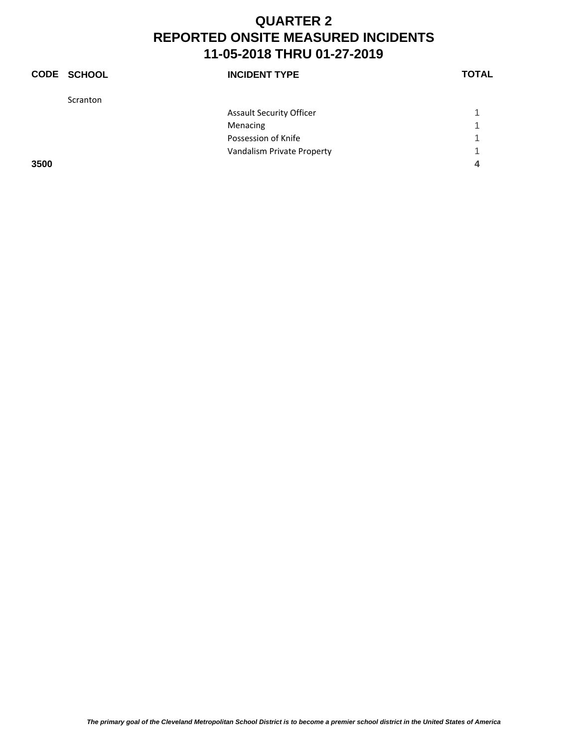# QUARTER 2
# REPORTED ONSITE MEASURED INCIDENTS
# 11-05-2018 THRU 01-27-2019

| CODE | SCHOOL | INCIDENT TYPE | TOTAL |
|---|---|---|---|
| | Scranton | | |
| | | Assault Security Officer | 1 |
| | | Menacing | 1 |
| | | Possession of Knife | 1 |
| | | Vandalism Private Property | 1 |
| **3500** | | | **4** |

*The primary goal of the Cleveland Metropolitan School District is to become a premier school district in the United States of America*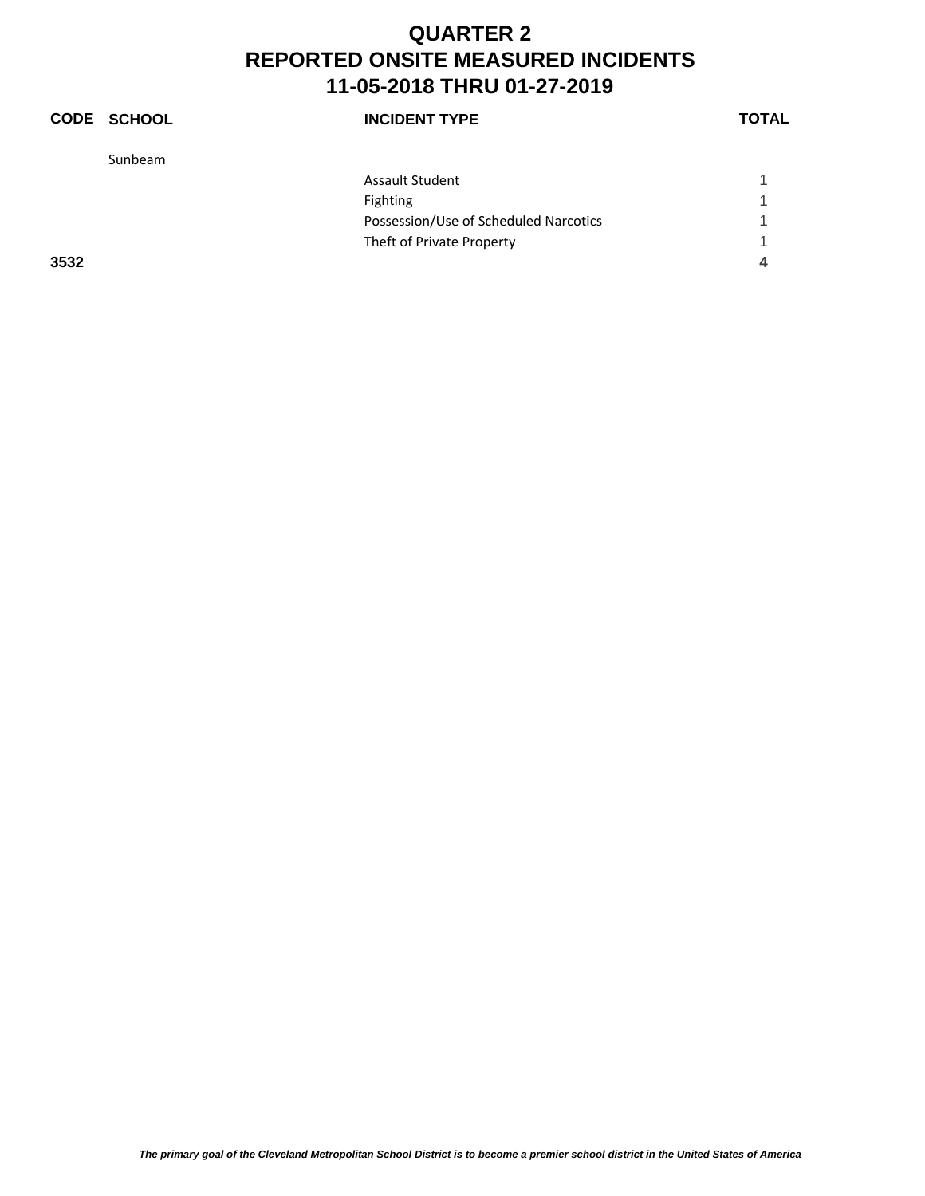# QUARTER 2
# REPORTED ONSITE MEASURED INCIDENTS
# 11-05-2018 THRU 01-27-2019

| CODE | SCHOOL | INCIDENT TYPE | TOTAL |
|---|---|---|---|
| | Sunbeam | | |
| | | Assault Student | 1 |
| | | Fighting | 1 |
| | | Possession/Use of Scheduled Narcotics | 1 |
| | | Theft of Private Property | 1 |
| **3532** | | | **4** |

*The primary goal of the Cleveland Metropolitan School District is to become a premier school district in the United States of America*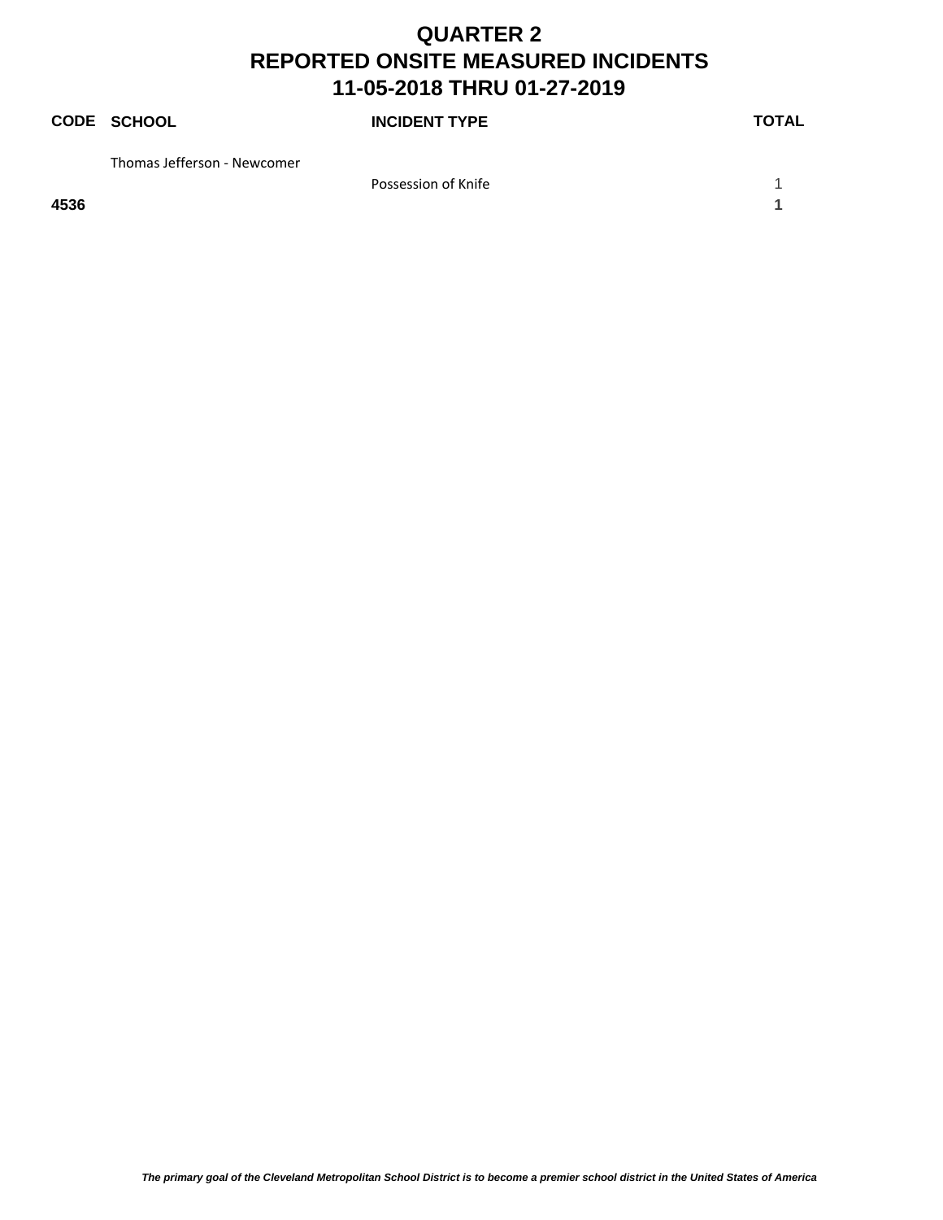# QUARTER 2
# REPORTED ONSITE MEASURED INCIDENTS
# 11-05-2018 THRU 01-27-2019

| CODE | SCHOOL | INCIDENT TYPE | TOTAL |
|---|---|---|---|
| | Thomas Jefferson - Newcomer | | |
| | | Possession of Knife | 1 |
| **4536** | | | **1** |

*The primary goal of the Cleveland Metropolitan School District is to become a premier school district in the United States of America*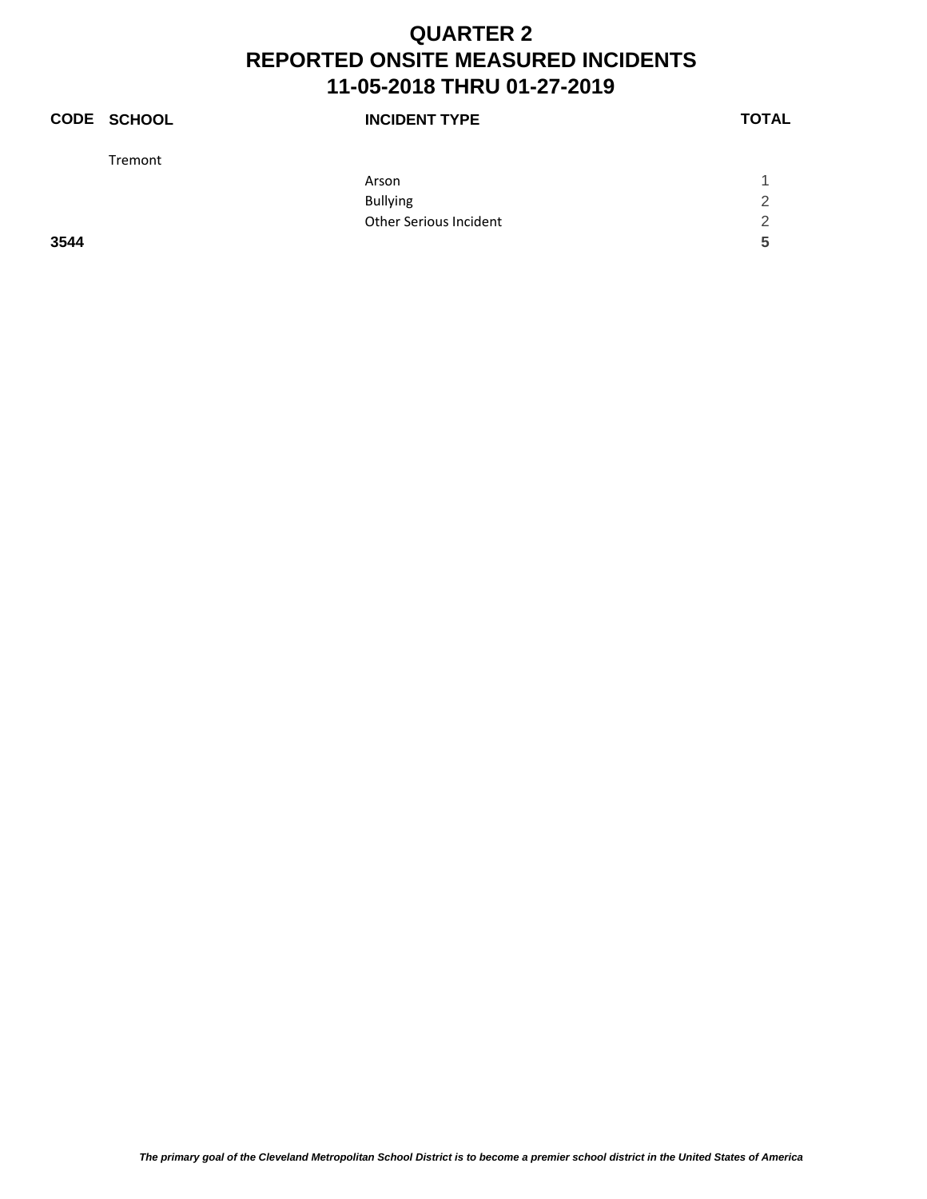# QUARTER 2
# REPORTED ONSITE MEASURED INCIDENTS
# 11-05-2018 THRU 01-27-2019

| CODE | SCHOOL | INCIDENT TYPE | TOTAL |
|---|---|---|---|
| | Tremont | | |
| | | Arson | 1 |
| | | Bullying | 2 |
| | | Other Serious Incident | 2 |
| **3544** | | | **5** |

*The primary goal of the Cleveland Metropolitan School District is to become a premier school district in the United States of America*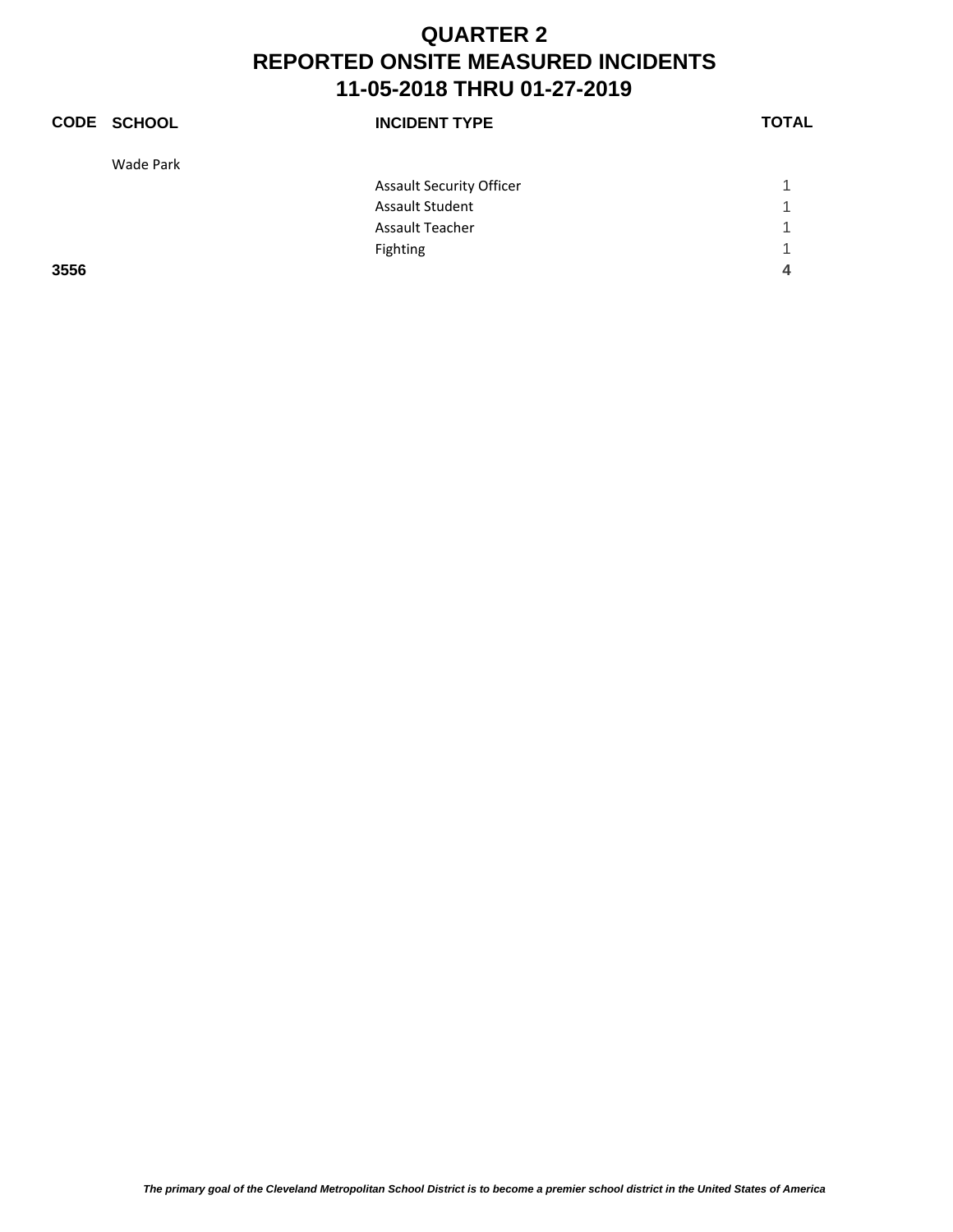# QUARTER 2
# REPORTED ONSITE MEASURED INCIDENTS
# 11-05-2018 THRU 01-27-2019

| CODE | SCHOOL | INCIDENT TYPE | TOTAL |
|---|---|---|---|
| | Wade Park | | |
| | | Assault Security Officer | 1 |
| | | Assault Student | 1 |
| | | Assault Teacher | 1 |
| | | Fighting | 1 |
| **3556** | | | **4** |

*The primary goal of the Cleveland Metropolitan School District is to become a premier school district in the United States of America*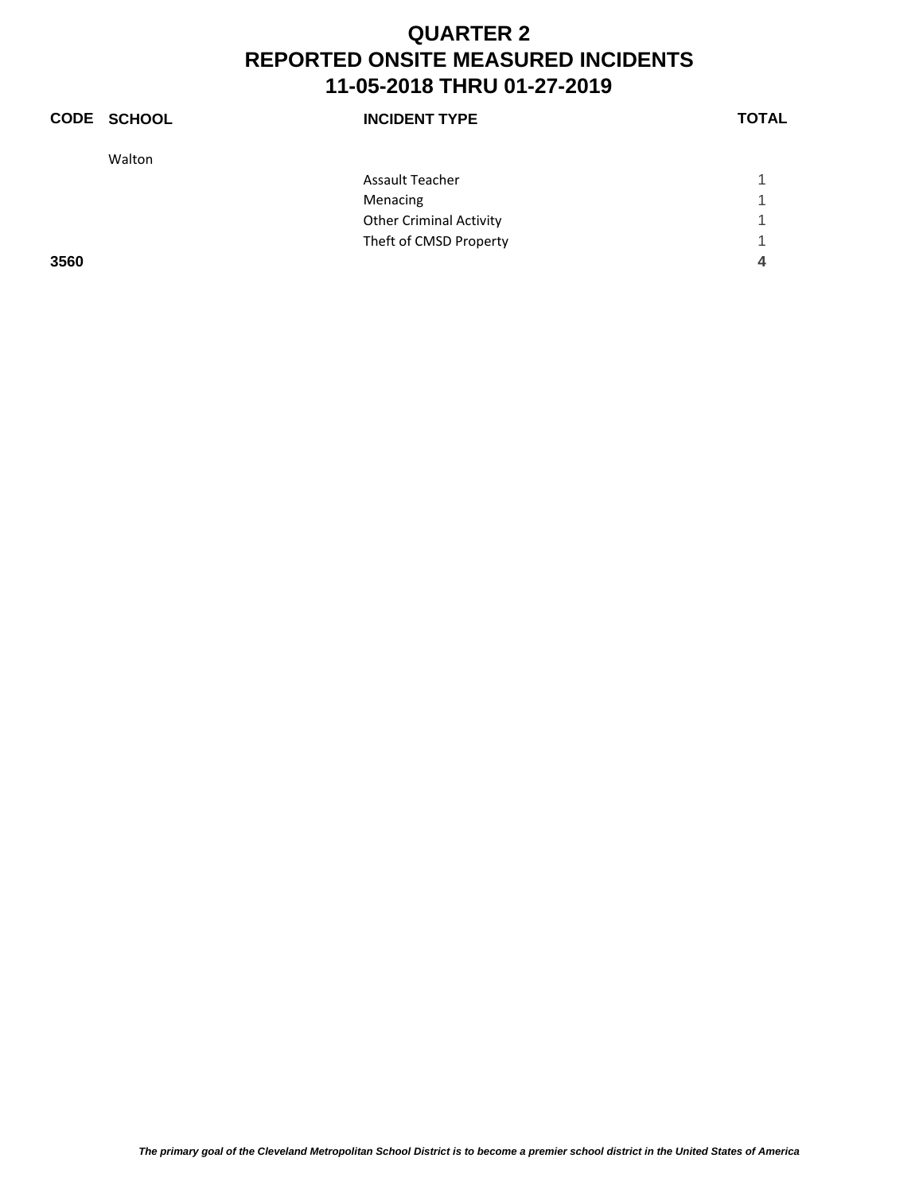# QUARTER 2
# REPORTED ONSITE MEASURED INCIDENTS
# 11-05-2018 THRU 01-27-2019

| CODE | SCHOOL | INCIDENT TYPE | TOTAL |
|---|---|---|---|
| | Walton | | |
| | | Assault Teacher | 1 |
| | | Menacing | 1 |
| | | Other Criminal Activity | 1 |
| | | Theft of CMSD Property | 1 |
| **3560** | | | **4** |

*The primary goal of the Cleveland Metropolitan School District is to become a premier school district in the United States of America*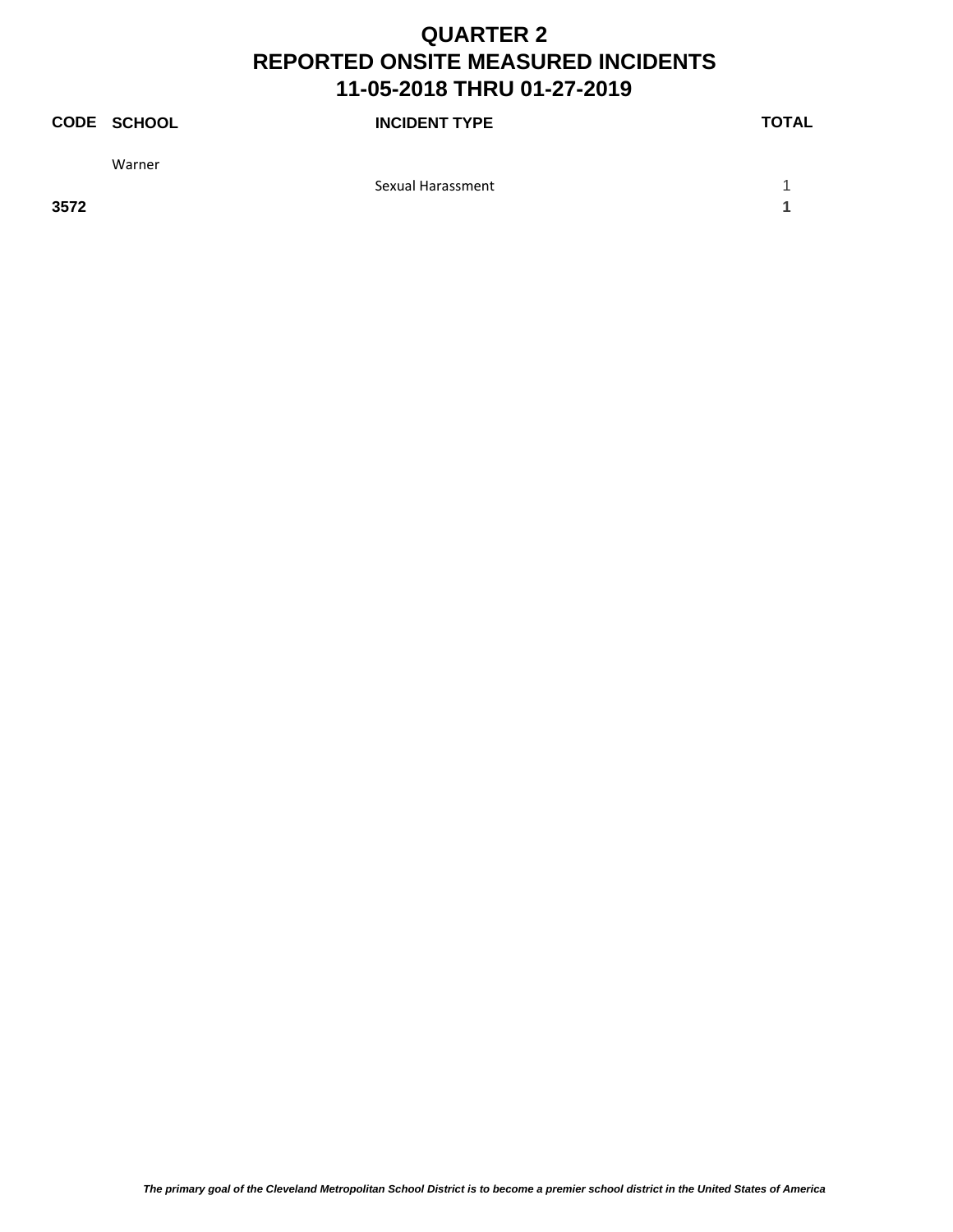# QUARTER 2
# REPORTED ONSITE MEASURED INCIDENTS
# 11-05-2018 THRU 01-27-2019

| CODE | SCHOOL | INCIDENT TYPE | TOTAL |
|---|---|---|---|
| | Warner | | |
| | | Sexual Harassment | 1 |
| **3572** | | | **1** |

*The primary goal of the Cleveland Metropolitan School District is to become a premier school district in the United States of America*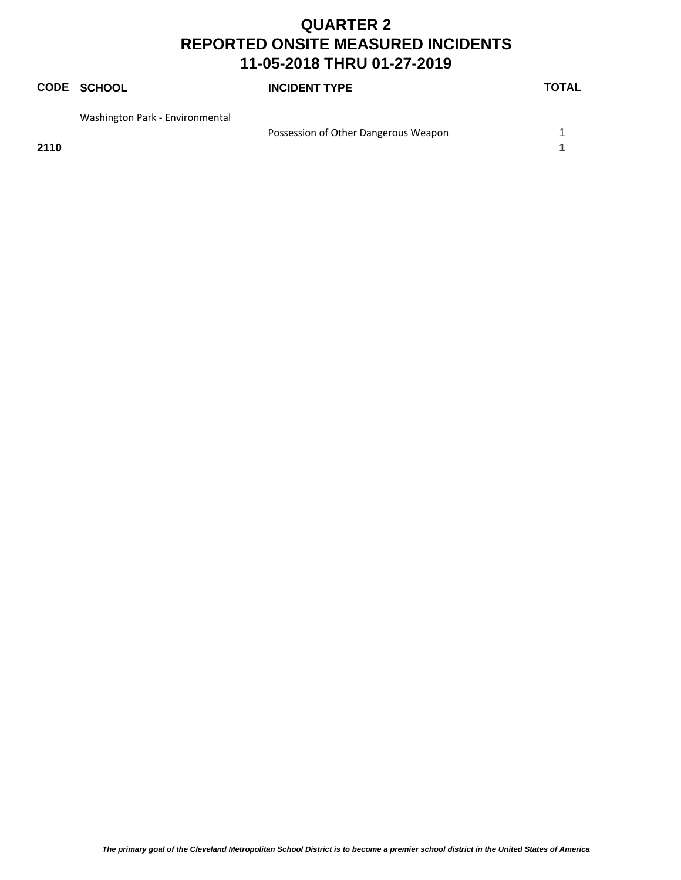# QUARTER 2
# REPORTED ONSITE MEASURED INCIDENTS
# 11-05-2018 THRU 01-27-2019

| CODE | SCHOOL | INCIDENT TYPE | TOTAL |
|---|---|---|---|
| | Washington Park - Environmental | | |
| | | Possession of Other Dangerous Weapon | 1 |
| **2110** | | | **1** |

*The primary goal of the Cleveland Metropolitan School District is to become a premier school district in the United States of America*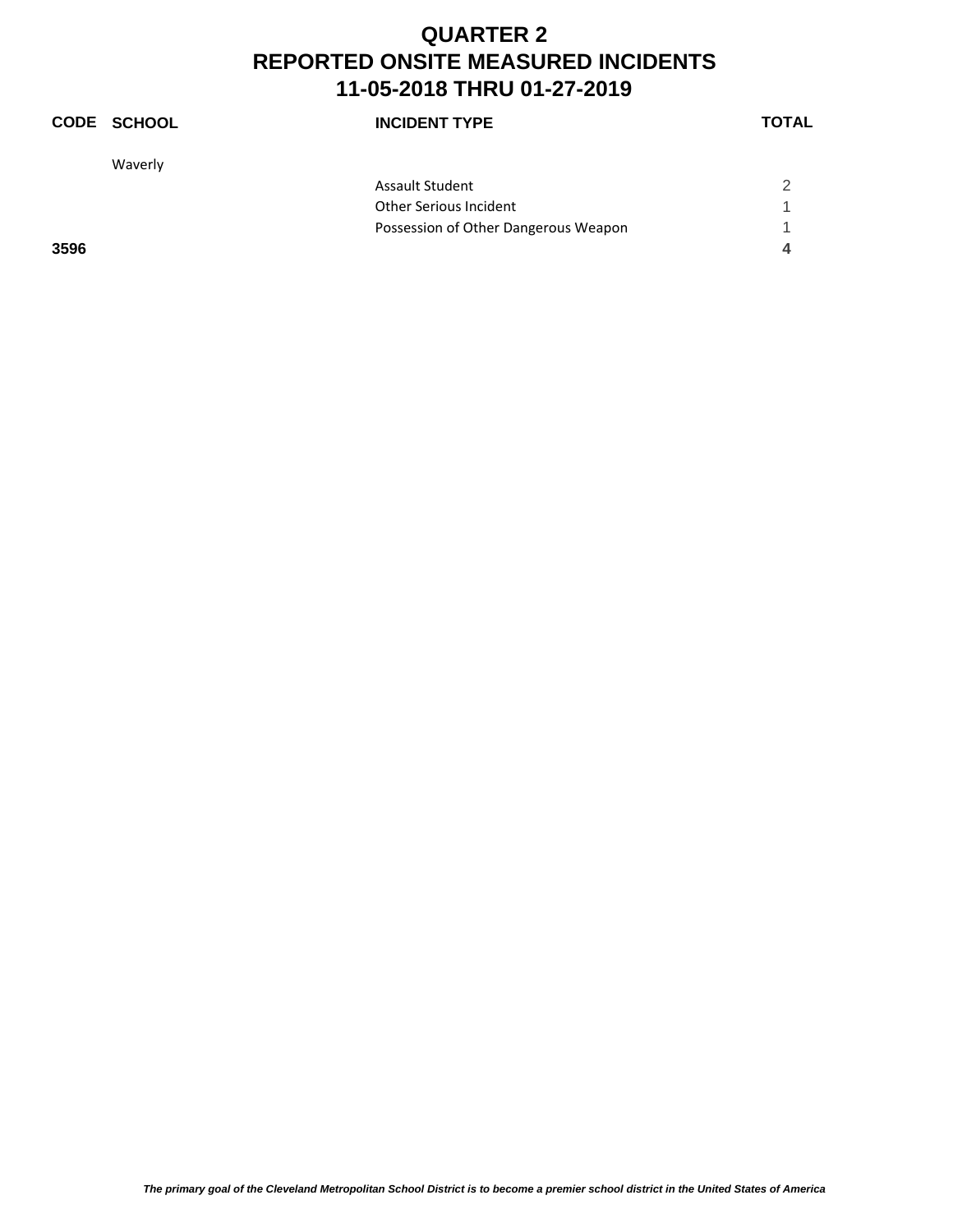# QUARTER 2
# REPORTED ONSITE MEASURED INCIDENTS
# 11-05-2018 THRU 01-27-2019

| CODE | SCHOOL | INCIDENT TYPE | TOTAL |
|---|---|---|---|
| | Waverly | | |
| | | Assault Student | 2 |
| | | Other Serious Incident | 1 |
| | | Possession of Other Dangerous Weapon | 1 |
| **3596** | | | **4** |

*The primary goal of the Cleveland Metropolitan School District is to become a premier school district in the United States of America*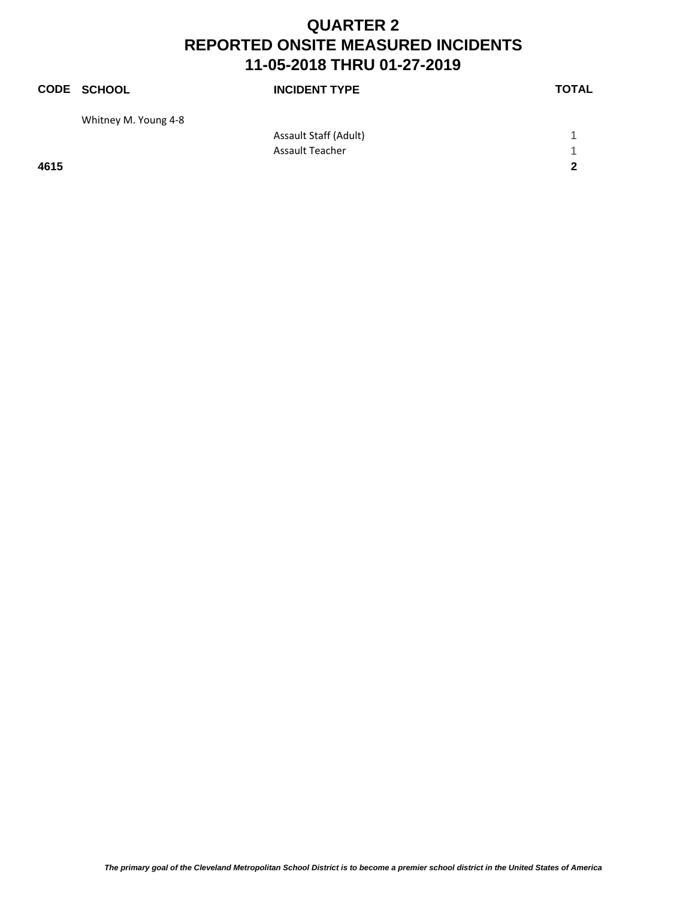# QUARTER 2
# REPORTED ONSITE MEASURED INCIDENTS
# 11-05-2018 THRU 01-27-2019

| CODE | SCHOOL | INCIDENT TYPE | TOTAL |
|---|---|---|---|
| | Whitney M. Young 4-8 | | |
| | | Assault Staff (Adult) | 1 |
| | | Assault Teacher | 1 |
| **4615** | | | **2** |

*The primary goal of the Cleveland Metropolitan School District is to become a premier school district in the United States of America*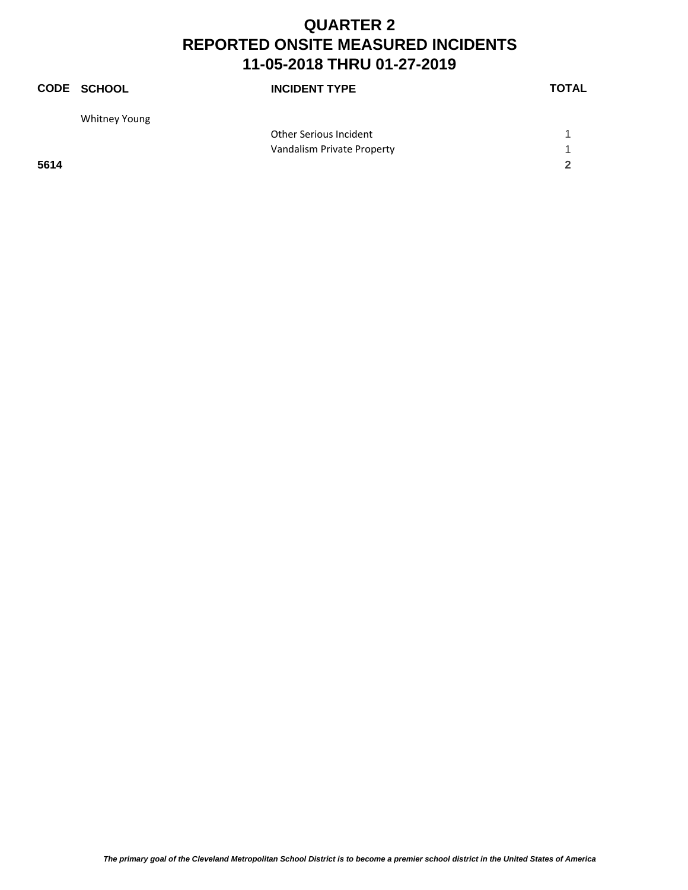# QUARTER 2
# REPORTED ONSITE MEASURED INCIDENTS
# 11-05-2018 THRU 01-27-2019

| CODE | SCHOOL | INCIDENT TYPE | TOTAL |
|---|---|---|---|
| | Whitney Young | | |
| | | Other Serious Incident | 1 |
| | | Vandalism Private Property | 1 |
| **5614** | | | **2** |

***The primary goal of the Cleveland Metropolitan School District is to become a premier school district in the United States of America***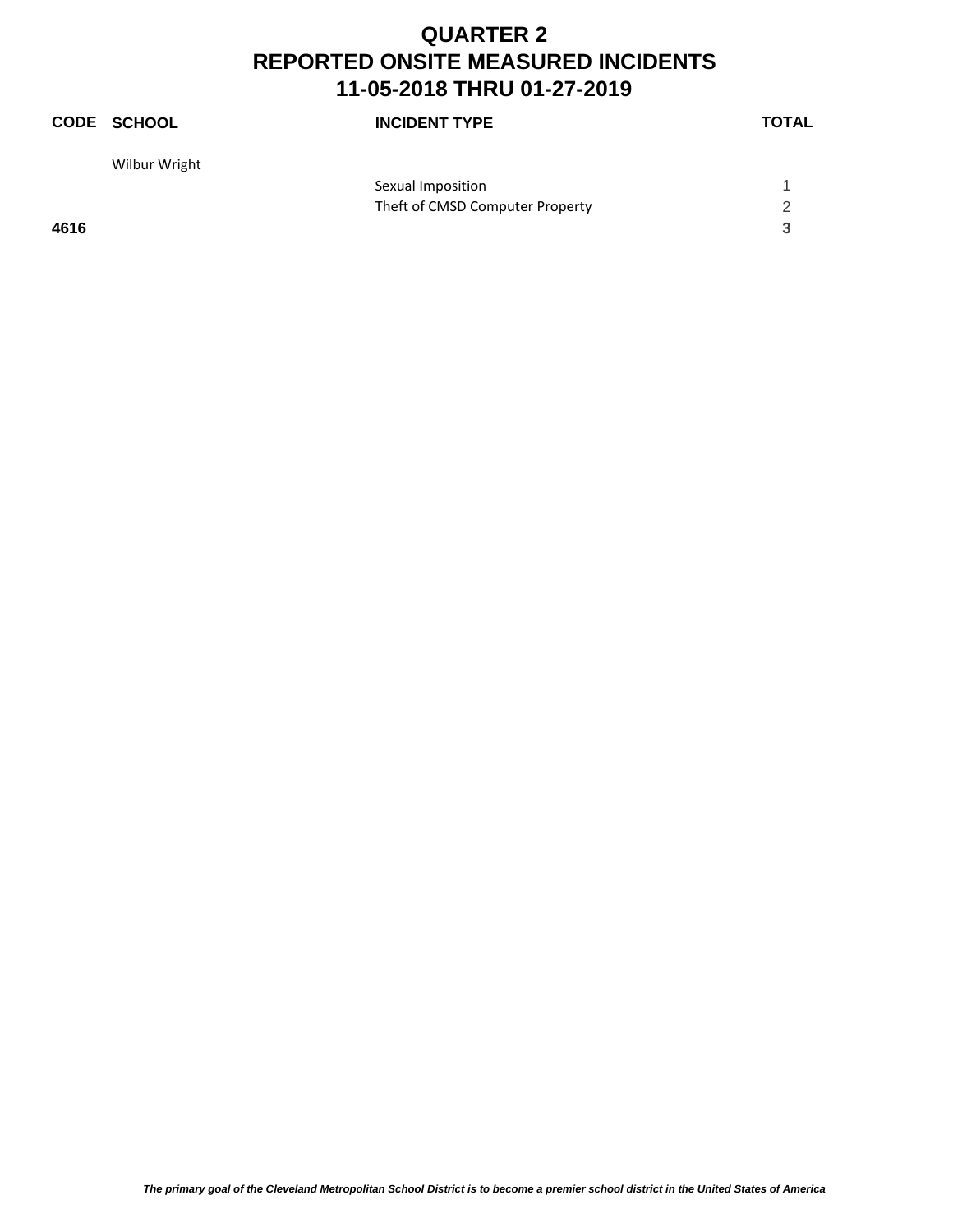# QUARTER 2
# REPORTED ONSITE MEASURED INCIDENTS
# 11-05-2018 THRU 01-27-2019

| CODE | SCHOOL | INCIDENT TYPE | TOTAL |
|---|---|---|---|
| | Wilbur Wright | | |
| | | Sexual Imposition | 1 |
| | | Theft of CMSD Computer Property | 2 |
| **4616** | | | **3** |

*The primary goal of the Cleveland Metropolitan School District is to become a premier school district in the United States of America*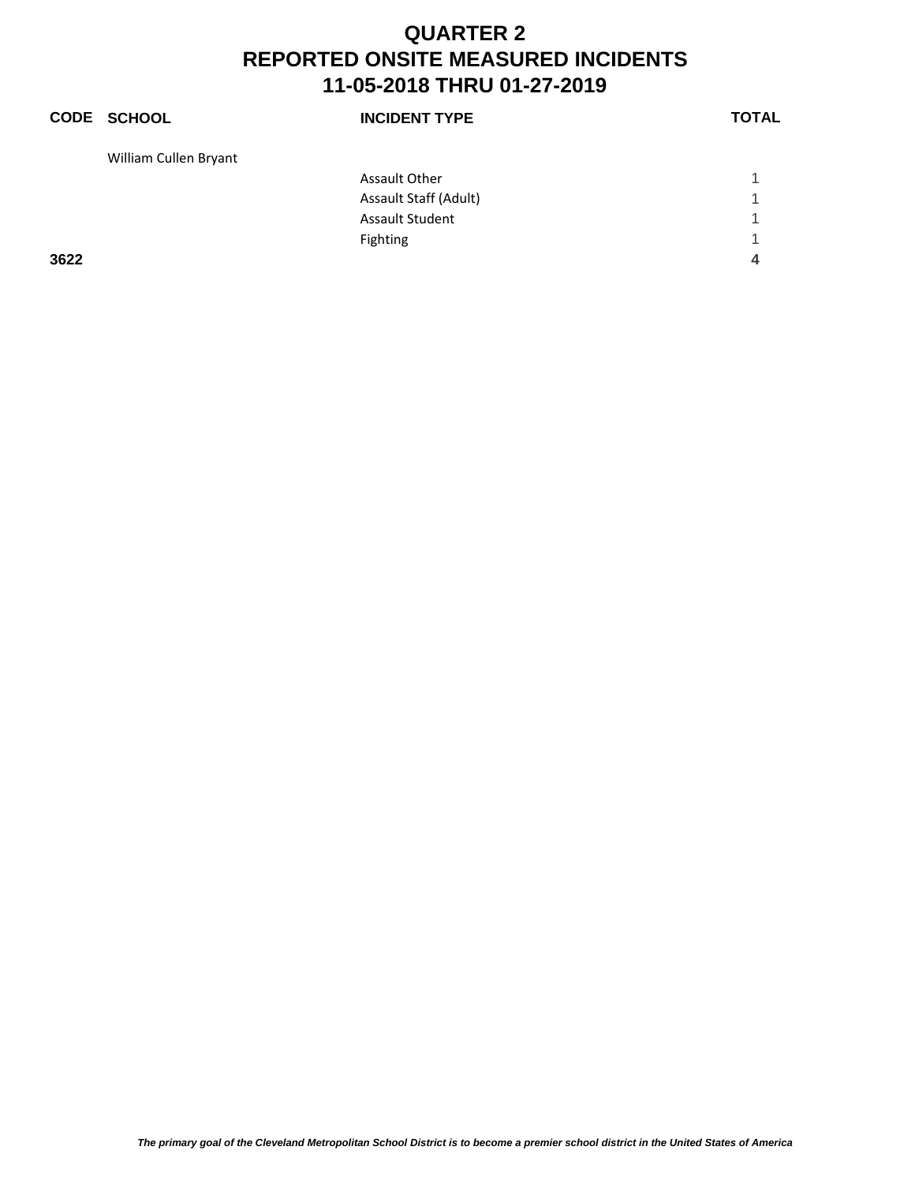# QUARTER 2
# REPORTED ONSITE MEASURED INCIDENTS
# 11-05-2018 THRU 01-27-2019

| CODE | SCHOOL | INCIDENT TYPE | TOTAL |
|---|---|---|---|
| | William Cullen Bryant | | |
| | | Assault Other | 1 |
| | | Assault Staff (Adult) | 1 |
| | | Assault Student | 1 |
| | | Fighting | 1 |
| **3622** | | | **4** |

*The primary goal of the Cleveland Metropolitan School District is to become a premier school district in the United States of America*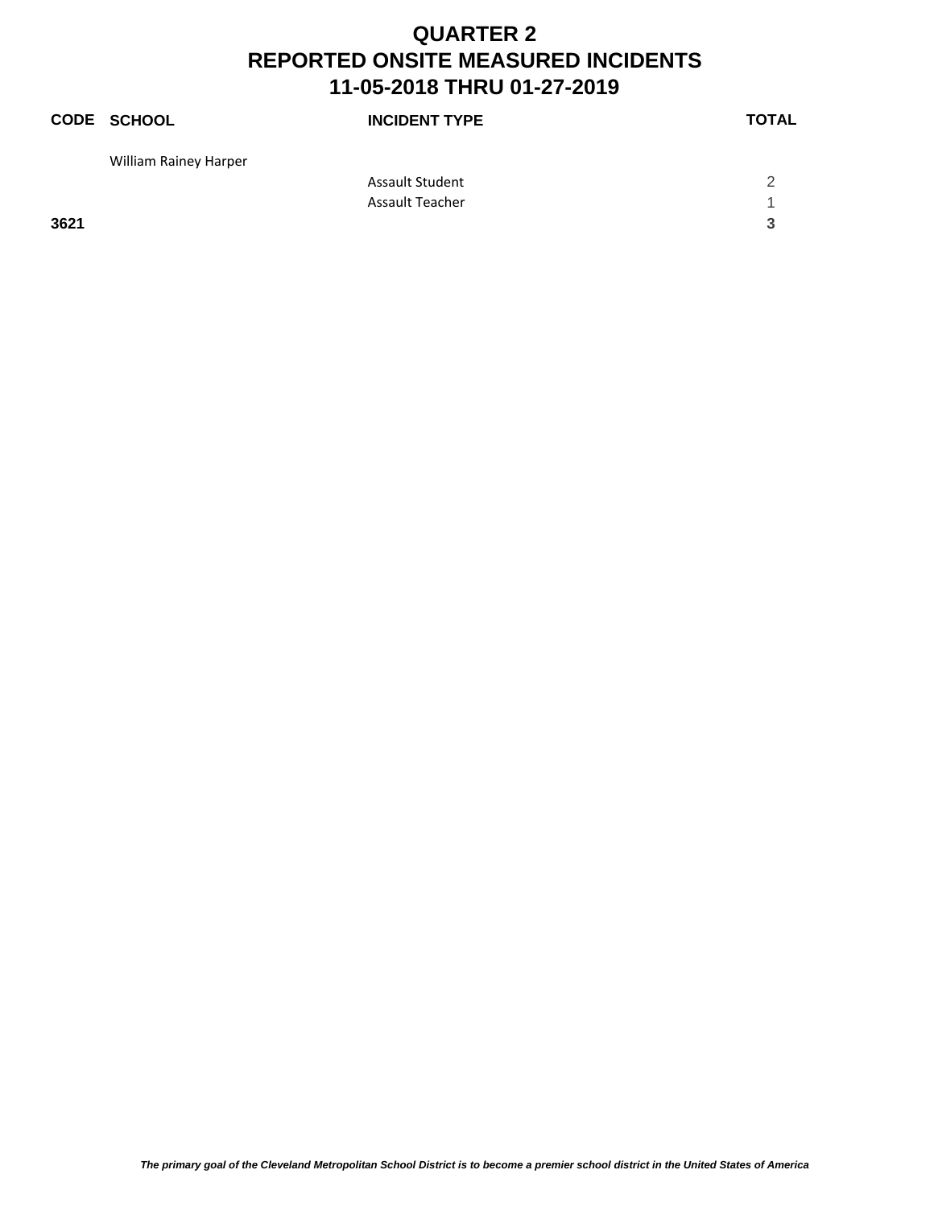# QUARTER 2
# REPORTED ONSITE MEASURED INCIDENTS
# 11-05-2018 THRU 01-27-2019

| CODE | SCHOOL | INCIDENT TYPE | TOTAL |
|---|---|---|---|
| | William Rainey Harper | | |
| | | Assault Student | 2 |
| | | Assault Teacher | 1 |
| **3621** | | | **3** |

*The primary goal of the Cleveland Metropolitan School District is to become a premier school district in the United States of America*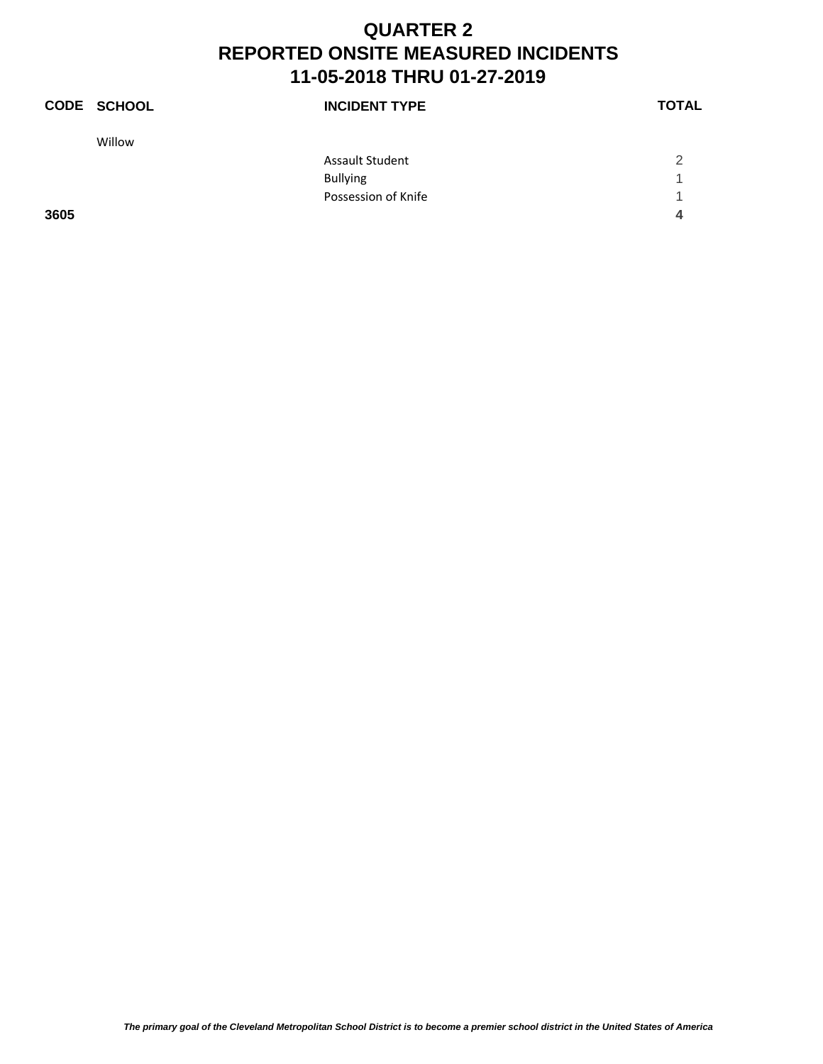# QUARTER 2
# REPORTED ONSITE MEASURED INCIDENTS
# 11-05-2018 THRU 01-27-2019

| CODE | SCHOOL | INCIDENT TYPE | TOTAL |
|---|---|---|---|
| | Willow | | |
| | | Assault Student | 2 |
| | | Bullying | 1 |
| | | Possession of Knife | 1 |
| **3605** | | | **4** |

*The primary goal of the Cleveland Metropolitan School District is to become a premier school district in the United States of America*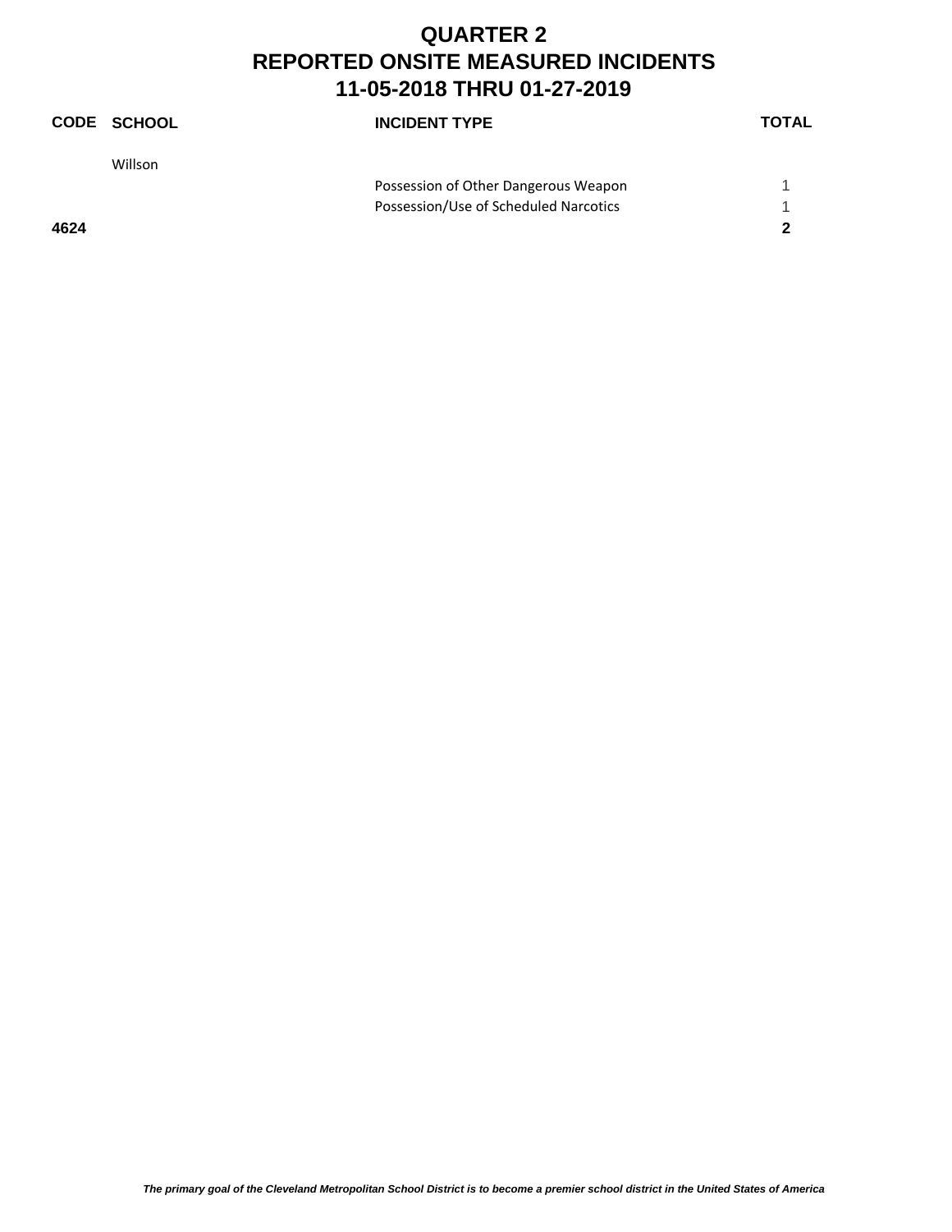# QUARTER 2
# REPORTED ONSITE MEASURED INCIDENTS
# 11-05-2018 THRU 01-27-2019

| CODE | SCHOOL | INCIDENT TYPE | TOTAL |
|---|---|---|---|
| | Willson | | |
| | | Possession of Other Dangerous Weapon | 1 |
| | | Possession/Use of Scheduled Narcotics | 1 |
| **4624** | | | **2** |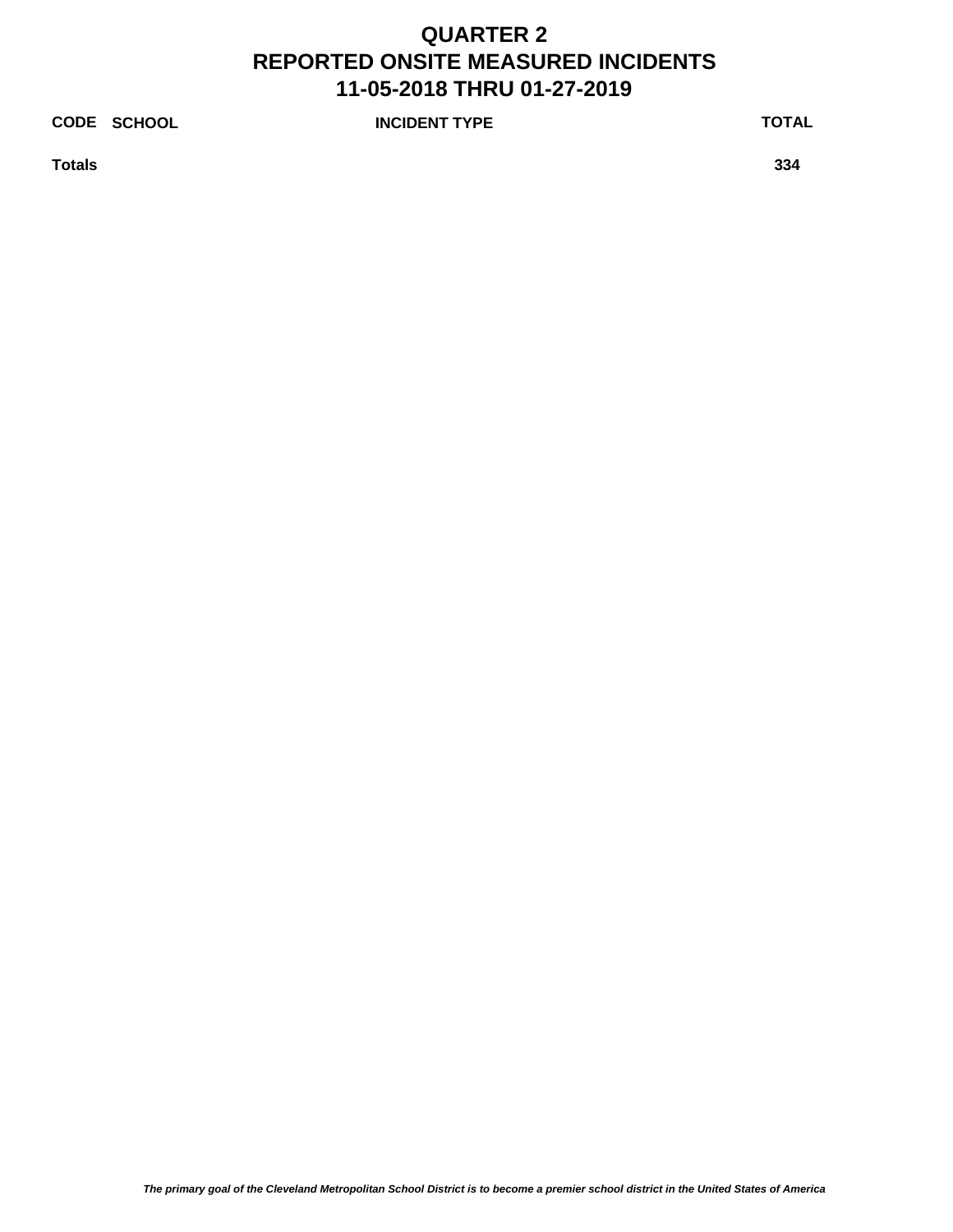# QUARTER 2
# REPORTED ONSITE MEASURED INCIDENTS
# 11-05-2018 THRU 01-27-2019

| CODE | SCHOOL | INCIDENT TYPE | TOTAL |
|---|---|---|---|
| **Totals** | | | **334** |

*The primary goal of the Cleveland Metropolitan School District is to become a premier school district in the United States of America*